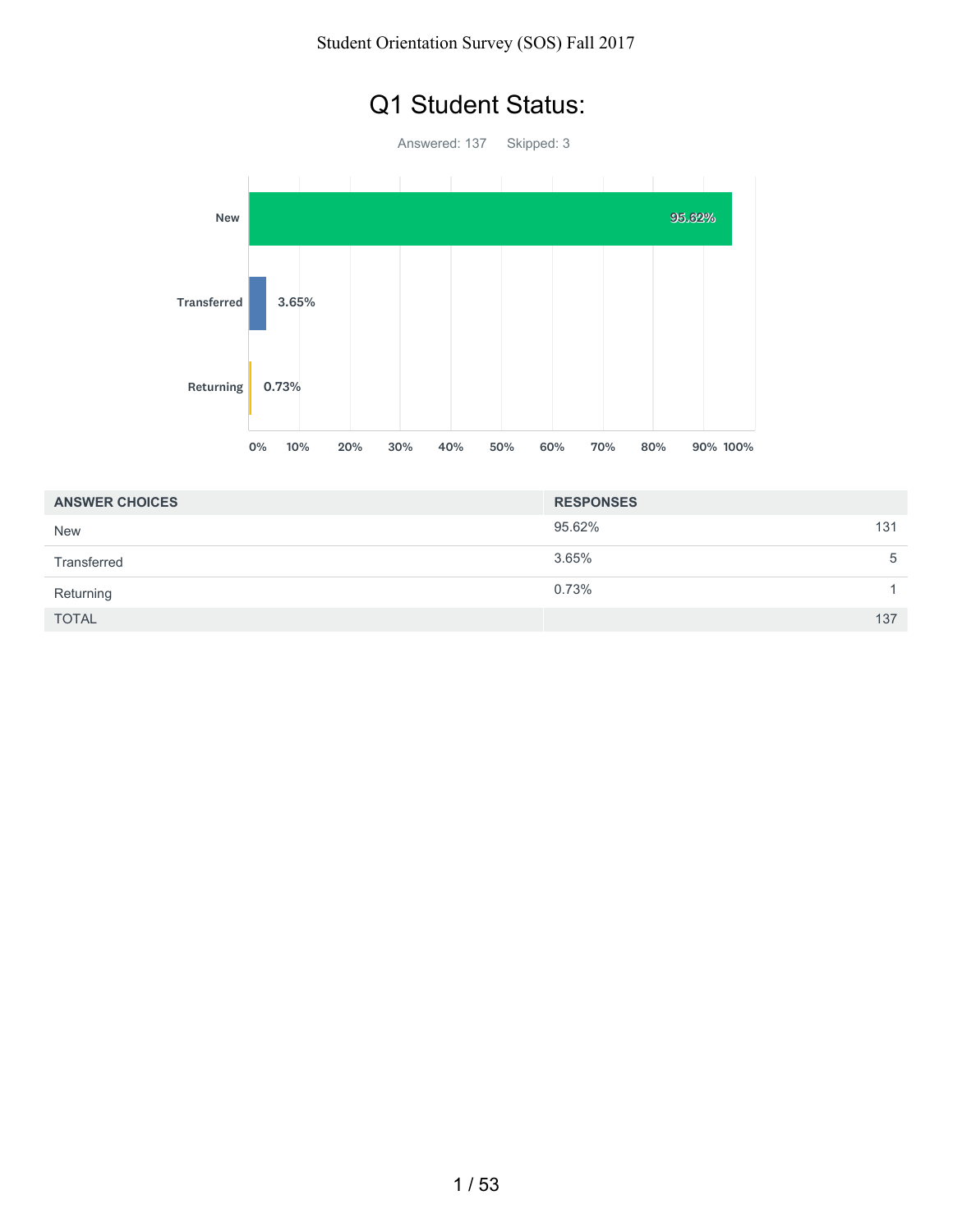# Q1 Student Status:

Answered: 137    Skipped: 3

| ANSWER CHOICES | RESPONSES | |
|---|---|---|
| New | 95.62% | 131 |
| Transferred | 3.65% | 5 |
| Returning | 0.73% | 1 |
| TOTAL | | 137 |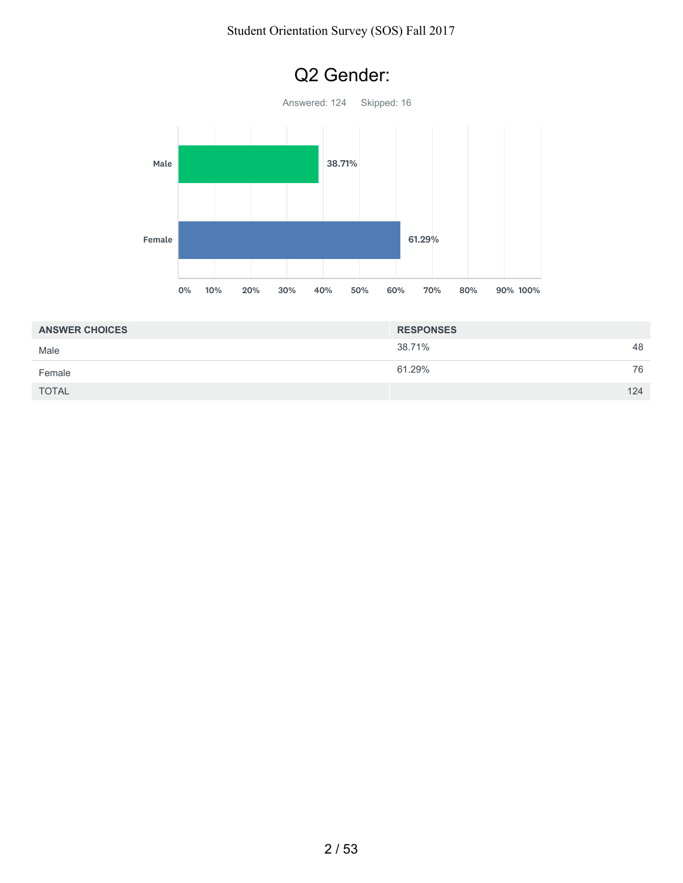# Q2 Gender:

Answered: 124    Skipped: 16

| ANSWER CHOICES | RESPONSES | |
|---|---|---|
| Male | 38.71% | 48 |
| Female | 61.29% | 76 |
| TOTAL | | 124 |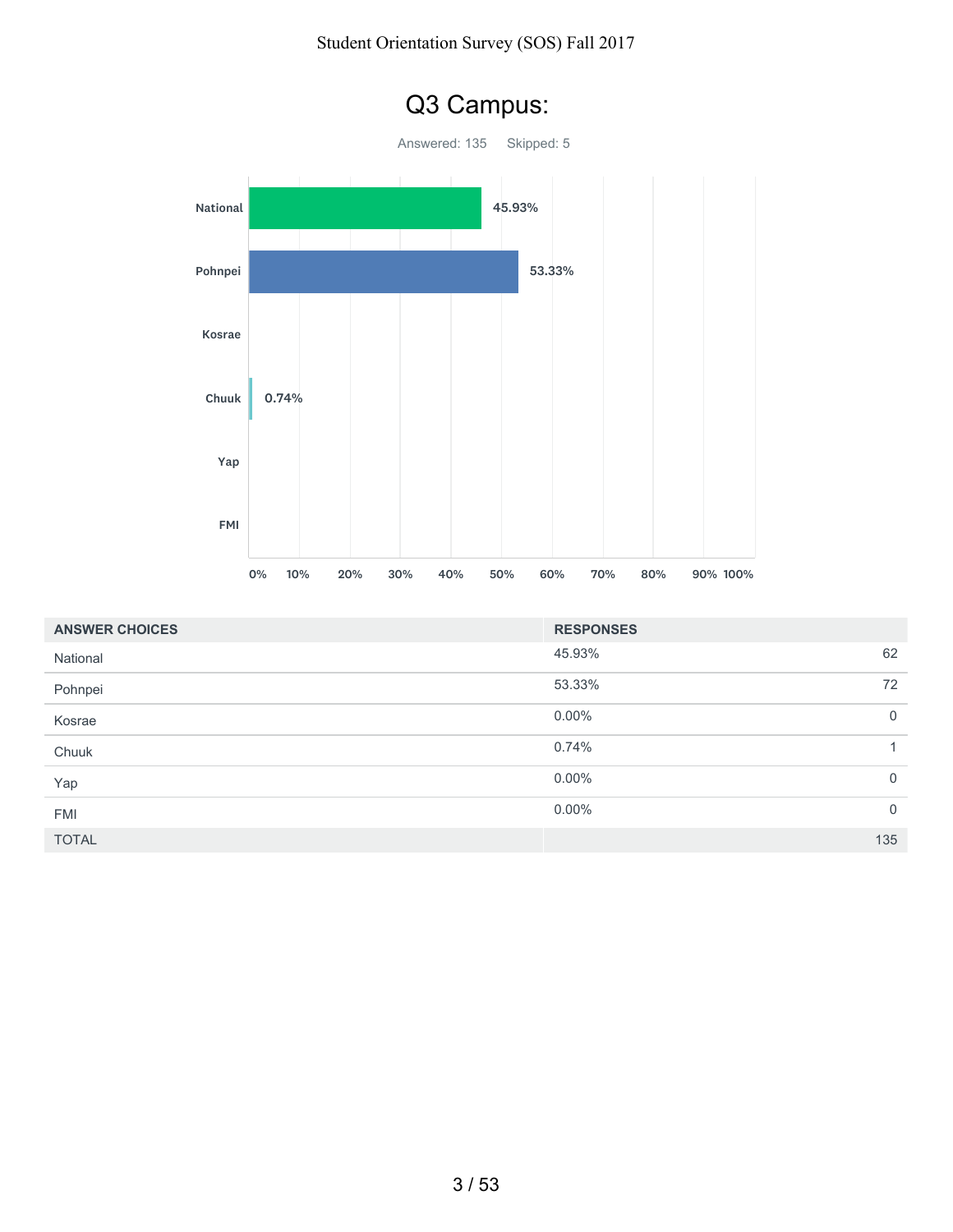# Q3 Campus:

Answered: 135    Skipped: 5

| ANSWER CHOICES | RESPONSES | |
|---|---|---|
| National | 45.93% | 62 |
| Pohnpei | 53.33% | 72 |
| Kosrae | 0.00% | 0 |
| Chuuk | 0.74% | 1 |
| Yap | 0.00% | 0 |
| FMI | 0.00% | 0 |
| TOTAL | | 135 |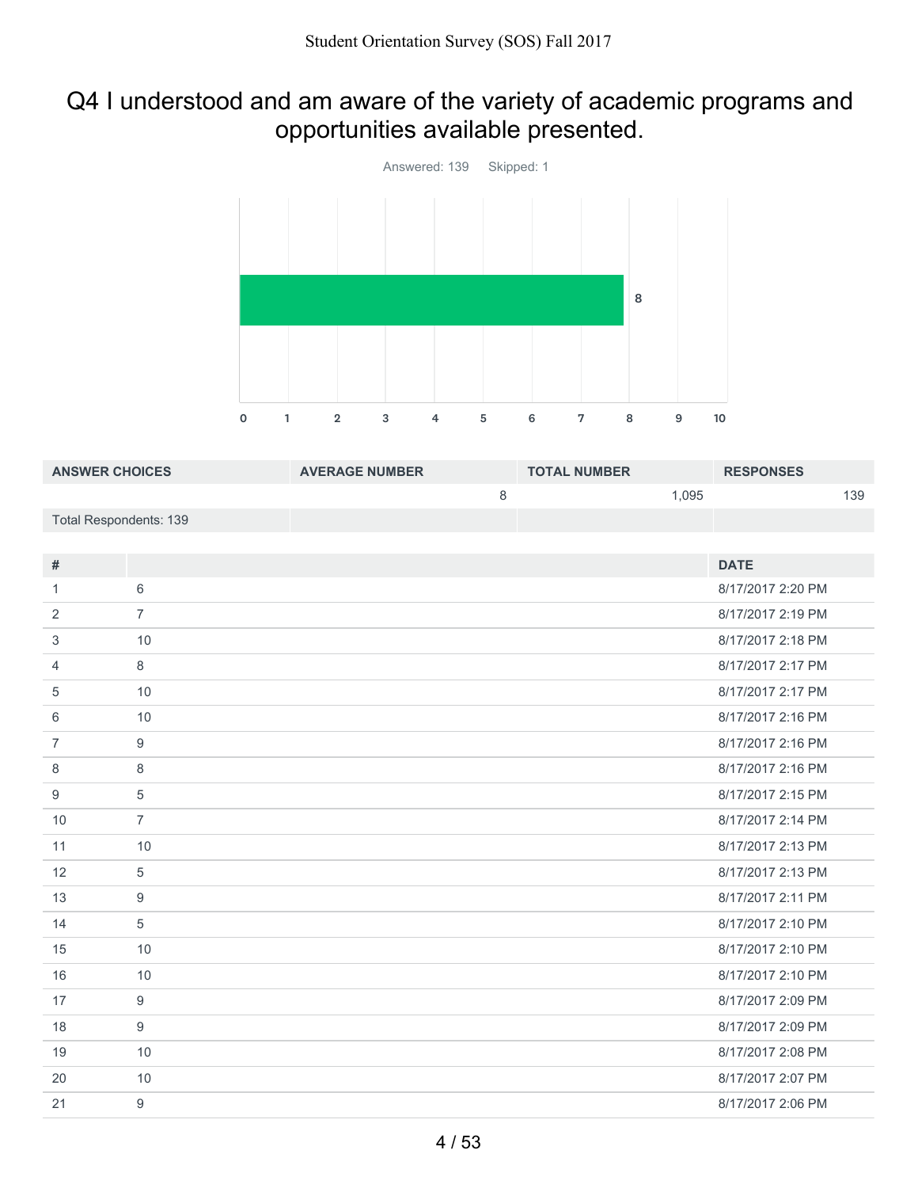# Q4 I understood and am aware of the variety of academic programs and opportunities available presented.

Answered: 139 Skipped: 1

| ANSWER CHOICES | AVERAGE NUMBER | TOTAL NUMBER | RESPONSES |
|---|---|---|---|
| | 8 | 1,095 | 139 |
| Total Respondents: 139 | | | |

| # | | DATE |
|---|---|---|
| 1 | 6 | 8/17/2017 2:20 PM |
| 2 | 7 | 8/17/2017 2:19 PM |
| 3 | 10 | 8/17/2017 2:18 PM |
| 4 | 8 | 8/17/2017 2:17 PM |
| 5 | 10 | 8/17/2017 2:17 PM |
| 6 | 10 | 8/17/2017 2:16 PM |
| 7 | 9 | 8/17/2017 2:16 PM |
| 8 | 8 | 8/17/2017 2:16 PM |
| 9 | 5 | 8/17/2017 2:15 PM |
| 10 | 7 | 8/17/2017 2:14 PM |
| 11 | 10 | 8/17/2017 2:13 PM |
| 12 | 5 | 8/17/2017 2:13 PM |
| 13 | 9 | 8/17/2017 2:11 PM |
| 14 | 5 | 8/17/2017 2:10 PM |
| 15 | 10 | 8/17/2017 2:10 PM |
| 16 | 10 | 8/17/2017 2:10 PM |
| 17 | 9 | 8/17/2017 2:09 PM |
| 18 | 9 | 8/17/2017 2:09 PM |
| 19 | 10 | 8/17/2017 2:08 PM |
| 20 | 10 | 8/17/2017 2:07 PM |
| 21 | 9 | 8/17/2017 2:06 PM |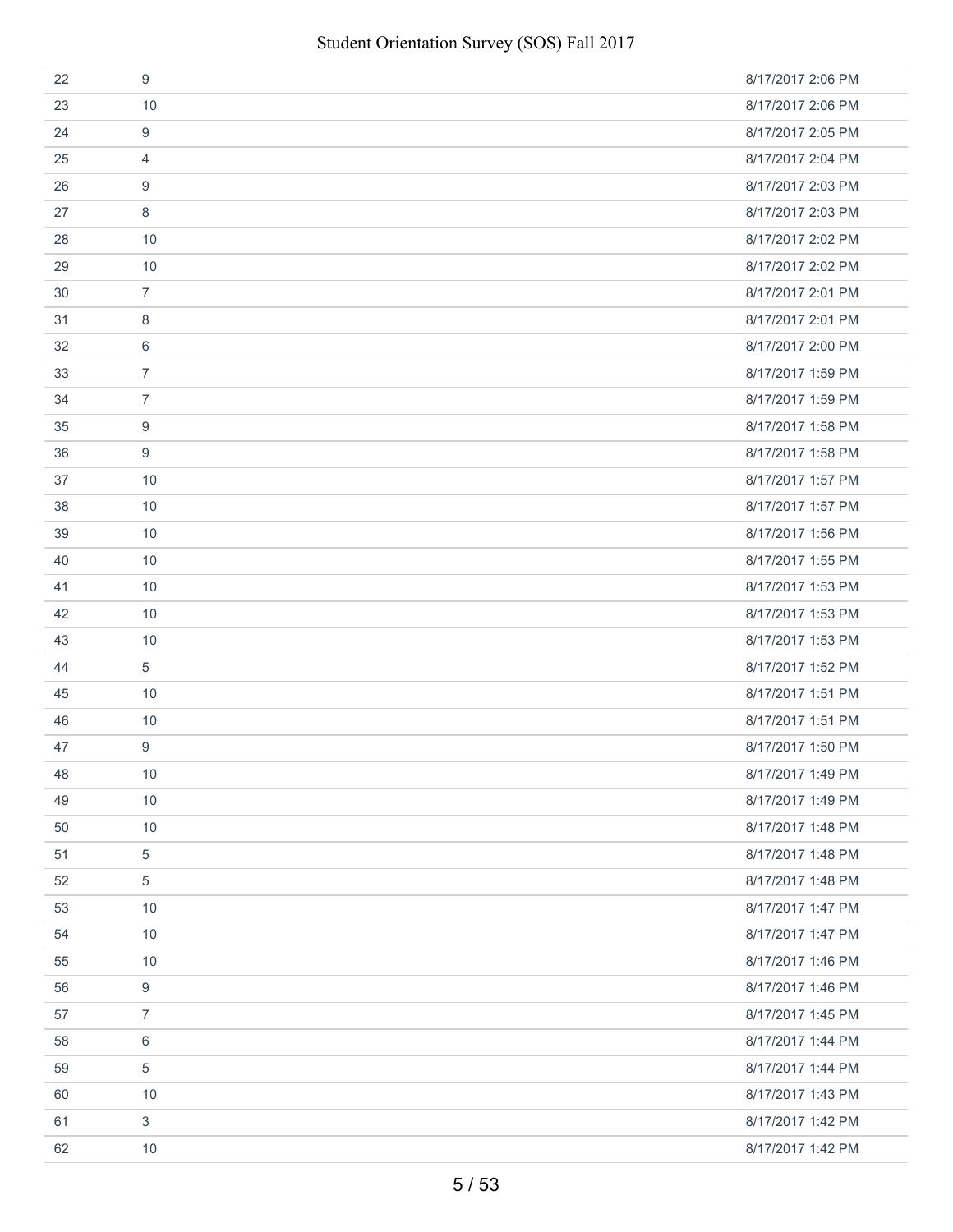| | | |
|---|---|---|
| 22 | 9 | 8/17/2017 2:06 PM |
| 23 | 10 | 8/17/2017 2:06 PM |
| 24 | 9 | 8/17/2017 2:05 PM |
| 25 | 4 | 8/17/2017 2:04 PM |
| 26 | 9 | 8/17/2017 2:03 PM |
| 27 | 8 | 8/17/2017 2:03 PM |
| 28 | 10 | 8/17/2017 2:02 PM |
| 29 | 10 | 8/17/2017 2:02 PM |
| 30 | 7 | 8/17/2017 2:01 PM |
| 31 | 8 | 8/17/2017 2:01 PM |
| 32 | 6 | 8/17/2017 2:00 PM |
| 33 | 7 | 8/17/2017 1:59 PM |
| 34 | 7 | 8/17/2017 1:59 PM |
| 35 | 9 | 8/17/2017 1:58 PM |
| 36 | 9 | 8/17/2017 1:58 PM |
| 37 | 10 | 8/17/2017 1:57 PM |
| 38 | 10 | 8/17/2017 1:57 PM |
| 39 | 10 | 8/17/2017 1:56 PM |
| 40 | 10 | 8/17/2017 1:55 PM |
| 41 | 10 | 8/17/2017 1:53 PM |
| 42 | 10 | 8/17/2017 1:53 PM |
| 43 | 10 | 8/17/2017 1:53 PM |
| 44 | 5 | 8/17/2017 1:52 PM |
| 45 | 10 | 8/17/2017 1:51 PM |
| 46 | 10 | 8/17/2017 1:51 PM |
| 47 | 9 | 8/17/2017 1:50 PM |
| 48 | 10 | 8/17/2017 1:49 PM |
| 49 | 10 | 8/17/2017 1:49 PM |
| 50 | 10 | 8/17/2017 1:48 PM |
| 51 | 5 | 8/17/2017 1:48 PM |
| 52 | 5 | 8/17/2017 1:48 PM |
| 53 | 10 | 8/17/2017 1:47 PM |
| 54 | 10 | 8/17/2017 1:47 PM |
| 55 | 10 | 8/17/2017 1:46 PM |
| 56 | 9 | 8/17/2017 1:46 PM |
| 57 | 7 | 8/17/2017 1:45 PM |
| 58 | 6 | 8/17/2017 1:44 PM |
| 59 | 5 | 8/17/2017 1:44 PM |
| 60 | 10 | 8/17/2017 1:43 PM |
| 61 | 3 | 8/17/2017 1:42 PM |
| 62 | 10 | 8/17/2017 1:42 PM |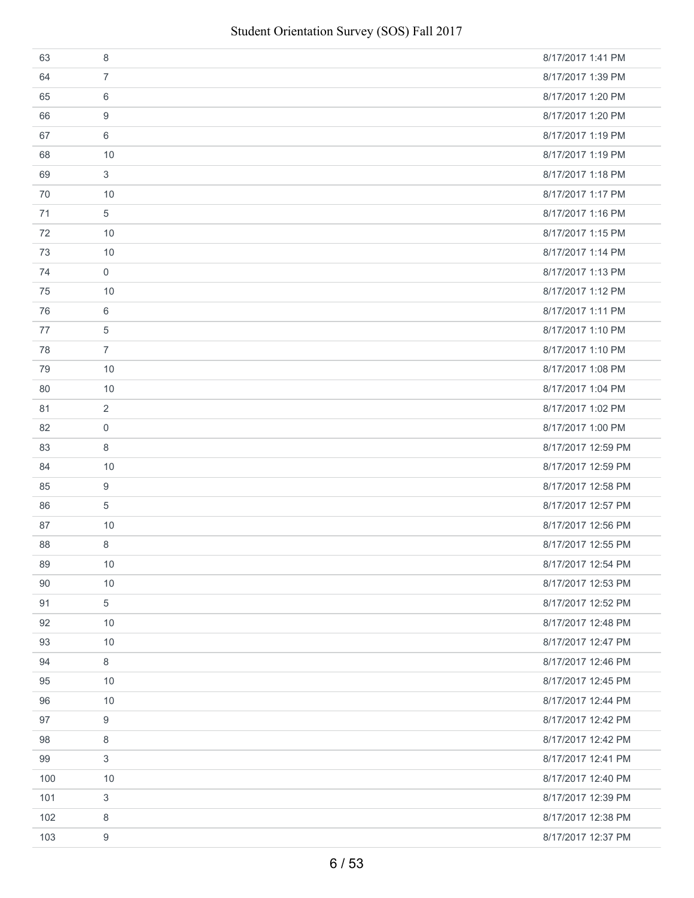| | | |
|---|---|---|
| 63 | 8 | 8/17/2017 1:41 PM |
| 64 | 7 | 8/17/2017 1:39 PM |
| 65 | 6 | 8/17/2017 1:20 PM |
| 66 | 9 | 8/17/2017 1:20 PM |
| 67 | 6 | 8/17/2017 1:19 PM |
| 68 | 10 | 8/17/2017 1:19 PM |
| 69 | 3 | 8/17/2017 1:18 PM |
| 70 | 10 | 8/17/2017 1:17 PM |
| 71 | 5 | 8/17/2017 1:16 PM |
| 72 | 10 | 8/17/2017 1:15 PM |
| 73 | 10 | 8/17/2017 1:14 PM |
| 74 | 0 | 8/17/2017 1:13 PM |
| 75 | 10 | 8/17/2017 1:12 PM |
| 76 | 6 | 8/17/2017 1:11 PM |
| 77 | 5 | 8/17/2017 1:10 PM |
| 78 | 7 | 8/17/2017 1:10 PM |
| 79 | 10 | 8/17/2017 1:08 PM |
| 80 | 10 | 8/17/2017 1:04 PM |
| 81 | 2 | 8/17/2017 1:02 PM |
| 82 | 0 | 8/17/2017 1:00 PM |
| 83 | 8 | 8/17/2017 12:59 PM |
| 84 | 10 | 8/17/2017 12:59 PM |
| 85 | 9 | 8/17/2017 12:58 PM |
| 86 | 5 | 8/17/2017 12:57 PM |
| 87 | 10 | 8/17/2017 12:56 PM |
| 88 | 8 | 8/17/2017 12:55 PM |
| 89 | 10 | 8/17/2017 12:54 PM |
| 90 | 10 | 8/17/2017 12:53 PM |
| 91 | 5 | 8/17/2017 12:52 PM |
| 92 | 10 | 8/17/2017 12:48 PM |
| 93 | 10 | 8/17/2017 12:47 PM |
| 94 | 8 | 8/17/2017 12:46 PM |
| 95 | 10 | 8/17/2017 12:45 PM |
| 96 | 10 | 8/17/2017 12:44 PM |
| 97 | 9 | 8/17/2017 12:42 PM |
| 98 | 8 | 8/17/2017 12:42 PM |
| 99 | 3 | 8/17/2017 12:41 PM |
| 100 | 10 | 8/17/2017 12:40 PM |
| 101 | 3 | 8/17/2017 12:39 PM |
| 102 | 8 | 8/17/2017 12:38 PM |
| 103 | 9 | 8/17/2017 12:37 PM |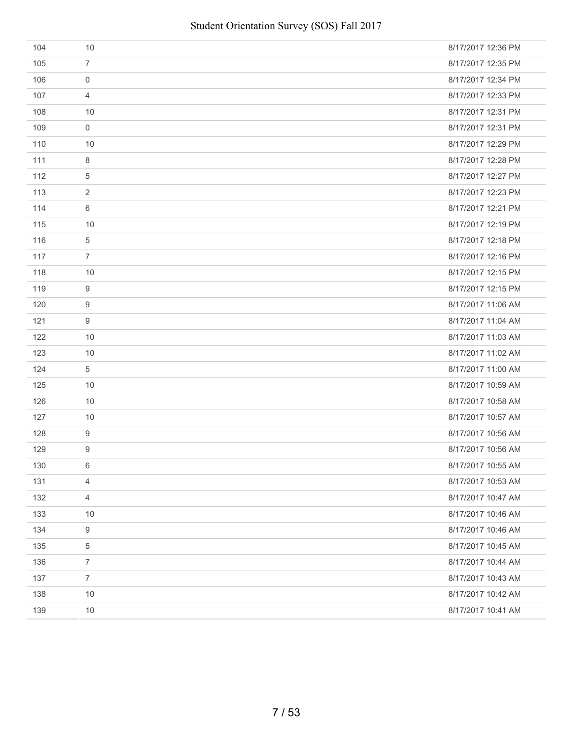| | | |
|---|---|---|
| 104 | 10 | 8/17/2017 12:36 PM |
| 105 | 7 | 8/17/2017 12:35 PM |
| 106 | 0 | 8/17/2017 12:34 PM |
| 107 | 4 | 8/17/2017 12:33 PM |
| 108 | 10 | 8/17/2017 12:31 PM |
| 109 | 0 | 8/17/2017 12:31 PM |
| 110 | 10 | 8/17/2017 12:29 PM |
| 111 | 8 | 8/17/2017 12:28 PM |
| 112 | 5 | 8/17/2017 12:27 PM |
| 113 | 2 | 8/17/2017 12:23 PM |
| 114 | 6 | 8/17/2017 12:21 PM |
| 115 | 10 | 8/17/2017 12:19 PM |
| 116 | 5 | 8/17/2017 12:18 PM |
| 117 | 7 | 8/17/2017 12:16 PM |
| 118 | 10 | 8/17/2017 12:15 PM |
| 119 | 9 | 8/17/2017 12:15 PM |
| 120 | 9 | 8/17/2017 11:06 AM |
| 121 | 9 | 8/17/2017 11:04 AM |
| 122 | 10 | 8/17/2017 11:03 AM |
| 123 | 10 | 8/17/2017 11:02 AM |
| 124 | 5 | 8/17/2017 11:00 AM |
| 125 | 10 | 8/17/2017 10:59 AM |
| 126 | 10 | 8/17/2017 10:58 AM |
| 127 | 10 | 8/17/2017 10:57 AM |
| 128 | 9 | 8/17/2017 10:56 AM |
| 129 | 9 | 8/17/2017 10:56 AM |
| 130 | 6 | 8/17/2017 10:55 AM |
| 131 | 4 | 8/17/2017 10:53 AM |
| 132 | 4 | 8/17/2017 10:47 AM |
| 133 | 10 | 8/17/2017 10:46 AM |
| 134 | 9 | 8/17/2017 10:46 AM |
| 135 | 5 | 8/17/2017 10:45 AM |
| 136 | 7 | 8/17/2017 10:44 AM |
| 137 | 7 | 8/17/2017 10:43 AM |
| 138 | 10 | 8/17/2017 10:42 AM |
| 139 | 10 | 8/17/2017 10:41 AM |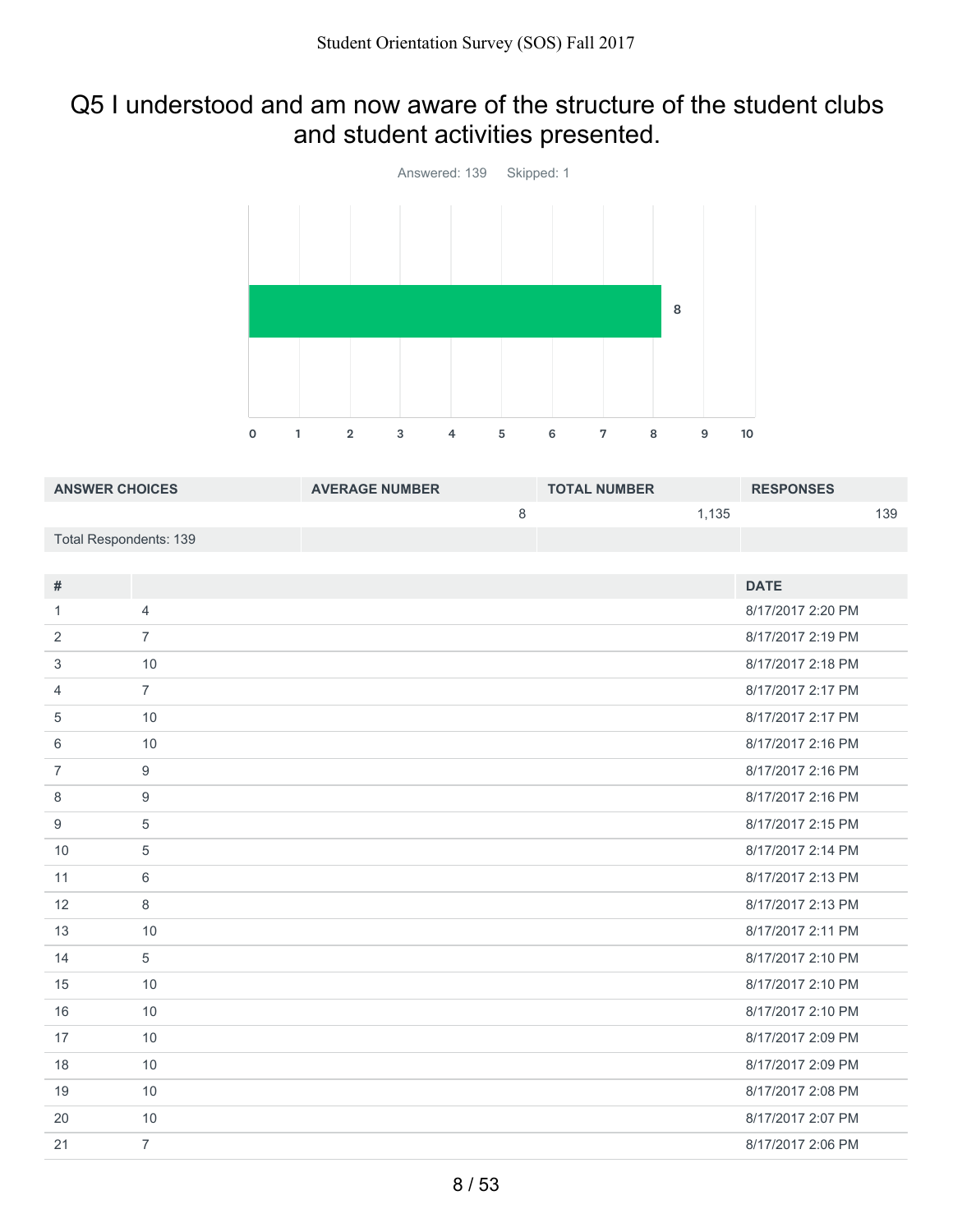# Q5 I understood and am now aware of the structure of the student clubs and student activities presented.

Answered: 139 Skipped: 1

| ANSWER CHOICES | AVERAGE NUMBER | TOTAL NUMBER | RESPONSES |
|---|---|---|---|
| | 8 | 1,135 | 139 |
| Total Respondents: 139 | | | |

| # | | DATE |
|---|---|---|
| 1 | 4 | 8/17/2017 2:20 PM |
| 2 | 7 | 8/17/2017 2:19 PM |
| 3 | 10 | 8/17/2017 2:18 PM |
| 4 | 7 | 8/17/2017 2:17 PM |
| 5 | 10 | 8/17/2017 2:17 PM |
| 6 | 10 | 8/17/2017 2:16 PM |
| 7 | 9 | 8/17/2017 2:16 PM |
| 8 | 9 | 8/17/2017 2:16 PM |
| 9 | 5 | 8/17/2017 2:15 PM |
| 10 | 5 | 8/17/2017 2:14 PM |
| 11 | 6 | 8/17/2017 2:13 PM |
| 12 | 8 | 8/17/2017 2:13 PM |
| 13 | 10 | 8/17/2017 2:11 PM |
| 14 | 5 | 8/17/2017 2:10 PM |
| 15 | 10 | 8/17/2017 2:10 PM |
| 16 | 10 | 8/17/2017 2:10 PM |
| 17 | 10 | 8/17/2017 2:09 PM |
| 18 | 10 | 8/17/2017 2:09 PM |
| 19 | 10 | 8/17/2017 2:08 PM |
| 20 | 10 | 8/17/2017 2:07 PM |
| 21 | 7 | 8/17/2017 2:06 PM |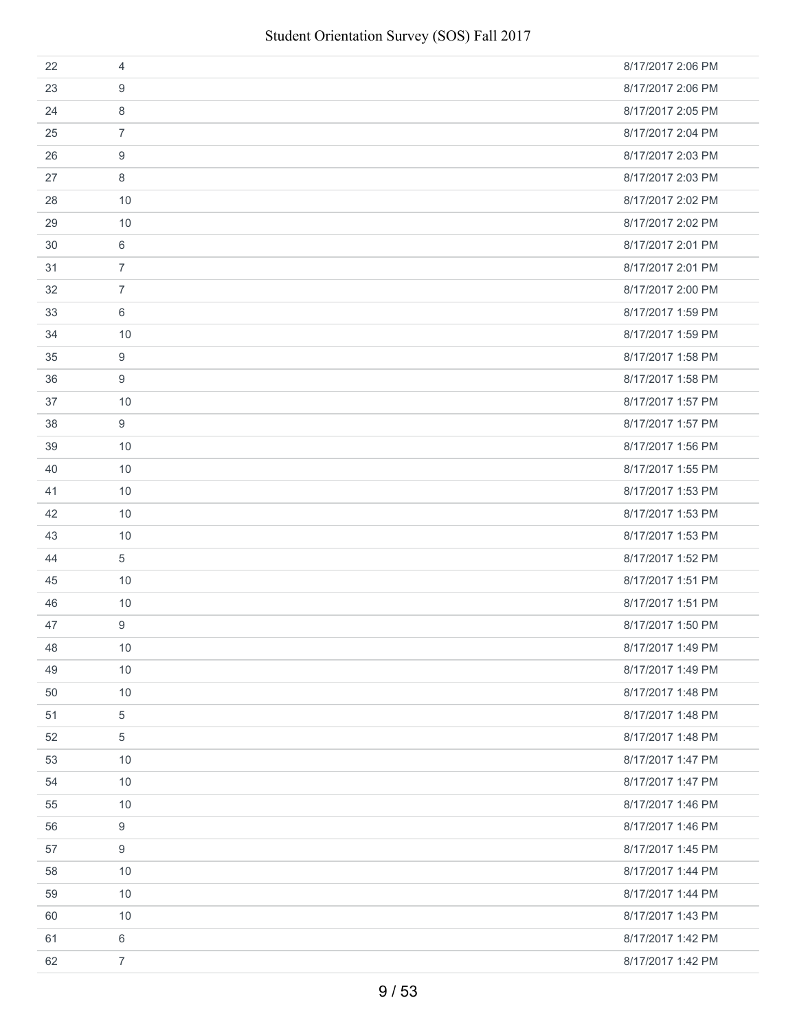| | | |
|---|---|---|
| 22 | 4 | 8/17/2017 2:06 PM |
| 23 | 9 | 8/17/2017 2:06 PM |
| 24 | 8 | 8/17/2017 2:05 PM |
| 25 | 7 | 8/17/2017 2:04 PM |
| 26 | 9 | 8/17/2017 2:03 PM |
| 27 | 8 | 8/17/2017 2:03 PM |
| 28 | 10 | 8/17/2017 2:02 PM |
| 29 | 10 | 8/17/2017 2:02 PM |
| 30 | 6 | 8/17/2017 2:01 PM |
| 31 | 7 | 8/17/2017 2:01 PM |
| 32 | 7 | 8/17/2017 2:00 PM |
| 33 | 6 | 8/17/2017 1:59 PM |
| 34 | 10 | 8/17/2017 1:59 PM |
| 35 | 9 | 8/17/2017 1:58 PM |
| 36 | 9 | 8/17/2017 1:58 PM |
| 37 | 10 | 8/17/2017 1:57 PM |
| 38 | 9 | 8/17/2017 1:57 PM |
| 39 | 10 | 8/17/2017 1:56 PM |
| 40 | 10 | 8/17/2017 1:55 PM |
| 41 | 10 | 8/17/2017 1:53 PM |
| 42 | 10 | 8/17/2017 1:53 PM |
| 43 | 10 | 8/17/2017 1:53 PM |
| 44 | 5 | 8/17/2017 1:52 PM |
| 45 | 10 | 8/17/2017 1:51 PM |
| 46 | 10 | 8/17/2017 1:51 PM |
| 47 | 9 | 8/17/2017 1:50 PM |
| 48 | 10 | 8/17/2017 1:49 PM |
| 49 | 10 | 8/17/2017 1:49 PM |
| 50 | 10 | 8/17/2017 1:48 PM |
| 51 | 5 | 8/17/2017 1:48 PM |
| 52 | 5 | 8/17/2017 1:48 PM |
| 53 | 10 | 8/17/2017 1:47 PM |
| 54 | 10 | 8/17/2017 1:47 PM |
| 55 | 10 | 8/17/2017 1:46 PM |
| 56 | 9 | 8/17/2017 1:46 PM |
| 57 | 9 | 8/17/2017 1:45 PM |
| 58 | 10 | 8/17/2017 1:44 PM |
| 59 | 10 | 8/17/2017 1:44 PM |
| 60 | 10 | 8/17/2017 1:43 PM |
| 61 | 6 | 8/17/2017 1:42 PM |
| 62 | 7 | 8/17/2017 1:42 PM |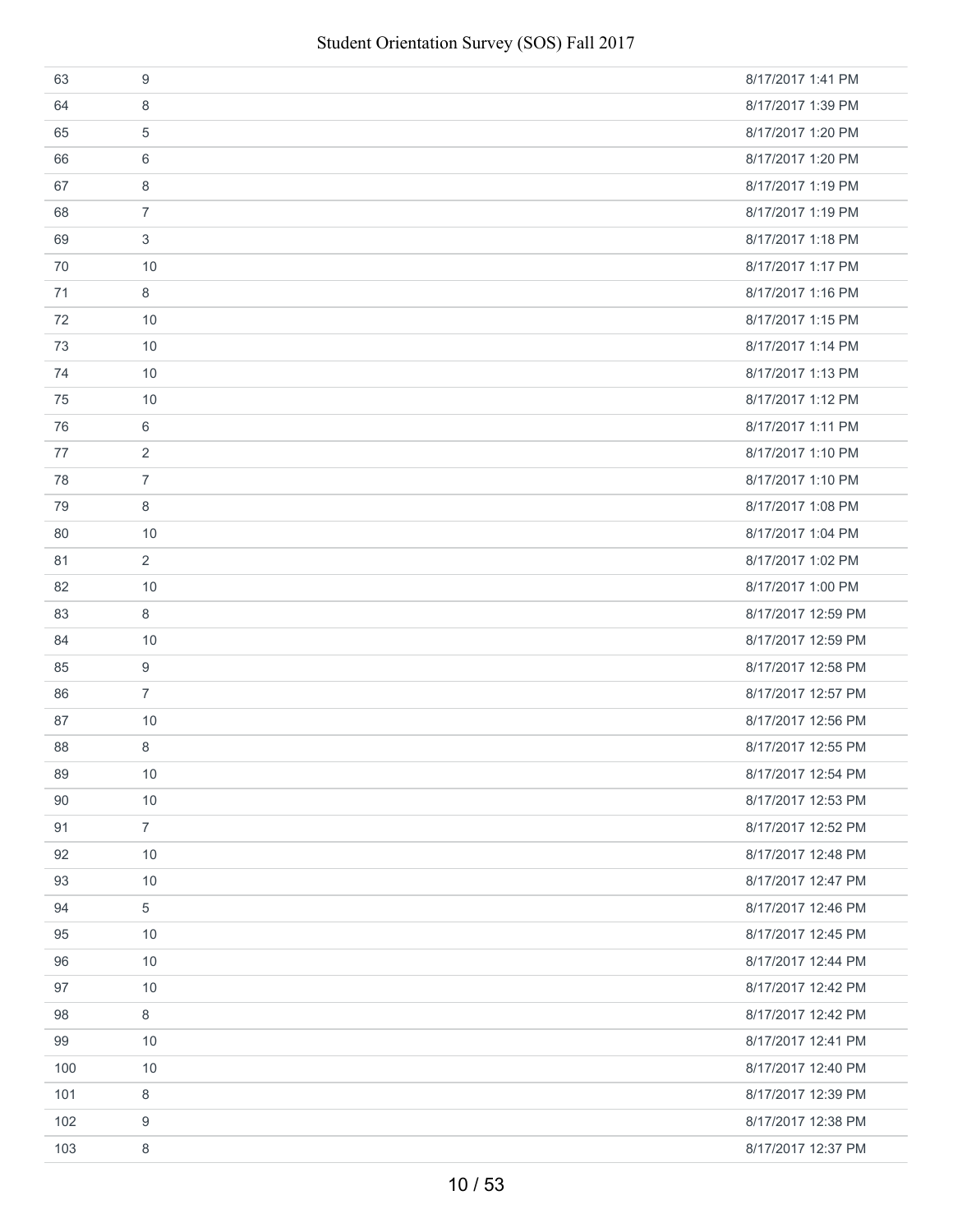| | | |
|---|---|---|
| 63 | 9 | 8/17/2017 1:41 PM |
| 64 | 8 | 8/17/2017 1:39 PM |
| 65 | 5 | 8/17/2017 1:20 PM |
| 66 | 6 | 8/17/2017 1:20 PM |
| 67 | 8 | 8/17/2017 1:19 PM |
| 68 | 7 | 8/17/2017 1:19 PM |
| 69 | 3 | 8/17/2017 1:18 PM |
| 70 | 10 | 8/17/2017 1:17 PM |
| 71 | 8 | 8/17/2017 1:16 PM |
| 72 | 10 | 8/17/2017 1:15 PM |
| 73 | 10 | 8/17/2017 1:14 PM |
| 74 | 10 | 8/17/2017 1:13 PM |
| 75 | 10 | 8/17/2017 1:12 PM |
| 76 | 6 | 8/17/2017 1:11 PM |
| 77 | 2 | 8/17/2017 1:10 PM |
| 78 | 7 | 8/17/2017 1:10 PM |
| 79 | 8 | 8/17/2017 1:08 PM |
| 80 | 10 | 8/17/2017 1:04 PM |
| 81 | 2 | 8/17/2017 1:02 PM |
| 82 | 10 | 8/17/2017 1:00 PM |
| 83 | 8 | 8/17/2017 12:59 PM |
| 84 | 10 | 8/17/2017 12:59 PM |
| 85 | 9 | 8/17/2017 12:58 PM |
| 86 | 7 | 8/17/2017 12:57 PM |
| 87 | 10 | 8/17/2017 12:56 PM |
| 88 | 8 | 8/17/2017 12:55 PM |
| 89 | 10 | 8/17/2017 12:54 PM |
| 90 | 10 | 8/17/2017 12:53 PM |
| 91 | 7 | 8/17/2017 12:52 PM |
| 92 | 10 | 8/17/2017 12:48 PM |
| 93 | 10 | 8/17/2017 12:47 PM |
| 94 | 5 | 8/17/2017 12:46 PM |
| 95 | 10 | 8/17/2017 12:45 PM |
| 96 | 10 | 8/17/2017 12:44 PM |
| 97 | 10 | 8/17/2017 12:42 PM |
| 98 | 8 | 8/17/2017 12:42 PM |
| 99 | 10 | 8/17/2017 12:41 PM |
| 100 | 10 | 8/17/2017 12:40 PM |
| 101 | 8 | 8/17/2017 12:39 PM |
| 102 | 9 | 8/17/2017 12:38 PM |
| 103 | 8 | 8/17/2017 12:37 PM |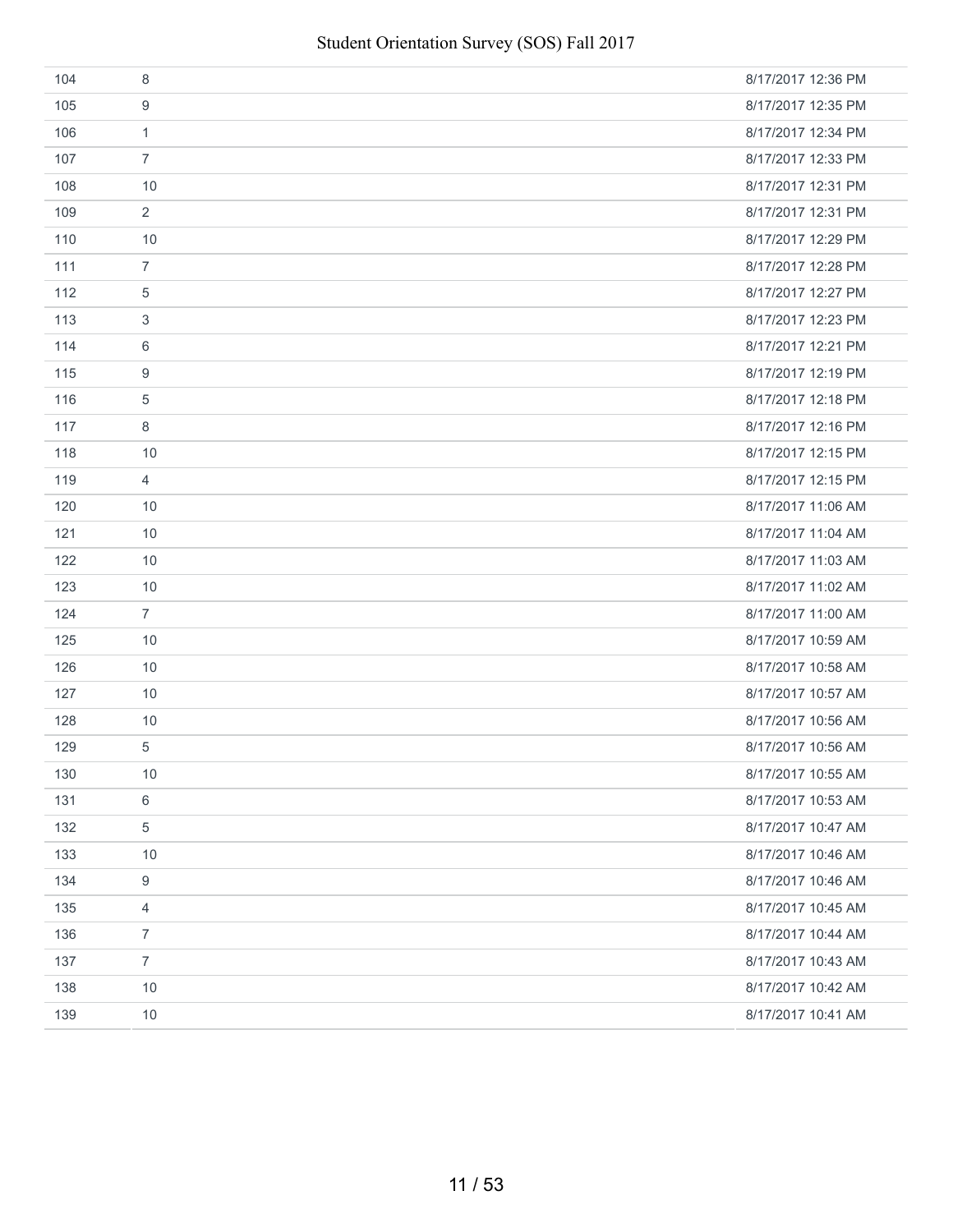| | | |
|---|---|---|
| 104 | 8 | 8/17/2017 12:36 PM |
| 105 | 9 | 8/17/2017 12:35 PM |
| 106 | 1 | 8/17/2017 12:34 PM |
| 107 | 7 | 8/17/2017 12:33 PM |
| 108 | 10 | 8/17/2017 12:31 PM |
| 109 | 2 | 8/17/2017 12:31 PM |
| 110 | 10 | 8/17/2017 12:29 PM |
| 111 | 7 | 8/17/2017 12:28 PM |
| 112 | 5 | 8/17/2017 12:27 PM |
| 113 | 3 | 8/17/2017 12:23 PM |
| 114 | 6 | 8/17/2017 12:21 PM |
| 115 | 9 | 8/17/2017 12:19 PM |
| 116 | 5 | 8/17/2017 12:18 PM |
| 117 | 8 | 8/17/2017 12:16 PM |
| 118 | 10 | 8/17/2017 12:15 PM |
| 119 | 4 | 8/17/2017 12:15 PM |
| 120 | 10 | 8/17/2017 11:06 AM |
| 121 | 10 | 8/17/2017 11:04 AM |
| 122 | 10 | 8/17/2017 11:03 AM |
| 123 | 10 | 8/17/2017 11:02 AM |
| 124 | 7 | 8/17/2017 11:00 AM |
| 125 | 10 | 8/17/2017 10:59 AM |
| 126 | 10 | 8/17/2017 10:58 AM |
| 127 | 10 | 8/17/2017 10:57 AM |
| 128 | 10 | 8/17/2017 10:56 AM |
| 129 | 5 | 8/17/2017 10:56 AM |
| 130 | 10 | 8/17/2017 10:55 AM |
| 131 | 6 | 8/17/2017 10:53 AM |
| 132 | 5 | 8/17/2017 10:47 AM |
| 133 | 10 | 8/17/2017 10:46 AM |
| 134 | 9 | 8/17/2017 10:46 AM |
| 135 | 4 | 8/17/2017 10:45 AM |
| 136 | 7 | 8/17/2017 10:44 AM |
| 137 | 7 | 8/17/2017 10:43 AM |
| 138 | 10 | 8/17/2017 10:42 AM |
| 139 | 10 | 8/17/2017 10:41 AM |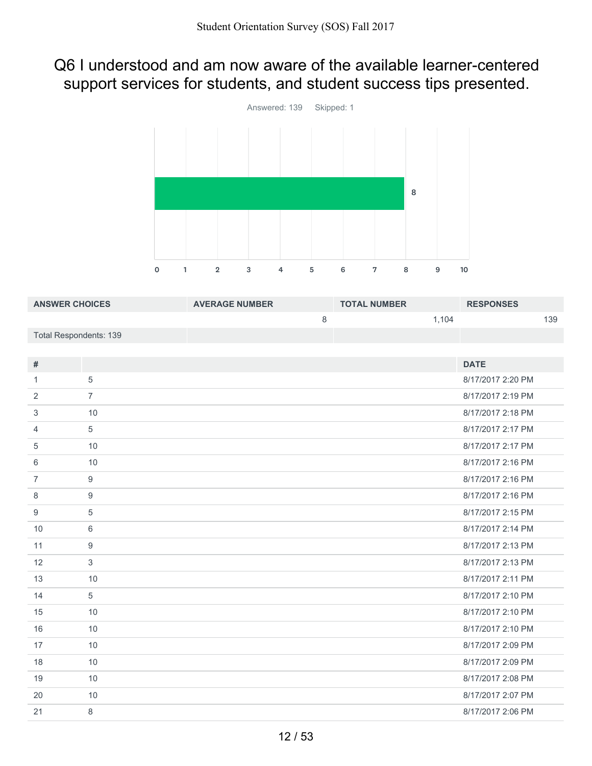# Q6 I understood and am now aware of the available learner-centered support services for students, and student success tips presented.

Answered: 139 Skipped: 1

| ANSWER CHOICES | AVERAGE NUMBER | TOTAL NUMBER | RESPONSES |
|---|---|---|---|
| | 8 | 1,104 | 139 |
| Total Respondents: 139 | | | |

| # | | DATE |
|---|---|---|
| 1 | 5 | 8/17/2017 2:20 PM |
| 2 | 7 | 8/17/2017 2:19 PM |
| 3 | 10 | 8/17/2017 2:18 PM |
| 4 | 5 | 8/17/2017 2:17 PM |
| 5 | 10 | 8/17/2017 2:17 PM |
| 6 | 10 | 8/17/2017 2:16 PM |
| 7 | 9 | 8/17/2017 2:16 PM |
| 8 | 9 | 8/17/2017 2:16 PM |
| 9 | 5 | 8/17/2017 2:15 PM |
| 10 | 6 | 8/17/2017 2:14 PM |
| 11 | 9 | 8/17/2017 2:13 PM |
| 12 | 3 | 8/17/2017 2:13 PM |
| 13 | 10 | 8/17/2017 2:11 PM |
| 14 | 5 | 8/17/2017 2:10 PM |
| 15 | 10 | 8/17/2017 2:10 PM |
| 16 | 10 | 8/17/2017 2:10 PM |
| 17 | 10 | 8/17/2017 2:09 PM |
| 18 | 10 | 8/17/2017 2:09 PM |
| 19 | 10 | 8/17/2017 2:08 PM |
| 20 | 10 | 8/17/2017 2:07 PM |
| 21 | 8 | 8/17/2017 2:06 PM |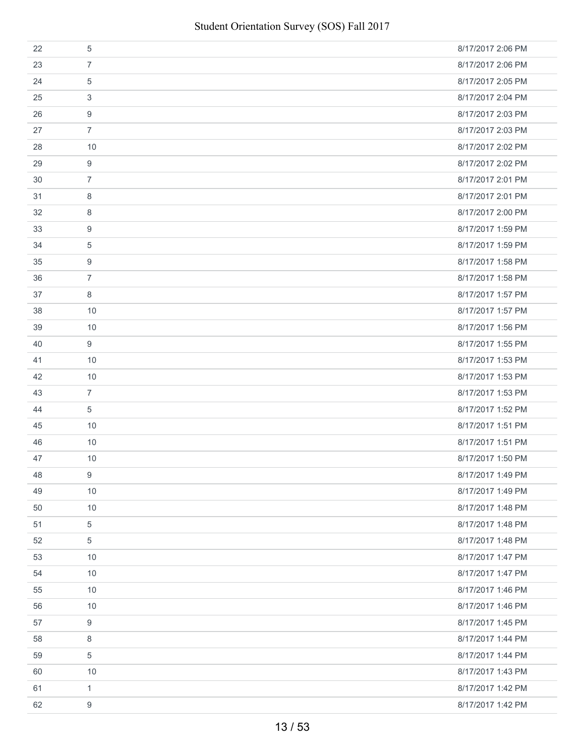| | | |
|---|---|---|
| 22 | 5 | 8/17/2017 2:06 PM |
| 23 | 7 | 8/17/2017 2:06 PM |
| 24 | 5 | 8/17/2017 2:05 PM |
| 25 | 3 | 8/17/2017 2:04 PM |
| 26 | 9 | 8/17/2017 2:03 PM |
| 27 | 7 | 8/17/2017 2:03 PM |
| 28 | 10 | 8/17/2017 2:02 PM |
| 29 | 9 | 8/17/2017 2:02 PM |
| 30 | 7 | 8/17/2017 2:01 PM |
| 31 | 8 | 8/17/2017 2:01 PM |
| 32 | 8 | 8/17/2017 2:00 PM |
| 33 | 9 | 8/17/2017 1:59 PM |
| 34 | 5 | 8/17/2017 1:59 PM |
| 35 | 9 | 8/17/2017 1:58 PM |
| 36 | 7 | 8/17/2017 1:58 PM |
| 37 | 8 | 8/17/2017 1:57 PM |
| 38 | 10 | 8/17/2017 1:57 PM |
| 39 | 10 | 8/17/2017 1:56 PM |
| 40 | 9 | 8/17/2017 1:55 PM |
| 41 | 10 | 8/17/2017 1:53 PM |
| 42 | 10 | 8/17/2017 1:53 PM |
| 43 | 7 | 8/17/2017 1:53 PM |
| 44 | 5 | 8/17/2017 1:52 PM |
| 45 | 10 | 8/17/2017 1:51 PM |
| 46 | 10 | 8/17/2017 1:51 PM |
| 47 | 10 | 8/17/2017 1:50 PM |
| 48 | 9 | 8/17/2017 1:49 PM |
| 49 | 10 | 8/17/2017 1:49 PM |
| 50 | 10 | 8/17/2017 1:48 PM |
| 51 | 5 | 8/17/2017 1:48 PM |
| 52 | 5 | 8/17/2017 1:48 PM |
| 53 | 10 | 8/17/2017 1:47 PM |
| 54 | 10 | 8/17/2017 1:47 PM |
| 55 | 10 | 8/17/2017 1:46 PM |
| 56 | 10 | 8/17/2017 1:46 PM |
| 57 | 9 | 8/17/2017 1:45 PM |
| 58 | 8 | 8/17/2017 1:44 PM |
| 59 | 5 | 8/17/2017 1:44 PM |
| 60 | 10 | 8/17/2017 1:43 PM |
| 61 | 1 | 8/17/2017 1:42 PM |
| 62 | 9 | 8/17/2017 1:42 PM |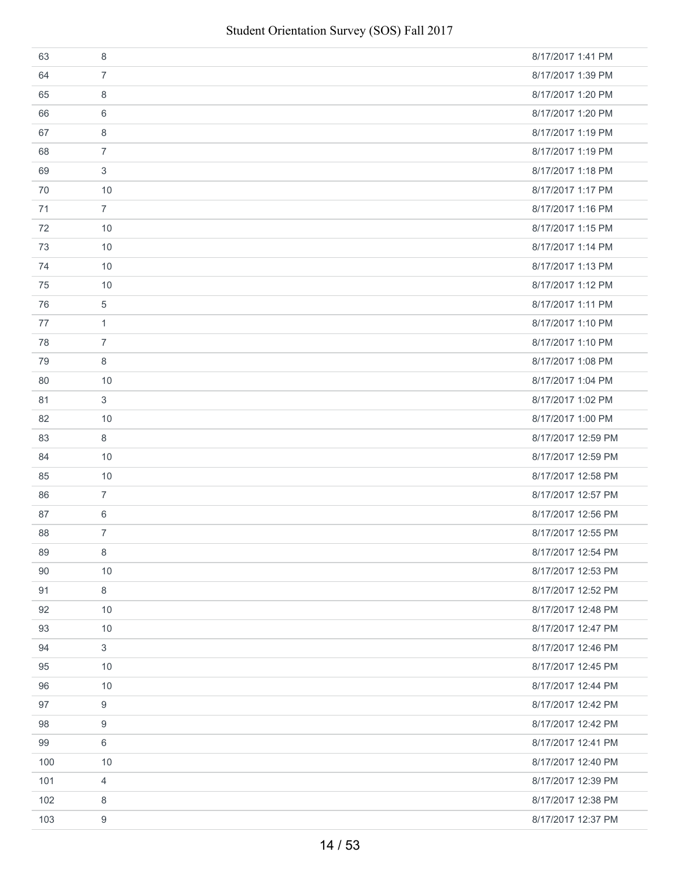| | | |
|---|---|---|
| 63 | 8 | 8/17/2017 1:41 PM |
| 64 | 7 | 8/17/2017 1:39 PM |
| 65 | 8 | 8/17/2017 1:20 PM |
| 66 | 6 | 8/17/2017 1:20 PM |
| 67 | 8 | 8/17/2017 1:19 PM |
| 68 | 7 | 8/17/2017 1:19 PM |
| 69 | 3 | 8/17/2017 1:18 PM |
| 70 | 10 | 8/17/2017 1:17 PM |
| 71 | 7 | 8/17/2017 1:16 PM |
| 72 | 10 | 8/17/2017 1:15 PM |
| 73 | 10 | 8/17/2017 1:14 PM |
| 74 | 10 | 8/17/2017 1:13 PM |
| 75 | 10 | 8/17/2017 1:12 PM |
| 76 | 5 | 8/17/2017 1:11 PM |
| 77 | 1 | 8/17/2017 1:10 PM |
| 78 | 7 | 8/17/2017 1:10 PM |
| 79 | 8 | 8/17/2017 1:08 PM |
| 80 | 10 | 8/17/2017 1:04 PM |
| 81 | 3 | 8/17/2017 1:02 PM |
| 82 | 10 | 8/17/2017 1:00 PM |
| 83 | 8 | 8/17/2017 12:59 PM |
| 84 | 10 | 8/17/2017 12:59 PM |
| 85 | 10 | 8/17/2017 12:58 PM |
| 86 | 7 | 8/17/2017 12:57 PM |
| 87 | 6 | 8/17/2017 12:56 PM |
| 88 | 7 | 8/17/2017 12:55 PM |
| 89 | 8 | 8/17/2017 12:54 PM |
| 90 | 10 | 8/17/2017 12:53 PM |
| 91 | 8 | 8/17/2017 12:52 PM |
| 92 | 10 | 8/17/2017 12:48 PM |
| 93 | 10 | 8/17/2017 12:47 PM |
| 94 | 3 | 8/17/2017 12:46 PM |
| 95 | 10 | 8/17/2017 12:45 PM |
| 96 | 10 | 8/17/2017 12:44 PM |
| 97 | 9 | 8/17/2017 12:42 PM |
| 98 | 9 | 8/17/2017 12:42 PM |
| 99 | 6 | 8/17/2017 12:41 PM |
| 100 | 10 | 8/17/2017 12:40 PM |
| 101 | 4 | 8/17/2017 12:39 PM |
| 102 | 8 | 8/17/2017 12:38 PM |
| 103 | 9 | 8/17/2017 12:37 PM |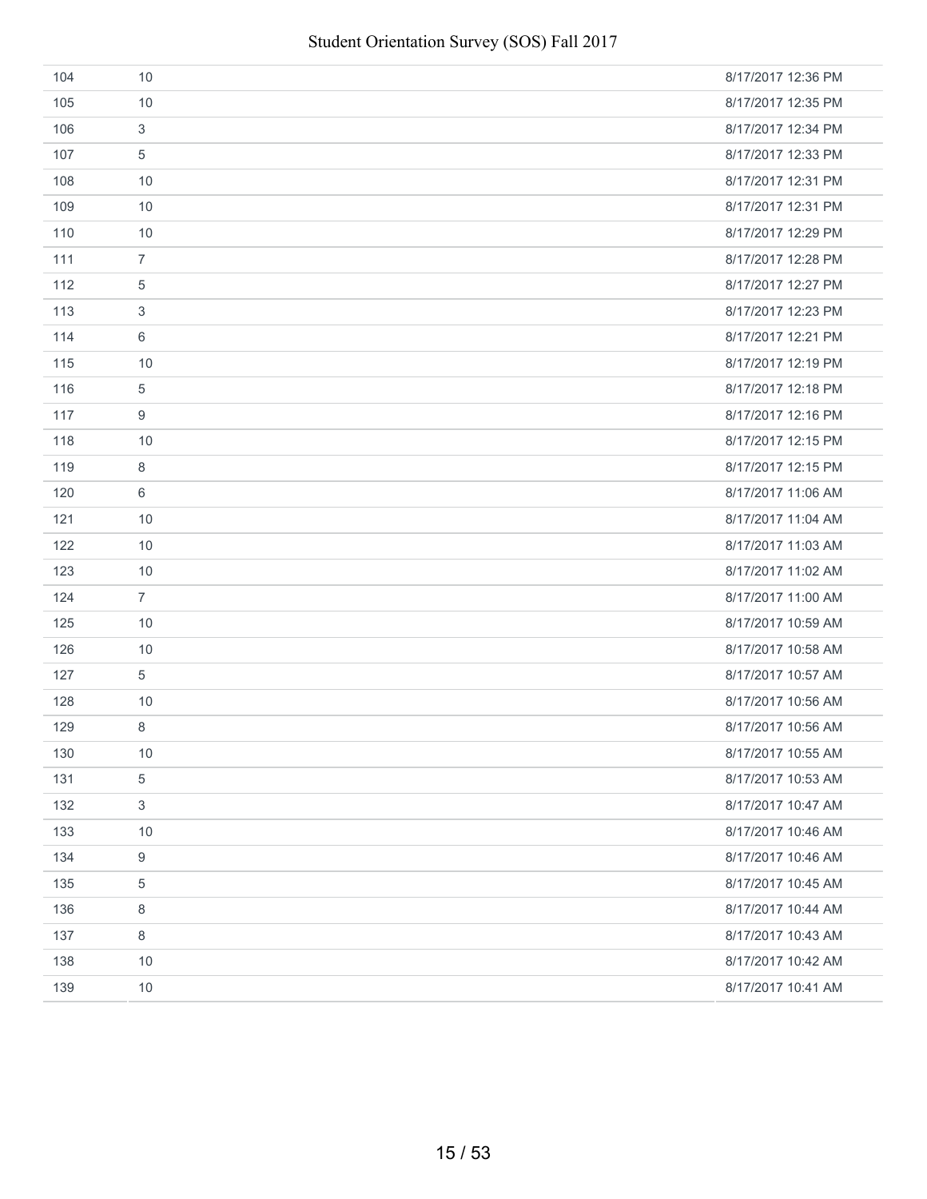| | | |
|---|---|---|
| 104 | 10 | 8/17/2017 12:36 PM |
| 105 | 10 | 8/17/2017 12:35 PM |
| 106 | 3 | 8/17/2017 12:34 PM |
| 107 | 5 | 8/17/2017 12:33 PM |
| 108 | 10 | 8/17/2017 12:31 PM |
| 109 | 10 | 8/17/2017 12:31 PM |
| 110 | 10 | 8/17/2017 12:29 PM |
| 111 | 7 | 8/17/2017 12:28 PM |
| 112 | 5 | 8/17/2017 12:27 PM |
| 113 | 3 | 8/17/2017 12:23 PM |
| 114 | 6 | 8/17/2017 12:21 PM |
| 115 | 10 | 8/17/2017 12:19 PM |
| 116 | 5 | 8/17/2017 12:18 PM |
| 117 | 9 | 8/17/2017 12:16 PM |
| 118 | 10 | 8/17/2017 12:15 PM |
| 119 | 8 | 8/17/2017 12:15 PM |
| 120 | 6 | 8/17/2017 11:06 AM |
| 121 | 10 | 8/17/2017 11:04 AM |
| 122 | 10 | 8/17/2017 11:03 AM |
| 123 | 10 | 8/17/2017 11:02 AM |
| 124 | 7 | 8/17/2017 11:00 AM |
| 125 | 10 | 8/17/2017 10:59 AM |
| 126 | 10 | 8/17/2017 10:58 AM |
| 127 | 5 | 8/17/2017 10:57 AM |
| 128 | 10 | 8/17/2017 10:56 AM |
| 129 | 8 | 8/17/2017 10:56 AM |
| 130 | 10 | 8/17/2017 10:55 AM |
| 131 | 5 | 8/17/2017 10:53 AM |
| 132 | 3 | 8/17/2017 10:47 AM |
| 133 | 10 | 8/17/2017 10:46 AM |
| 134 | 9 | 8/17/2017 10:46 AM |
| 135 | 5 | 8/17/2017 10:45 AM |
| 136 | 8 | 8/17/2017 10:44 AM |
| 137 | 8 | 8/17/2017 10:43 AM |
| 138 | 10 | 8/17/2017 10:42 AM |
| 139 | 10 | 8/17/2017 10:41 AM |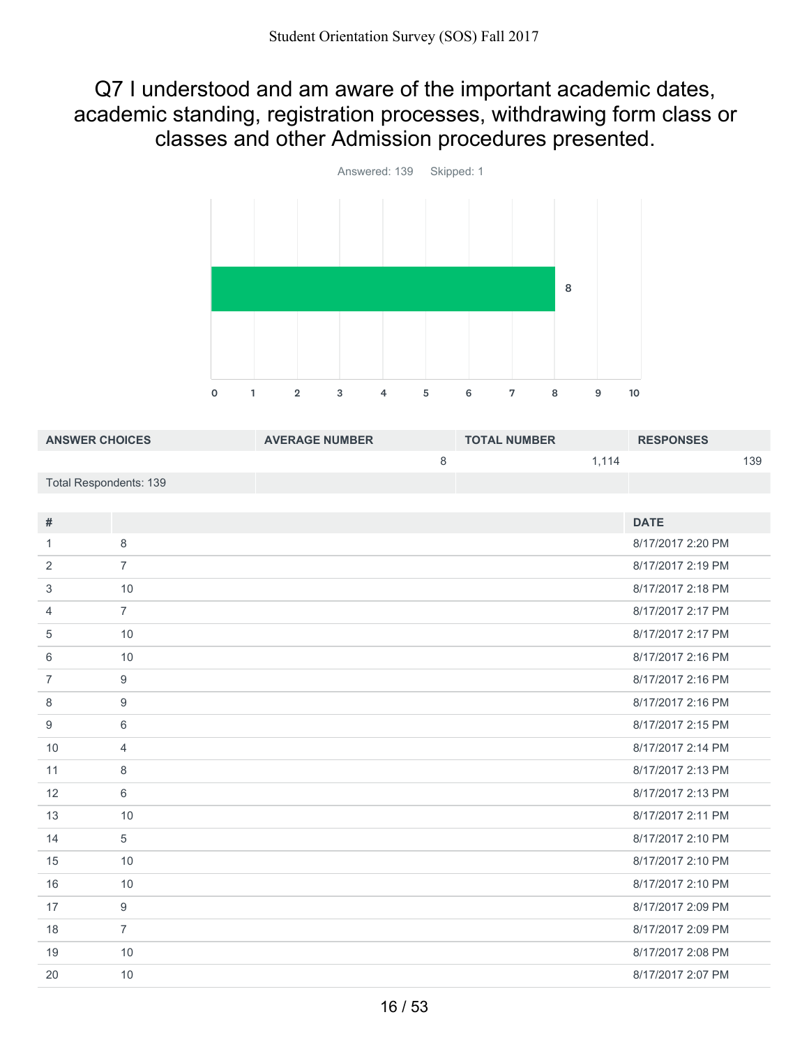## Q7 I understood and am aware of the important academic dates, academic standing, registration processes, withdrawing form class or classes and other Admission procedures presented.

Answered: 139 Skipped: 1

| ANSWER CHOICES | AVERAGE NUMBER | TOTAL NUMBER | RESPONSES |
|---|---|---|---|
| | 8 | 1,114 | 139 |
| Total Respondents: 139 | | | |

| # | | DATE |
|---|---|---|
| 1 | 8 | 8/17/2017 2:20 PM |
| 2 | 7 | 8/17/2017 2:19 PM |
| 3 | 10 | 8/17/2017 2:18 PM |
| 4 | 7 | 8/17/2017 2:17 PM |
| 5 | 10 | 8/17/2017 2:17 PM |
| 6 | 10 | 8/17/2017 2:16 PM |
| 7 | 9 | 8/17/2017 2:16 PM |
| 8 | 9 | 8/17/2017 2:16 PM |
| 9 | 6 | 8/17/2017 2:15 PM |
| 10 | 4 | 8/17/2017 2:14 PM |
| 11 | 8 | 8/17/2017 2:13 PM |
| 12 | 6 | 8/17/2017 2:13 PM |
| 13 | 10 | 8/17/2017 2:11 PM |
| 14 | 5 | 8/17/2017 2:10 PM |
| 15 | 10 | 8/17/2017 2:10 PM |
| 16 | 10 | 8/17/2017 2:10 PM |
| 17 | 9 | 8/17/2017 2:09 PM |
| 18 | 7 | 8/17/2017 2:09 PM |
| 19 | 10 | 8/17/2017 2:08 PM |
| 20 | 10 | 8/17/2017 2:07 PM |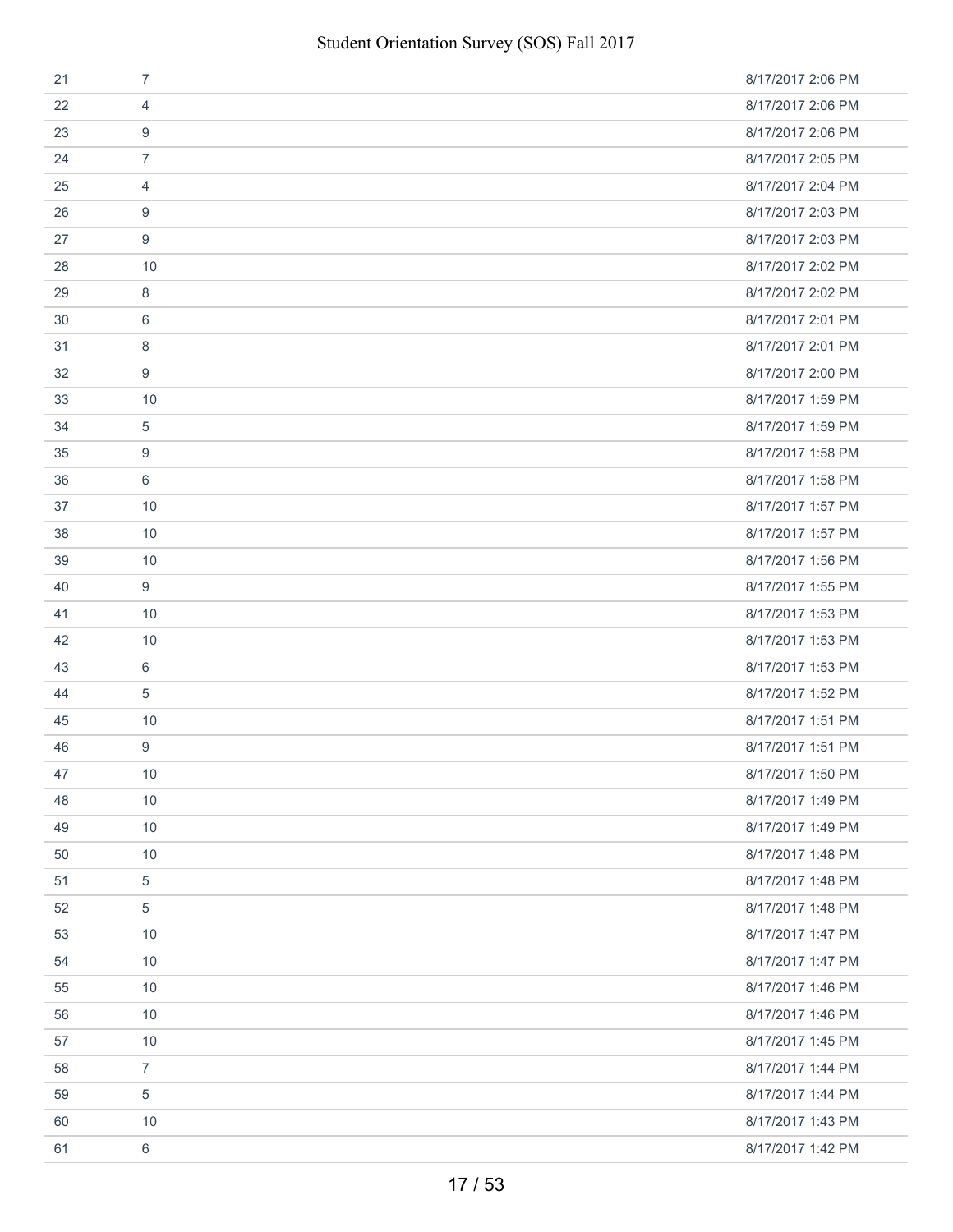| | | |
|---|---|---|
| 21 | 7 | 8/17/2017 2:06 PM |
| 22 | 4 | 8/17/2017 2:06 PM |
| 23 | 9 | 8/17/2017 2:06 PM |
| 24 | 7 | 8/17/2017 2:05 PM |
| 25 | 4 | 8/17/2017 2:04 PM |
| 26 | 9 | 8/17/2017 2:03 PM |
| 27 | 9 | 8/17/2017 2:03 PM |
| 28 | 10 | 8/17/2017 2:02 PM |
| 29 | 8 | 8/17/2017 2:02 PM |
| 30 | 6 | 8/17/2017 2:01 PM |
| 31 | 8 | 8/17/2017 2:01 PM |
| 32 | 9 | 8/17/2017 2:00 PM |
| 33 | 10 | 8/17/2017 1:59 PM |
| 34 | 5 | 8/17/2017 1:59 PM |
| 35 | 9 | 8/17/2017 1:58 PM |
| 36 | 6 | 8/17/2017 1:58 PM |
| 37 | 10 | 8/17/2017 1:57 PM |
| 38 | 10 | 8/17/2017 1:57 PM |
| 39 | 10 | 8/17/2017 1:56 PM |
| 40 | 9 | 8/17/2017 1:55 PM |
| 41 | 10 | 8/17/2017 1:53 PM |
| 42 | 10 | 8/17/2017 1:53 PM |
| 43 | 6 | 8/17/2017 1:53 PM |
| 44 | 5 | 8/17/2017 1:52 PM |
| 45 | 10 | 8/17/2017 1:51 PM |
| 46 | 9 | 8/17/2017 1:51 PM |
| 47 | 10 | 8/17/2017 1:50 PM |
| 48 | 10 | 8/17/2017 1:49 PM |
| 49 | 10 | 8/17/2017 1:49 PM |
| 50 | 10 | 8/17/2017 1:48 PM |
| 51 | 5 | 8/17/2017 1:48 PM |
| 52 | 5 | 8/17/2017 1:48 PM |
| 53 | 10 | 8/17/2017 1:47 PM |
| 54 | 10 | 8/17/2017 1:47 PM |
| 55 | 10 | 8/17/2017 1:46 PM |
| 56 | 10 | 8/17/2017 1:46 PM |
| 57 | 10 | 8/17/2017 1:45 PM |
| 58 | 7 | 8/17/2017 1:44 PM |
| 59 | 5 | 8/17/2017 1:44 PM |
| 60 | 10 | 8/17/2017 1:43 PM |
| 61 | 6 | 8/17/2017 1:42 PM |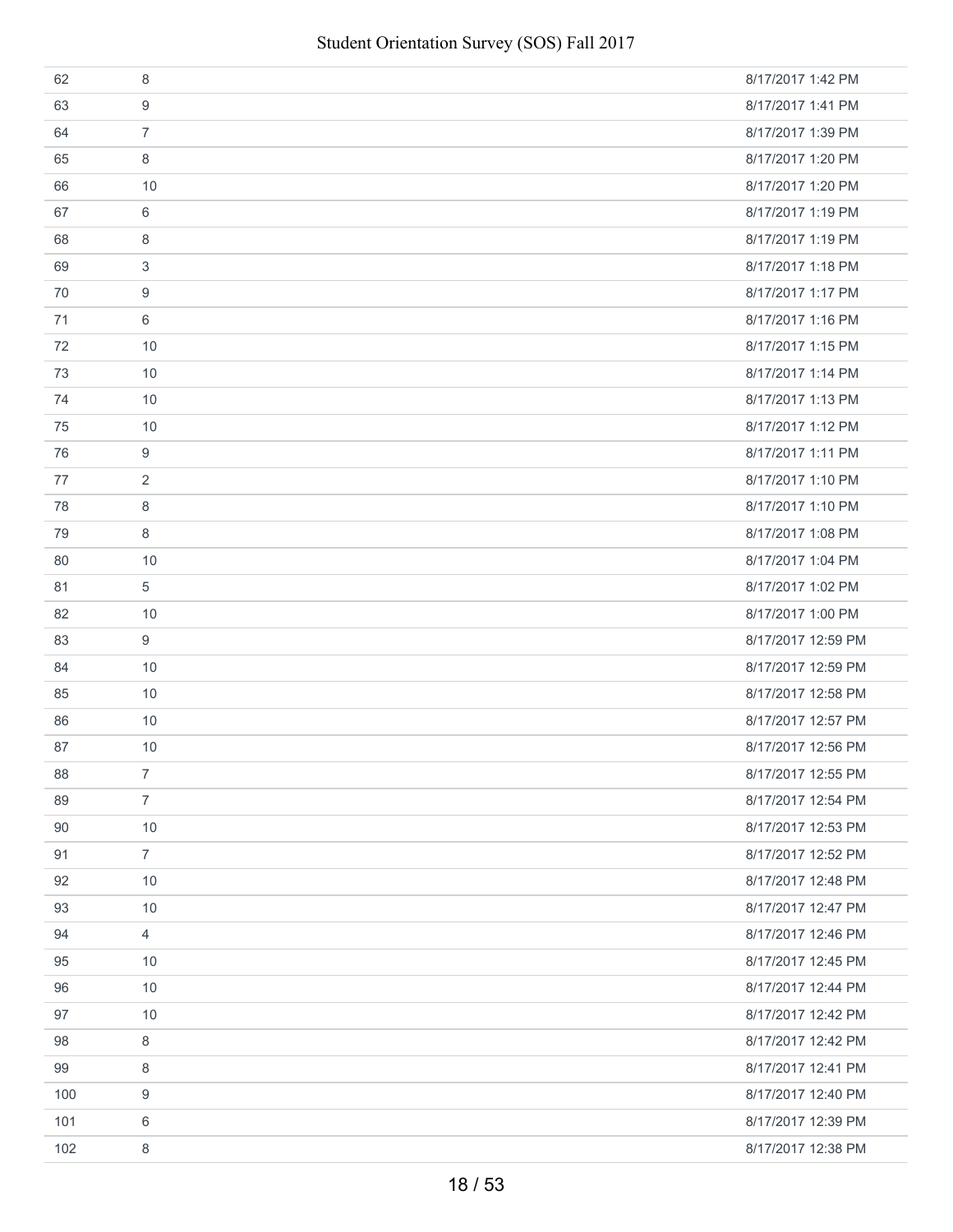| | | |
|---|---|---|
| 62 | 8 | 8/17/2017 1:42 PM |
| 63 | 9 | 8/17/2017 1:41 PM |
| 64 | 7 | 8/17/2017 1:39 PM |
| 65 | 8 | 8/17/2017 1:20 PM |
| 66 | 10 | 8/17/2017 1:20 PM |
| 67 | 6 | 8/17/2017 1:19 PM |
| 68 | 8 | 8/17/2017 1:19 PM |
| 69 | 3 | 8/17/2017 1:18 PM |
| 70 | 9 | 8/17/2017 1:17 PM |
| 71 | 6 | 8/17/2017 1:16 PM |
| 72 | 10 | 8/17/2017 1:15 PM |
| 73 | 10 | 8/17/2017 1:14 PM |
| 74 | 10 | 8/17/2017 1:13 PM |
| 75 | 10 | 8/17/2017 1:12 PM |
| 76 | 9 | 8/17/2017 1:11 PM |
| 77 | 2 | 8/17/2017 1:10 PM |
| 78 | 8 | 8/17/2017 1:10 PM |
| 79 | 8 | 8/17/2017 1:08 PM |
| 80 | 10 | 8/17/2017 1:04 PM |
| 81 | 5 | 8/17/2017 1:02 PM |
| 82 | 10 | 8/17/2017 1:00 PM |
| 83 | 9 | 8/17/2017 12:59 PM |
| 84 | 10 | 8/17/2017 12:59 PM |
| 85 | 10 | 8/17/2017 12:58 PM |
| 86 | 10 | 8/17/2017 12:57 PM |
| 87 | 10 | 8/17/2017 12:56 PM |
| 88 | 7 | 8/17/2017 12:55 PM |
| 89 | 7 | 8/17/2017 12:54 PM |
| 90 | 10 | 8/17/2017 12:53 PM |
| 91 | 7 | 8/17/2017 12:52 PM |
| 92 | 10 | 8/17/2017 12:48 PM |
| 93 | 10 | 8/17/2017 12:47 PM |
| 94 | 4 | 8/17/2017 12:46 PM |
| 95 | 10 | 8/17/2017 12:45 PM |
| 96 | 10 | 8/17/2017 12:44 PM |
| 97 | 10 | 8/17/2017 12:42 PM |
| 98 | 8 | 8/17/2017 12:42 PM |
| 99 | 8 | 8/17/2017 12:41 PM |
| 100 | 9 | 8/17/2017 12:40 PM |
| 101 | 6 | 8/17/2017 12:39 PM |
| 102 | 8 | 8/17/2017 12:38 PM |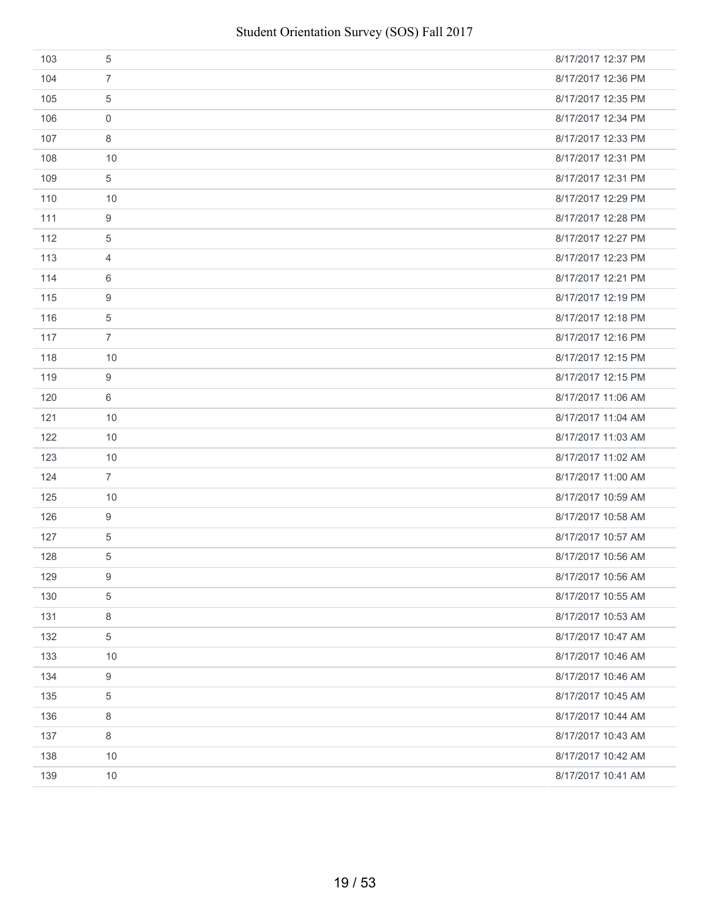| | | |
|---|---|---|
| 103 | 5 | 8/17/2017 12:37 PM |
| 104 | 7 | 8/17/2017 12:36 PM |
| 105 | 5 | 8/17/2017 12:35 PM |
| 106 | 0 | 8/17/2017 12:34 PM |
| 107 | 8 | 8/17/2017 12:33 PM |
| 108 | 10 | 8/17/2017 12:31 PM |
| 109 | 5 | 8/17/2017 12:31 PM |
| 110 | 10 | 8/17/2017 12:29 PM |
| 111 | 9 | 8/17/2017 12:28 PM |
| 112 | 5 | 8/17/2017 12:27 PM |
| 113 | 4 | 8/17/2017 12:23 PM |
| 114 | 6 | 8/17/2017 12:21 PM |
| 115 | 9 | 8/17/2017 12:19 PM |
| 116 | 5 | 8/17/2017 12:18 PM |
| 117 | 7 | 8/17/2017 12:16 PM |
| 118 | 10 | 8/17/2017 12:15 PM |
| 119 | 9 | 8/17/2017 12:15 PM |
| 120 | 6 | 8/17/2017 11:06 AM |
| 121 | 10 | 8/17/2017 11:04 AM |
| 122 | 10 | 8/17/2017 11:03 AM |
| 123 | 10 | 8/17/2017 11:02 AM |
| 124 | 7 | 8/17/2017 11:00 AM |
| 125 | 10 | 8/17/2017 10:59 AM |
| 126 | 9 | 8/17/2017 10:58 AM |
| 127 | 5 | 8/17/2017 10:57 AM |
| 128 | 5 | 8/17/2017 10:56 AM |
| 129 | 9 | 8/17/2017 10:56 AM |
| 130 | 5 | 8/17/2017 10:55 AM |
| 131 | 8 | 8/17/2017 10:53 AM |
| 132 | 5 | 8/17/2017 10:47 AM |
| 133 | 10 | 8/17/2017 10:46 AM |
| 134 | 9 | 8/17/2017 10:46 AM |
| 135 | 5 | 8/17/2017 10:45 AM |
| 136 | 8 | 8/17/2017 10:44 AM |
| 137 | 8 | 8/17/2017 10:43 AM |
| 138 | 10 | 8/17/2017 10:42 AM |
| 139 | 10 | 8/17/2017 10:41 AM |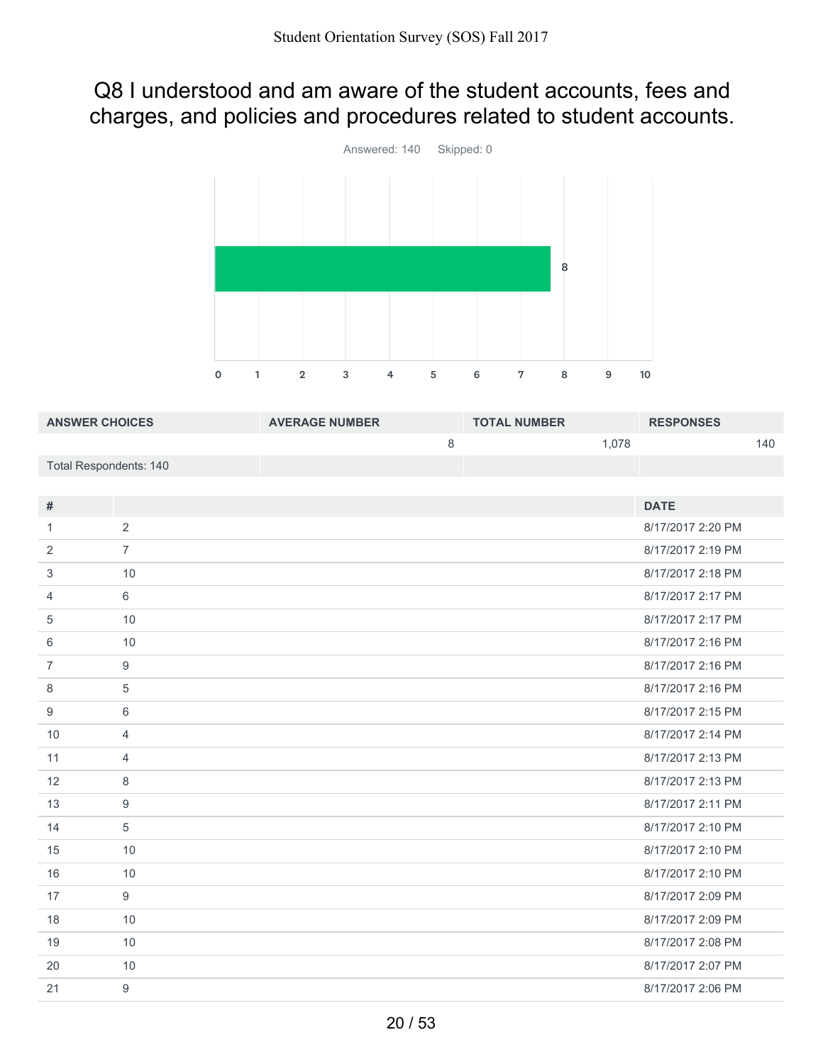# Q8 I understood and am aware of the student accounts, fees and charges, and policies and procedures related to student accounts.

Answered: 140 Skipped: 0

| ANSWER CHOICES | AVERAGE NUMBER | TOTAL NUMBER | RESPONSES |
|---|---|---|---|
| | 8 | 1,078 | 140 |
| Total Respondents: 140 | | | |

| # | | DATE |
|---|---|---|
| 1 | 2 | 8/17/2017 2:20 PM |
| 2 | 7 | 8/17/2017 2:19 PM |
| 3 | 10 | 8/17/2017 2:18 PM |
| 4 | 6 | 8/17/2017 2:17 PM |
| 5 | 10 | 8/17/2017 2:17 PM |
| 6 | 10 | 8/17/2017 2:16 PM |
| 7 | 9 | 8/17/2017 2:16 PM |
| 8 | 5 | 8/17/2017 2:16 PM |
| 9 | 6 | 8/17/2017 2:15 PM |
| 10 | 4 | 8/17/2017 2:14 PM |
| 11 | 4 | 8/17/2017 2:13 PM |
| 12 | 8 | 8/17/2017 2:13 PM |
| 13 | 9 | 8/17/2017 2:11 PM |
| 14 | 5 | 8/17/2017 2:10 PM |
| 15 | 10 | 8/17/2017 2:10 PM |
| 16 | 10 | 8/17/2017 2:10 PM |
| 17 | 9 | 8/17/2017 2:09 PM |
| 18 | 10 | 8/17/2017 2:09 PM |
| 19 | 10 | 8/17/2017 2:08 PM |
| 20 | 10 | 8/17/2017 2:07 PM |
| 21 | 9 | 8/17/2017 2:06 PM |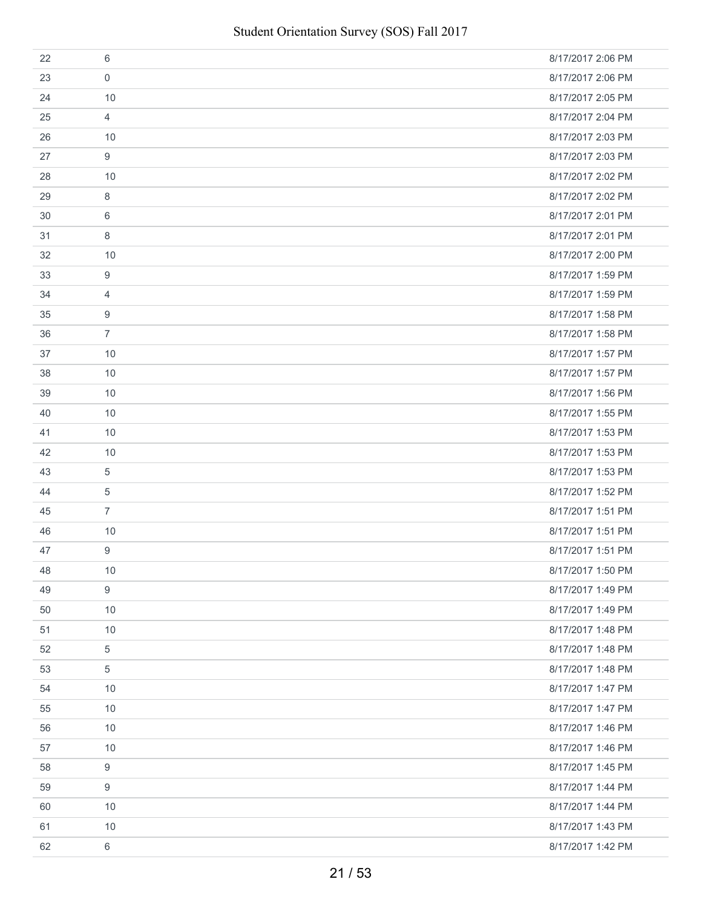| | | |
|---|---|---|
| 22 | 6 | 8/17/2017 2:06 PM |
| 23 | 0 | 8/17/2017 2:06 PM |
| 24 | 10 | 8/17/2017 2:05 PM |
| 25 | 4 | 8/17/2017 2:04 PM |
| 26 | 10 | 8/17/2017 2:03 PM |
| 27 | 9 | 8/17/2017 2:03 PM |
| 28 | 10 | 8/17/2017 2:02 PM |
| 29 | 8 | 8/17/2017 2:02 PM |
| 30 | 6 | 8/17/2017 2:01 PM |
| 31 | 8 | 8/17/2017 2:01 PM |
| 32 | 10 | 8/17/2017 2:00 PM |
| 33 | 9 | 8/17/2017 1:59 PM |
| 34 | 4 | 8/17/2017 1:59 PM |
| 35 | 9 | 8/17/2017 1:58 PM |
| 36 | 7 | 8/17/2017 1:58 PM |
| 37 | 10 | 8/17/2017 1:57 PM |
| 38 | 10 | 8/17/2017 1:57 PM |
| 39 | 10 | 8/17/2017 1:56 PM |
| 40 | 10 | 8/17/2017 1:55 PM |
| 41 | 10 | 8/17/2017 1:53 PM |
| 42 | 10 | 8/17/2017 1:53 PM |
| 43 | 5 | 8/17/2017 1:53 PM |
| 44 | 5 | 8/17/2017 1:52 PM |
| 45 | 7 | 8/17/2017 1:51 PM |
| 46 | 10 | 8/17/2017 1:51 PM |
| 47 | 9 | 8/17/2017 1:51 PM |
| 48 | 10 | 8/17/2017 1:50 PM |
| 49 | 9 | 8/17/2017 1:49 PM |
| 50 | 10 | 8/17/2017 1:49 PM |
| 51 | 10 | 8/17/2017 1:48 PM |
| 52 | 5 | 8/17/2017 1:48 PM |
| 53 | 5 | 8/17/2017 1:48 PM |
| 54 | 10 | 8/17/2017 1:47 PM |
| 55 | 10 | 8/17/2017 1:47 PM |
| 56 | 10 | 8/17/2017 1:46 PM |
| 57 | 10 | 8/17/2017 1:46 PM |
| 58 | 9 | 8/17/2017 1:45 PM |
| 59 | 9 | 8/17/2017 1:44 PM |
| 60 | 10 | 8/17/2017 1:44 PM |
| 61 | 10 | 8/17/2017 1:43 PM |
| 62 | 6 | 8/17/2017 1:42 PM |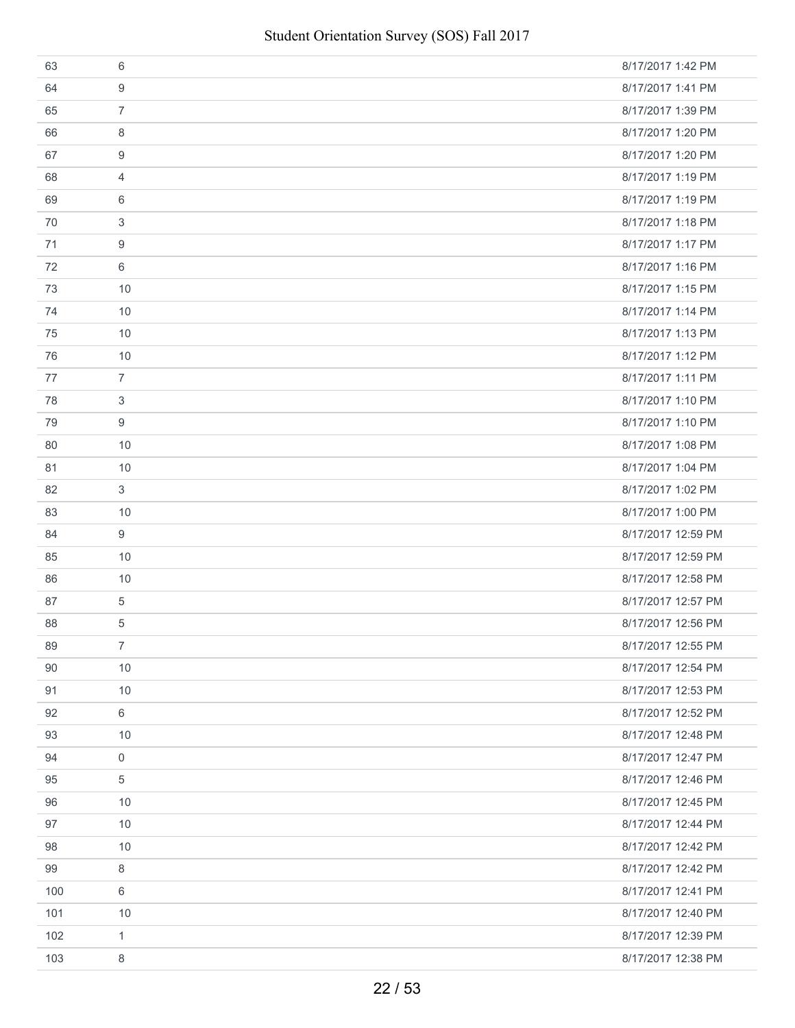| | | |
|---|---|---|
| 63 | 6 | 8/17/2017 1:42 PM |
| 64 | 9 | 8/17/2017 1:41 PM |
| 65 | 7 | 8/17/2017 1:39 PM |
| 66 | 8 | 8/17/2017 1:20 PM |
| 67 | 9 | 8/17/2017 1:20 PM |
| 68 | 4 | 8/17/2017 1:19 PM |
| 69 | 6 | 8/17/2017 1:19 PM |
| 70 | 3 | 8/17/2017 1:18 PM |
| 71 | 9 | 8/17/2017 1:17 PM |
| 72 | 6 | 8/17/2017 1:16 PM |
| 73 | 10 | 8/17/2017 1:15 PM |
| 74 | 10 | 8/17/2017 1:14 PM |
| 75 | 10 | 8/17/2017 1:13 PM |
| 76 | 10 | 8/17/2017 1:12 PM |
| 77 | 7 | 8/17/2017 1:11 PM |
| 78 | 3 | 8/17/2017 1:10 PM |
| 79 | 9 | 8/17/2017 1:10 PM |
| 80 | 10 | 8/17/2017 1:08 PM |
| 81 | 10 | 8/17/2017 1:04 PM |
| 82 | 3 | 8/17/2017 1:02 PM |
| 83 | 10 | 8/17/2017 1:00 PM |
| 84 | 9 | 8/17/2017 12:59 PM |
| 85 | 10 | 8/17/2017 12:59 PM |
| 86 | 10 | 8/17/2017 12:58 PM |
| 87 | 5 | 8/17/2017 12:57 PM |
| 88 | 5 | 8/17/2017 12:56 PM |
| 89 | 7 | 8/17/2017 12:55 PM |
| 90 | 10 | 8/17/2017 12:54 PM |
| 91 | 10 | 8/17/2017 12:53 PM |
| 92 | 6 | 8/17/2017 12:52 PM |
| 93 | 10 | 8/17/2017 12:48 PM |
| 94 | 0 | 8/17/2017 12:47 PM |
| 95 | 5 | 8/17/2017 12:46 PM |
| 96 | 10 | 8/17/2017 12:45 PM |
| 97 | 10 | 8/17/2017 12:44 PM |
| 98 | 10 | 8/17/2017 12:42 PM |
| 99 | 8 | 8/17/2017 12:42 PM |
| 100 | 6 | 8/17/2017 12:41 PM |
| 101 | 10 | 8/17/2017 12:40 PM |
| 102 | 1 | 8/17/2017 12:39 PM |
| 103 | 8 | 8/17/2017 12:38 PM |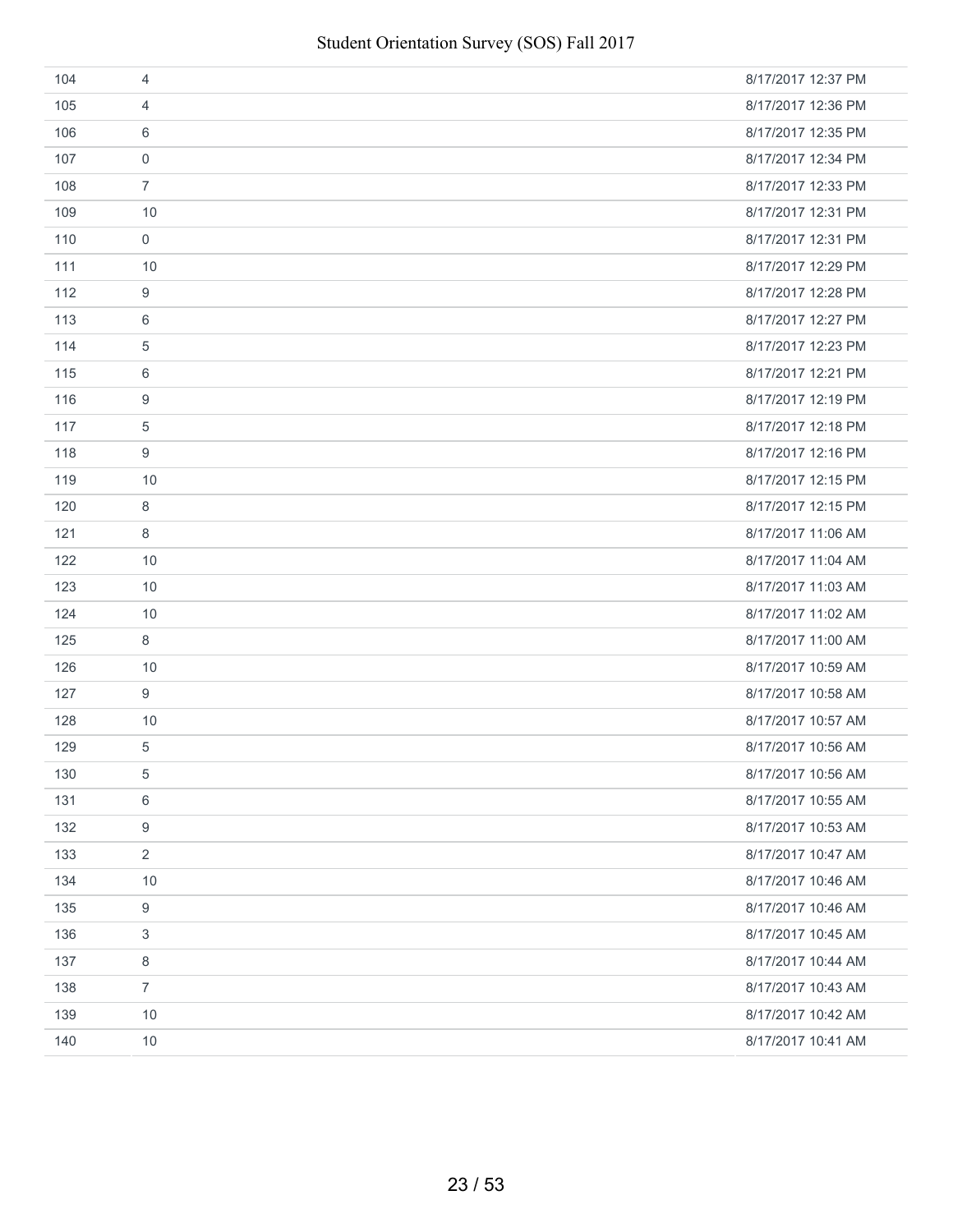| | | |
|---|---|---|
| 104 | 4 | 8/17/2017 12:37 PM |
| 105 | 4 | 8/17/2017 12:36 PM |
| 106 | 6 | 8/17/2017 12:35 PM |
| 107 | 0 | 8/17/2017 12:34 PM |
| 108 | 7 | 8/17/2017 12:33 PM |
| 109 | 10 | 8/17/2017 12:31 PM |
| 110 | 0 | 8/17/2017 12:31 PM |
| 111 | 10 | 8/17/2017 12:29 PM |
| 112 | 9 | 8/17/2017 12:28 PM |
| 113 | 6 | 8/17/2017 12:27 PM |
| 114 | 5 | 8/17/2017 12:23 PM |
| 115 | 6 | 8/17/2017 12:21 PM |
| 116 | 9 | 8/17/2017 12:19 PM |
| 117 | 5 | 8/17/2017 12:18 PM |
| 118 | 9 | 8/17/2017 12:16 PM |
| 119 | 10 | 8/17/2017 12:15 PM |
| 120 | 8 | 8/17/2017 12:15 PM |
| 121 | 8 | 8/17/2017 11:06 AM |
| 122 | 10 | 8/17/2017 11:04 AM |
| 123 | 10 | 8/17/2017 11:03 AM |
| 124 | 10 | 8/17/2017 11:02 AM |
| 125 | 8 | 8/17/2017 11:00 AM |
| 126 | 10 | 8/17/2017 10:59 AM |
| 127 | 9 | 8/17/2017 10:58 AM |
| 128 | 10 | 8/17/2017 10:57 AM |
| 129 | 5 | 8/17/2017 10:56 AM |
| 130 | 5 | 8/17/2017 10:56 AM |
| 131 | 6 | 8/17/2017 10:55 AM |
| 132 | 9 | 8/17/2017 10:53 AM |
| 133 | 2 | 8/17/2017 10:47 AM |
| 134 | 10 | 8/17/2017 10:46 AM |
| 135 | 9 | 8/17/2017 10:46 AM |
| 136 | 3 | 8/17/2017 10:45 AM |
| 137 | 8 | 8/17/2017 10:44 AM |
| 138 | 7 | 8/17/2017 10:43 AM |
| 139 | 10 | 8/17/2017 10:42 AM |
| 140 | 10 | 8/17/2017 10:41 AM |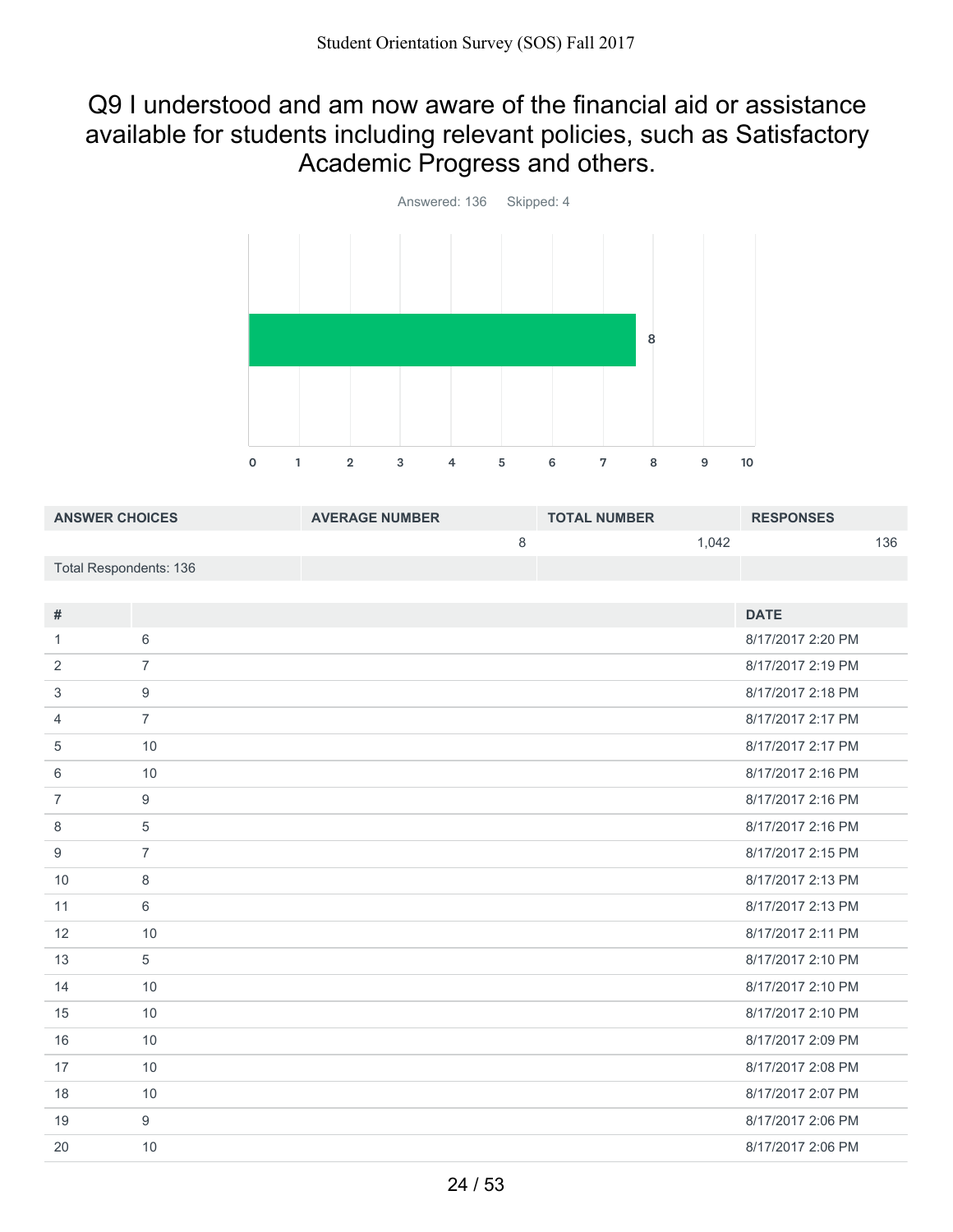## Q9 I understood and am now aware of the financial aid or assistance available for students including relevant policies, such as Satisfactory Academic Progress and others.

Answered: 136 Skipped: 4

| ANSWER CHOICES | AVERAGE NUMBER | TOTAL NUMBER | RESPONSES |
|---|---|---|---|
| | 8 | 1,042 | 136 |
| Total Respondents: 136 | | | |

| # | | DATE |
|---|---|---|
| 1 | 6 | 8/17/2017 2:20 PM |
| 2 | 7 | 8/17/2017 2:19 PM |
| 3 | 9 | 8/17/2017 2:18 PM |
| 4 | 7 | 8/17/2017 2:17 PM |
| 5 | 10 | 8/17/2017 2:17 PM |
| 6 | 10 | 8/17/2017 2:16 PM |
| 7 | 9 | 8/17/2017 2:16 PM |
| 8 | 5 | 8/17/2017 2:16 PM |
| 9 | 7 | 8/17/2017 2:15 PM |
| 10 | 8 | 8/17/2017 2:13 PM |
| 11 | 6 | 8/17/2017 2:13 PM |
| 12 | 10 | 8/17/2017 2:11 PM |
| 13 | 5 | 8/17/2017 2:10 PM |
| 14 | 10 | 8/17/2017 2:10 PM |
| 15 | 10 | 8/17/2017 2:10 PM |
| 16 | 10 | 8/17/2017 2:09 PM |
| 17 | 10 | 8/17/2017 2:08 PM |
| 18 | 10 | 8/17/2017 2:07 PM |
| 19 | 9 | 8/17/2017 2:06 PM |
| 20 | 10 | 8/17/2017 2:06 PM |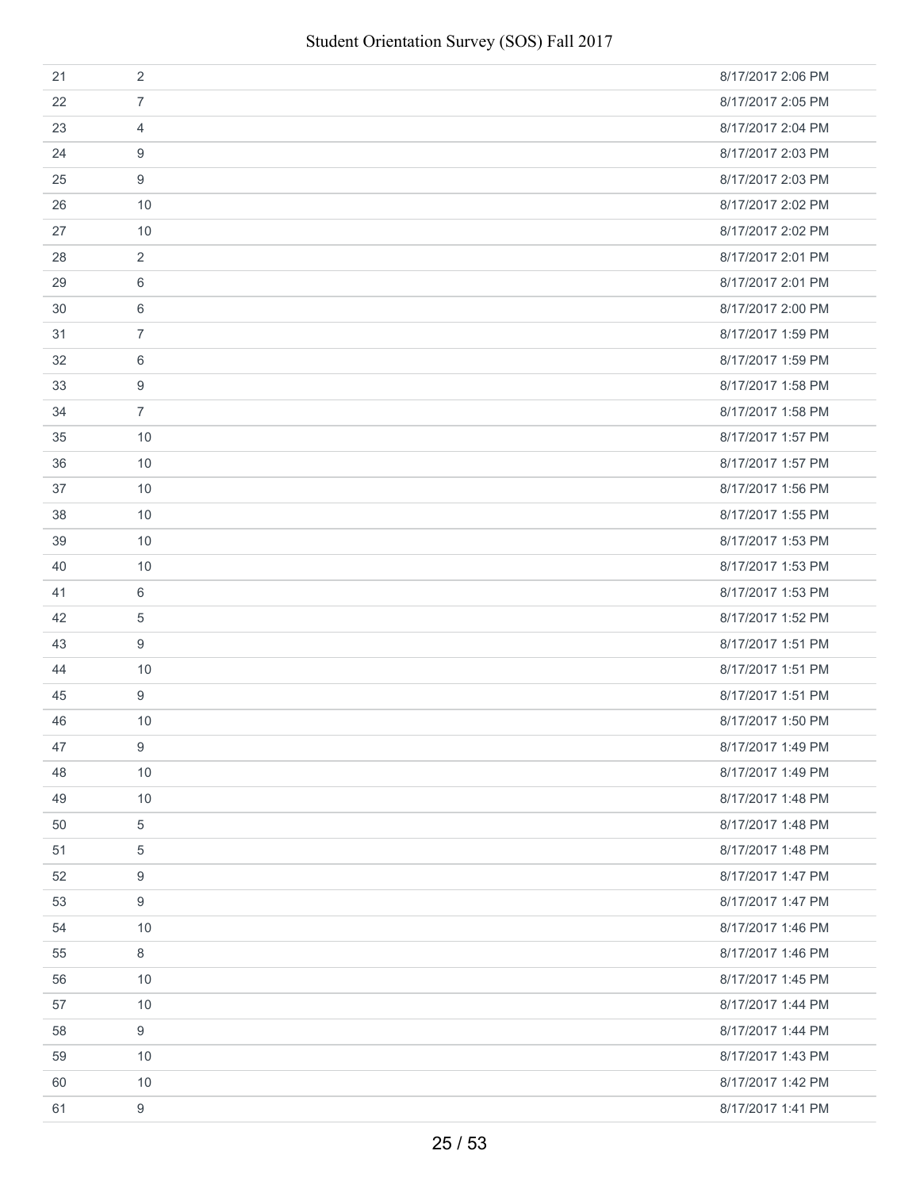| | | |
|---|---|---|
| 21 | 2 | 8/17/2017 2:06 PM |
| 22 | 7 | 8/17/2017 2:05 PM |
| 23 | 4 | 8/17/2017 2:04 PM |
| 24 | 9 | 8/17/2017 2:03 PM |
| 25 | 9 | 8/17/2017 2:03 PM |
| 26 | 10 | 8/17/2017 2:02 PM |
| 27 | 10 | 8/17/2017 2:02 PM |
| 28 | 2 | 8/17/2017 2:01 PM |
| 29 | 6 | 8/17/2017 2:01 PM |
| 30 | 6 | 8/17/2017 2:00 PM |
| 31 | 7 | 8/17/2017 1:59 PM |
| 32 | 6 | 8/17/2017 1:59 PM |
| 33 | 9 | 8/17/2017 1:58 PM |
| 34 | 7 | 8/17/2017 1:58 PM |
| 35 | 10 | 8/17/2017 1:57 PM |
| 36 | 10 | 8/17/2017 1:57 PM |
| 37 | 10 | 8/17/2017 1:56 PM |
| 38 | 10 | 8/17/2017 1:55 PM |
| 39 | 10 | 8/17/2017 1:53 PM |
| 40 | 10 | 8/17/2017 1:53 PM |
| 41 | 6 | 8/17/2017 1:53 PM |
| 42 | 5 | 8/17/2017 1:52 PM |
| 43 | 9 | 8/17/2017 1:51 PM |
| 44 | 10 | 8/17/2017 1:51 PM |
| 45 | 9 | 8/17/2017 1:51 PM |
| 46 | 10 | 8/17/2017 1:50 PM |
| 47 | 9 | 8/17/2017 1:49 PM |
| 48 | 10 | 8/17/2017 1:49 PM |
| 49 | 10 | 8/17/2017 1:48 PM |
| 50 | 5 | 8/17/2017 1:48 PM |
| 51 | 5 | 8/17/2017 1:48 PM |
| 52 | 9 | 8/17/2017 1:47 PM |
| 53 | 9 | 8/17/2017 1:47 PM |
| 54 | 10 | 8/17/2017 1:46 PM |
| 55 | 8 | 8/17/2017 1:46 PM |
| 56 | 10 | 8/17/2017 1:45 PM |
| 57 | 10 | 8/17/2017 1:44 PM |
| 58 | 9 | 8/17/2017 1:44 PM |
| 59 | 10 | 8/17/2017 1:43 PM |
| 60 | 10 | 8/17/2017 1:42 PM |
| 61 | 9 | 8/17/2017 1:41 PM |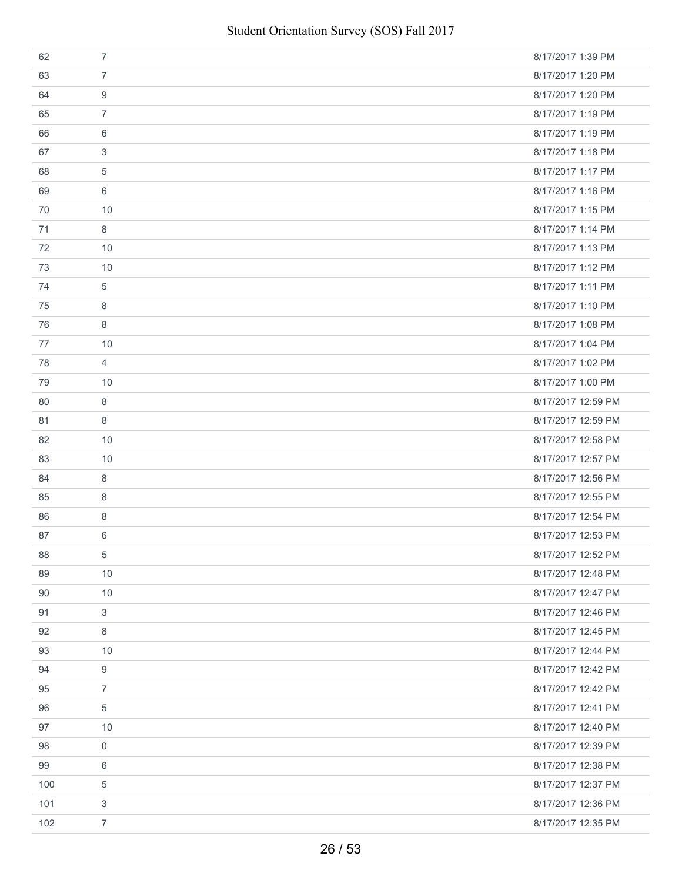| | | |
|---|---|---|
| 62 | 7 | 8/17/2017 1:39 PM |
| 63 | 7 | 8/17/2017 1:20 PM |
| 64 | 9 | 8/17/2017 1:20 PM |
| 65 | 7 | 8/17/2017 1:19 PM |
| 66 | 6 | 8/17/2017 1:19 PM |
| 67 | 3 | 8/17/2017 1:18 PM |
| 68 | 5 | 8/17/2017 1:17 PM |
| 69 | 6 | 8/17/2017 1:16 PM |
| 70 | 10 | 8/17/2017 1:15 PM |
| 71 | 8 | 8/17/2017 1:14 PM |
| 72 | 10 | 8/17/2017 1:13 PM |
| 73 | 10 | 8/17/2017 1:12 PM |
| 74 | 5 | 8/17/2017 1:11 PM |
| 75 | 8 | 8/17/2017 1:10 PM |
| 76 | 8 | 8/17/2017 1:08 PM |
| 77 | 10 | 8/17/2017 1:04 PM |
| 78 | 4 | 8/17/2017 1:02 PM |
| 79 | 10 | 8/17/2017 1:00 PM |
| 80 | 8 | 8/17/2017 12:59 PM |
| 81 | 8 | 8/17/2017 12:59 PM |
| 82 | 10 | 8/17/2017 12:58 PM |
| 83 | 10 | 8/17/2017 12:57 PM |
| 84 | 8 | 8/17/2017 12:56 PM |
| 85 | 8 | 8/17/2017 12:55 PM |
| 86 | 8 | 8/17/2017 12:54 PM |
| 87 | 6 | 8/17/2017 12:53 PM |
| 88 | 5 | 8/17/2017 12:52 PM |
| 89 | 10 | 8/17/2017 12:48 PM |
| 90 | 10 | 8/17/2017 12:47 PM |
| 91 | 3 | 8/17/2017 12:46 PM |
| 92 | 8 | 8/17/2017 12:45 PM |
| 93 | 10 | 8/17/2017 12:44 PM |
| 94 | 9 | 8/17/2017 12:42 PM |
| 95 | 7 | 8/17/2017 12:42 PM |
| 96 | 5 | 8/17/2017 12:41 PM |
| 97 | 10 | 8/17/2017 12:40 PM |
| 98 | 0 | 8/17/2017 12:39 PM |
| 99 | 6 | 8/17/2017 12:38 PM |
| 100 | 5 | 8/17/2017 12:37 PM |
| 101 | 3 | 8/17/2017 12:36 PM |
| 102 | 7 | 8/17/2017 12:35 PM |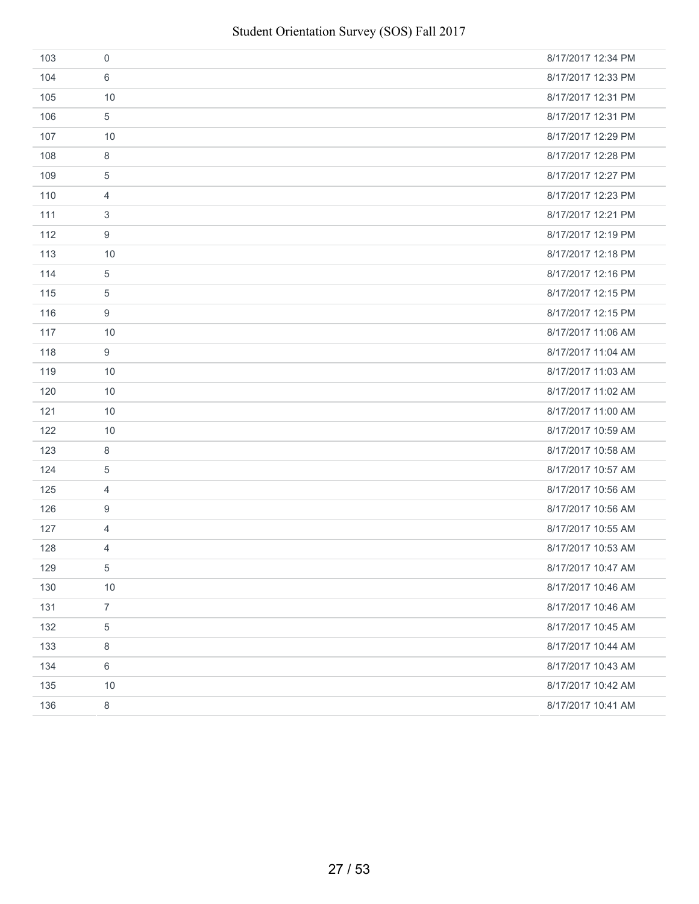| | | |
|---|---|---|
| 103 | 0 | 8/17/2017 12:34 PM |
| 104 | 6 | 8/17/2017 12:33 PM |
| 105 | 10 | 8/17/2017 12:31 PM |
| 106 | 5 | 8/17/2017 12:31 PM |
| 107 | 10 | 8/17/2017 12:29 PM |
| 108 | 8 | 8/17/2017 12:28 PM |
| 109 | 5 | 8/17/2017 12:27 PM |
| 110 | 4 | 8/17/2017 12:23 PM |
| 111 | 3 | 8/17/2017 12:21 PM |
| 112 | 9 | 8/17/2017 12:19 PM |
| 113 | 10 | 8/17/2017 12:18 PM |
| 114 | 5 | 8/17/2017 12:16 PM |
| 115 | 5 | 8/17/2017 12:15 PM |
| 116 | 9 | 8/17/2017 12:15 PM |
| 117 | 10 | 8/17/2017 11:06 AM |
| 118 | 9 | 8/17/2017 11:04 AM |
| 119 | 10 | 8/17/2017 11:03 AM |
| 120 | 10 | 8/17/2017 11:02 AM |
| 121 | 10 | 8/17/2017 11:00 AM |
| 122 | 10 | 8/17/2017 10:59 AM |
| 123 | 8 | 8/17/2017 10:58 AM |
| 124 | 5 | 8/17/2017 10:57 AM |
| 125 | 4 | 8/17/2017 10:56 AM |
| 126 | 9 | 8/17/2017 10:56 AM |
| 127 | 4 | 8/17/2017 10:55 AM |
| 128 | 4 | 8/17/2017 10:53 AM |
| 129 | 5 | 8/17/2017 10:47 AM |
| 130 | 10 | 8/17/2017 10:46 AM |
| 131 | 7 | 8/17/2017 10:46 AM |
| 132 | 5 | 8/17/2017 10:45 AM |
| 133 | 8 | 8/17/2017 10:44 AM |
| 134 | 6 | 8/17/2017 10:43 AM |
| 135 | 10 | 8/17/2017 10:42 AM |
| 136 | 8 | 8/17/2017 10:41 AM |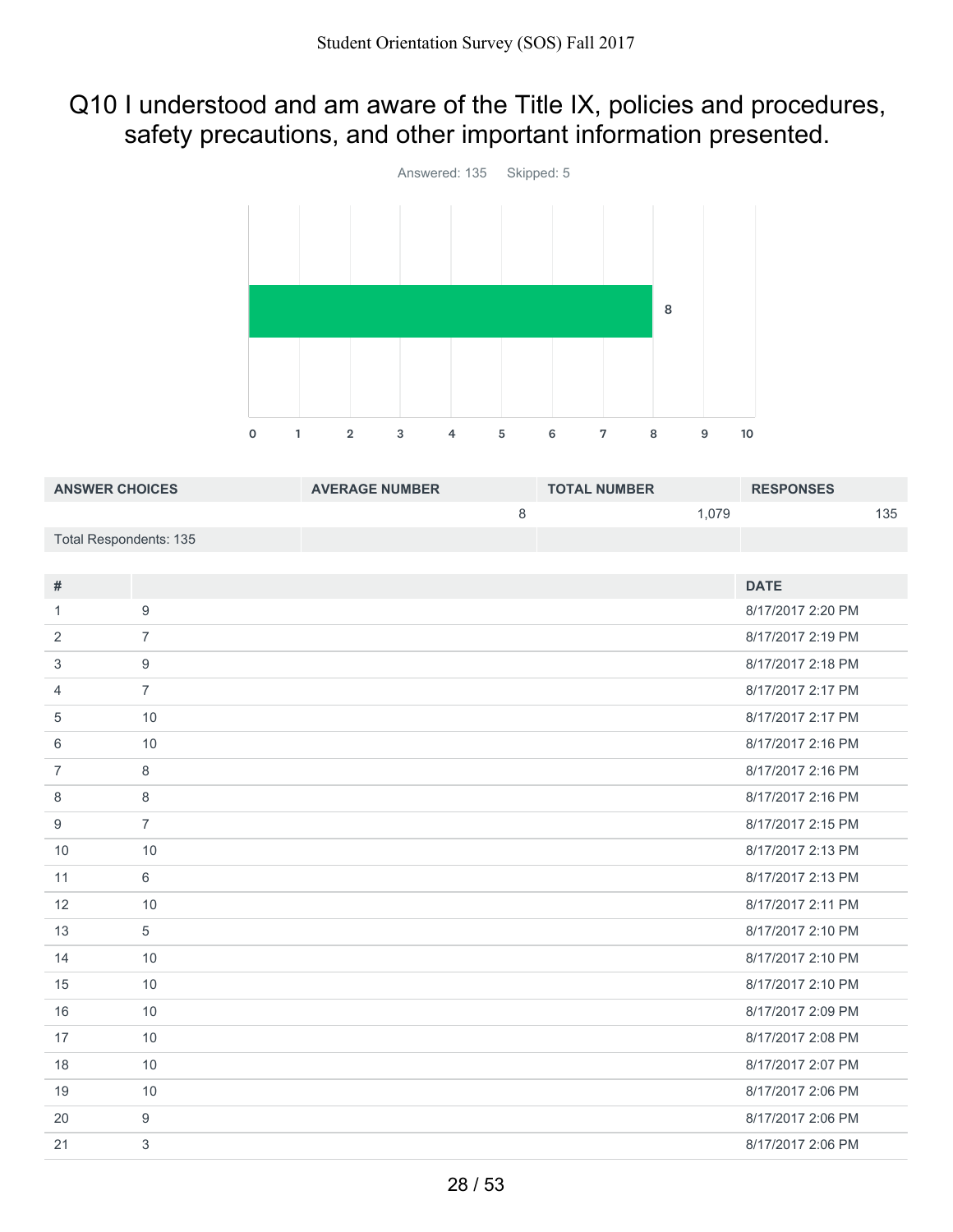# Q10 I understood and am aware of the Title IX, policies and procedures, safety precautions, and other important information presented.

Answered: 135 Skipped: 5

| ANSWER CHOICES | AVERAGE NUMBER | TOTAL NUMBER | RESPONSES |
|---|---|---|---|
| | 8 | 1,079 | 135 |
| Total Respondents: 135 | | | |

| # | | DATE |
|---|---|---|
| 1 | 9 | 8/17/2017 2:20 PM |
| 2 | 7 | 8/17/2017 2:19 PM |
| 3 | 9 | 8/17/2017 2:18 PM |
| 4 | 7 | 8/17/2017 2:17 PM |
| 5 | 10 | 8/17/2017 2:17 PM |
| 6 | 10 | 8/17/2017 2:16 PM |
| 7 | 8 | 8/17/2017 2:16 PM |
| 8 | 8 | 8/17/2017 2:16 PM |
| 9 | 7 | 8/17/2017 2:15 PM |
| 10 | 10 | 8/17/2017 2:13 PM |
| 11 | 6 | 8/17/2017 2:13 PM |
| 12 | 10 | 8/17/2017 2:11 PM |
| 13 | 5 | 8/17/2017 2:10 PM |
| 14 | 10 | 8/17/2017 2:10 PM |
| 15 | 10 | 8/17/2017 2:10 PM |
| 16 | 10 | 8/17/2017 2:09 PM |
| 17 | 10 | 8/17/2017 2:08 PM |
| 18 | 10 | 8/17/2017 2:07 PM |
| 19 | 10 | 8/17/2017 2:06 PM |
| 20 | 9 | 8/17/2017 2:06 PM |
| 21 | 3 | 8/17/2017 2:06 PM |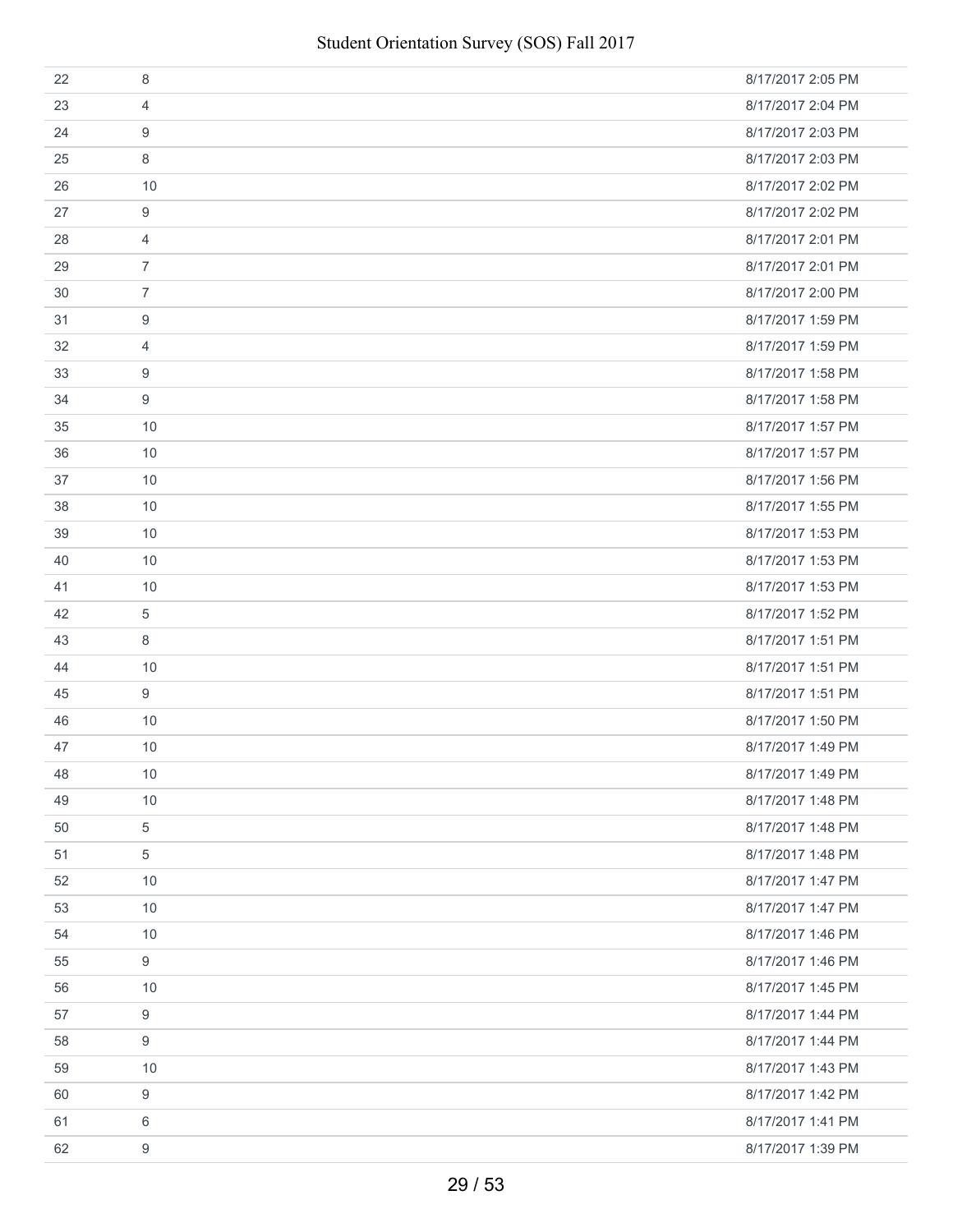| | | |
|---|---|---|
| 22 | 8 | 8/17/2017 2:05 PM |
| 23 | 4 | 8/17/2017 2:04 PM |
| 24 | 9 | 8/17/2017 2:03 PM |
| 25 | 8 | 8/17/2017 2:03 PM |
| 26 | 10 | 8/17/2017 2:02 PM |
| 27 | 9 | 8/17/2017 2:02 PM |
| 28 | 4 | 8/17/2017 2:01 PM |
| 29 | 7 | 8/17/2017 2:01 PM |
| 30 | 7 | 8/17/2017 2:00 PM |
| 31 | 9 | 8/17/2017 1:59 PM |
| 32 | 4 | 8/17/2017 1:59 PM |
| 33 | 9 | 8/17/2017 1:58 PM |
| 34 | 9 | 8/17/2017 1:58 PM |
| 35 | 10 | 8/17/2017 1:57 PM |
| 36 | 10 | 8/17/2017 1:57 PM |
| 37 | 10 | 8/17/2017 1:56 PM |
| 38 | 10 | 8/17/2017 1:55 PM |
| 39 | 10 | 8/17/2017 1:53 PM |
| 40 | 10 | 8/17/2017 1:53 PM |
| 41 | 10 | 8/17/2017 1:53 PM |
| 42 | 5 | 8/17/2017 1:52 PM |
| 43 | 8 | 8/17/2017 1:51 PM |
| 44 | 10 | 8/17/2017 1:51 PM |
| 45 | 9 | 8/17/2017 1:51 PM |
| 46 | 10 | 8/17/2017 1:50 PM |
| 47 | 10 | 8/17/2017 1:49 PM |
| 48 | 10 | 8/17/2017 1:49 PM |
| 49 | 10 | 8/17/2017 1:48 PM |
| 50 | 5 | 8/17/2017 1:48 PM |
| 51 | 5 | 8/17/2017 1:48 PM |
| 52 | 10 | 8/17/2017 1:47 PM |
| 53 | 10 | 8/17/2017 1:47 PM |
| 54 | 10 | 8/17/2017 1:46 PM |
| 55 | 9 | 8/17/2017 1:46 PM |
| 56 | 10 | 8/17/2017 1:45 PM |
| 57 | 9 | 8/17/2017 1:44 PM |
| 58 | 9 | 8/17/2017 1:44 PM |
| 59 | 10 | 8/17/2017 1:43 PM |
| 60 | 9 | 8/17/2017 1:42 PM |
| 61 | 6 | 8/17/2017 1:41 PM |
| 62 | 9 | 8/17/2017 1:39 PM |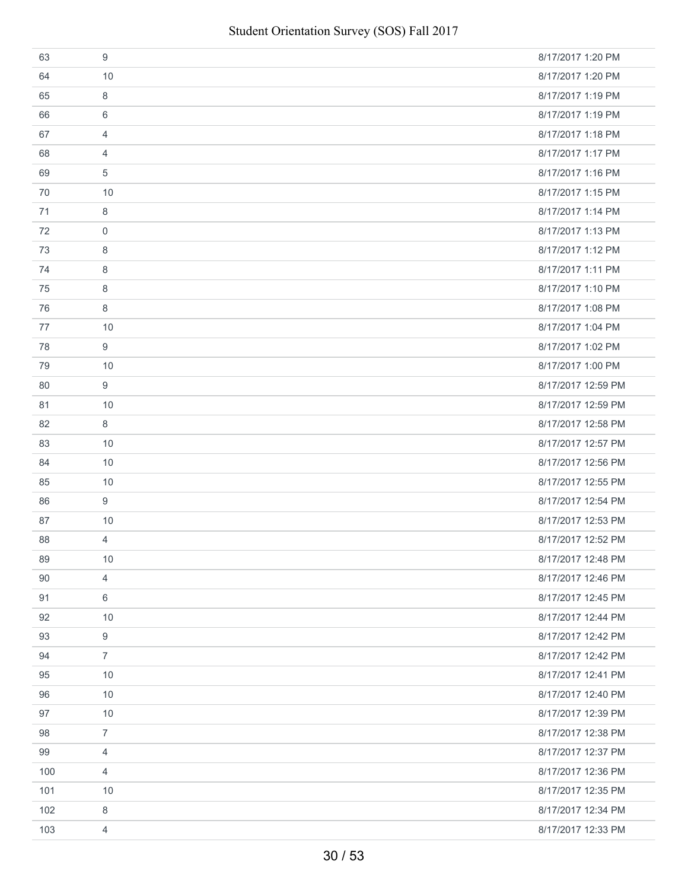| | | |
|---|---|---|
| 63 | 9 | 8/17/2017 1:20 PM |
| 64 | 10 | 8/17/2017 1:20 PM |
| 65 | 8 | 8/17/2017 1:19 PM |
| 66 | 6 | 8/17/2017 1:19 PM |
| 67 | 4 | 8/17/2017 1:18 PM |
| 68 | 4 | 8/17/2017 1:17 PM |
| 69 | 5 | 8/17/2017 1:16 PM |
| 70 | 10 | 8/17/2017 1:15 PM |
| 71 | 8 | 8/17/2017 1:14 PM |
| 72 | 0 | 8/17/2017 1:13 PM |
| 73 | 8 | 8/17/2017 1:12 PM |
| 74 | 8 | 8/17/2017 1:11 PM |
| 75 | 8 | 8/17/2017 1:10 PM |
| 76 | 8 | 8/17/2017 1:08 PM |
| 77 | 10 | 8/17/2017 1:04 PM |
| 78 | 9 | 8/17/2017 1:02 PM |
| 79 | 10 | 8/17/2017 1:00 PM |
| 80 | 9 | 8/17/2017 12:59 PM |
| 81 | 10 | 8/17/2017 12:59 PM |
| 82 | 8 | 8/17/2017 12:58 PM |
| 83 | 10 | 8/17/2017 12:57 PM |
| 84 | 10 | 8/17/2017 12:56 PM |
| 85 | 10 | 8/17/2017 12:55 PM |
| 86 | 9 | 8/17/2017 12:54 PM |
| 87 | 10 | 8/17/2017 12:53 PM |
| 88 | 4 | 8/17/2017 12:52 PM |
| 89 | 10 | 8/17/2017 12:48 PM |
| 90 | 4 | 8/17/2017 12:46 PM |
| 91 | 6 | 8/17/2017 12:45 PM |
| 92 | 10 | 8/17/2017 12:44 PM |
| 93 | 9 | 8/17/2017 12:42 PM |
| 94 | 7 | 8/17/2017 12:42 PM |
| 95 | 10 | 8/17/2017 12:41 PM |
| 96 | 10 | 8/17/2017 12:40 PM |
| 97 | 10 | 8/17/2017 12:39 PM |
| 98 | 7 | 8/17/2017 12:38 PM |
| 99 | 4 | 8/17/2017 12:37 PM |
| 100 | 4 | 8/17/2017 12:36 PM |
| 101 | 10 | 8/17/2017 12:35 PM |
| 102 | 8 | 8/17/2017 12:34 PM |
| 103 | 4 | 8/17/2017 12:33 PM |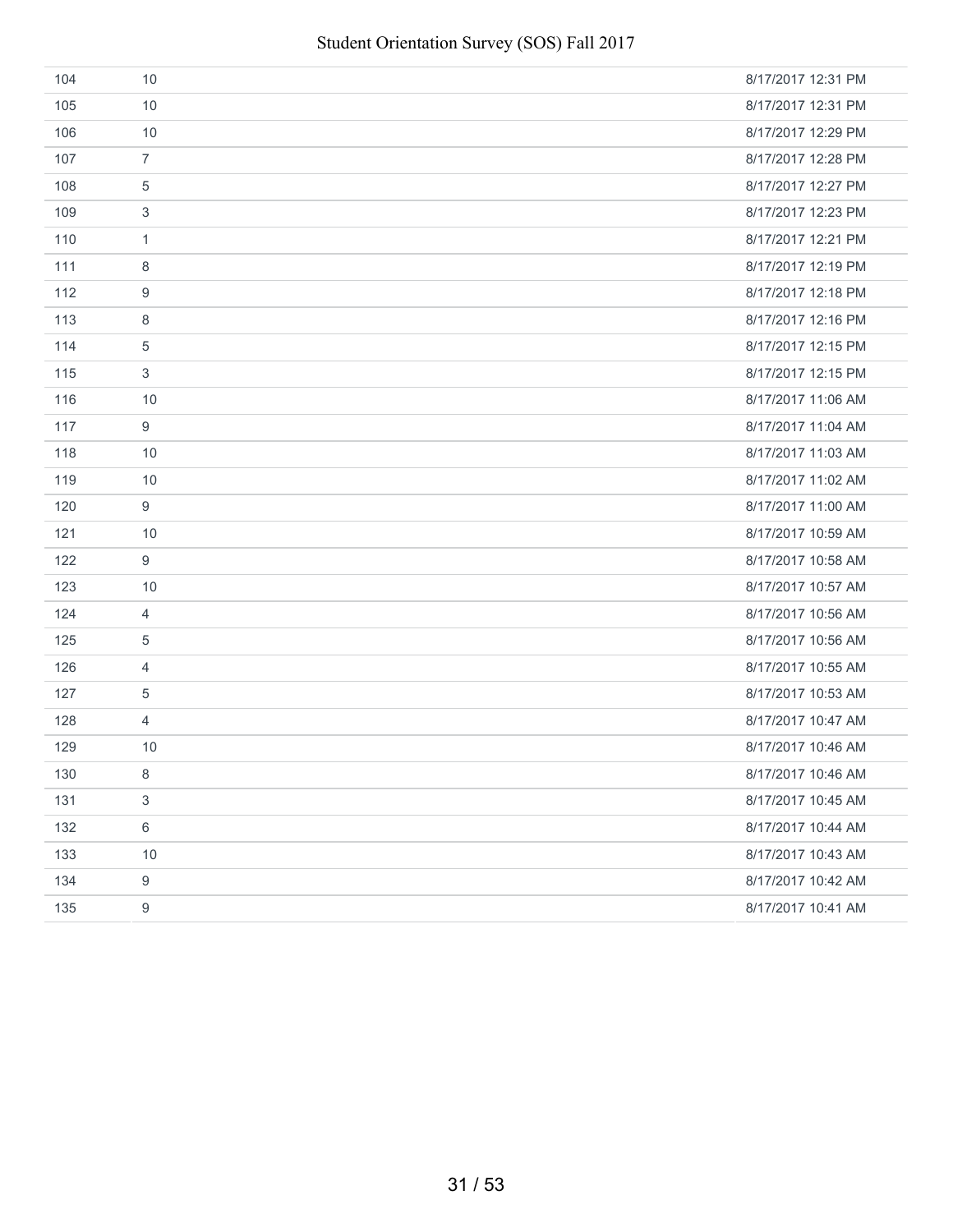| | | |
|---|---|---|
| 104 | 10 | 8/17/2017 12:31 PM |
| 105 | 10 | 8/17/2017 12:31 PM |
| 106 | 10 | 8/17/2017 12:29 PM |
| 107 | 7 | 8/17/2017 12:28 PM |
| 108 | 5 | 8/17/2017 12:27 PM |
| 109 | 3 | 8/17/2017 12:23 PM |
| 110 | 1 | 8/17/2017 12:21 PM |
| 111 | 8 | 8/17/2017 12:19 PM |
| 112 | 9 | 8/17/2017 12:18 PM |
| 113 | 8 | 8/17/2017 12:16 PM |
| 114 | 5 | 8/17/2017 12:15 PM |
| 115 | 3 | 8/17/2017 12:15 PM |
| 116 | 10 | 8/17/2017 11:06 AM |
| 117 | 9 | 8/17/2017 11:04 AM |
| 118 | 10 | 8/17/2017 11:03 AM |
| 119 | 10 | 8/17/2017 11:02 AM |
| 120 | 9 | 8/17/2017 11:00 AM |
| 121 | 10 | 8/17/2017 10:59 AM |
| 122 | 9 | 8/17/2017 10:58 AM |
| 123 | 10 | 8/17/2017 10:57 AM |
| 124 | 4 | 8/17/2017 10:56 AM |
| 125 | 5 | 8/17/2017 10:56 AM |
| 126 | 4 | 8/17/2017 10:55 AM |
| 127 | 5 | 8/17/2017 10:53 AM |
| 128 | 4 | 8/17/2017 10:47 AM |
| 129 | 10 | 8/17/2017 10:46 AM |
| 130 | 8 | 8/17/2017 10:46 AM |
| 131 | 3 | 8/17/2017 10:45 AM |
| 132 | 6 | 8/17/2017 10:44 AM |
| 133 | 10 | 8/17/2017 10:43 AM |
| 134 | 9 | 8/17/2017 10:42 AM |
| 135 | 9 | 8/17/2017 10:41 AM |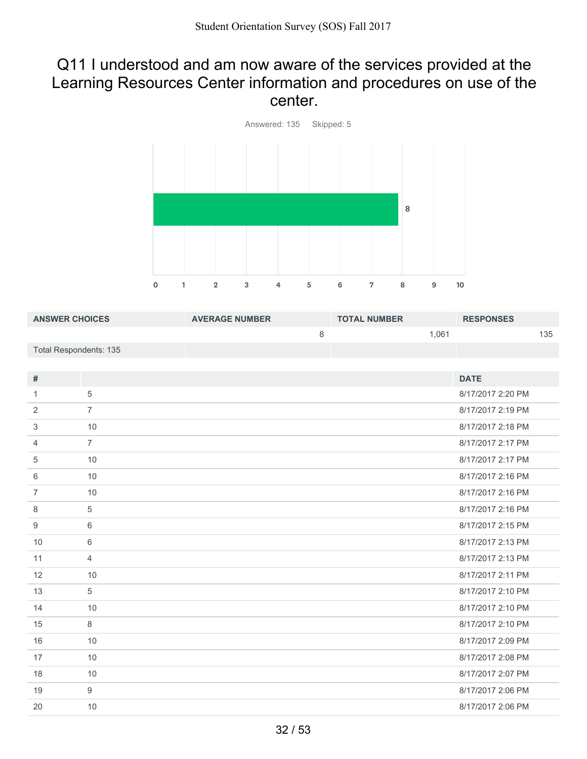# Q11 I understood and am now aware of the services provided at the Learning Resources Center information and procedures on use of the center.

Answered: 135 Skipped: 5

| ANSWER CHOICES | AVERAGE NUMBER | TOTAL NUMBER | RESPONSES |
|---|---|---|---|
| | 8 | 1,061 | 135 |
| Total Respondents: 135 | | | |

| # | | DATE |
|---|---|---|
| 1 | 5 | 8/17/2017 2:20 PM |
| 2 | 7 | 8/17/2017 2:19 PM |
| 3 | 10 | 8/17/2017 2:18 PM |
| 4 | 7 | 8/17/2017 2:17 PM |
| 5 | 10 | 8/17/2017 2:17 PM |
| 6 | 10 | 8/17/2017 2:16 PM |
| 7 | 10 | 8/17/2017 2:16 PM |
| 8 | 5 | 8/17/2017 2:16 PM |
| 9 | 6 | 8/17/2017 2:15 PM |
| 10 | 6 | 8/17/2017 2:13 PM |
| 11 | 4 | 8/17/2017 2:13 PM |
| 12 | 10 | 8/17/2017 2:11 PM |
| 13 | 5 | 8/17/2017 2:10 PM |
| 14 | 10 | 8/17/2017 2:10 PM |
| 15 | 8 | 8/17/2017 2:10 PM |
| 16 | 10 | 8/17/2017 2:09 PM |
| 17 | 10 | 8/17/2017 2:08 PM |
| 18 | 10 | 8/17/2017 2:07 PM |
| 19 | 9 | 8/17/2017 2:06 PM |
| 20 | 10 | 8/17/2017 2:06 PM |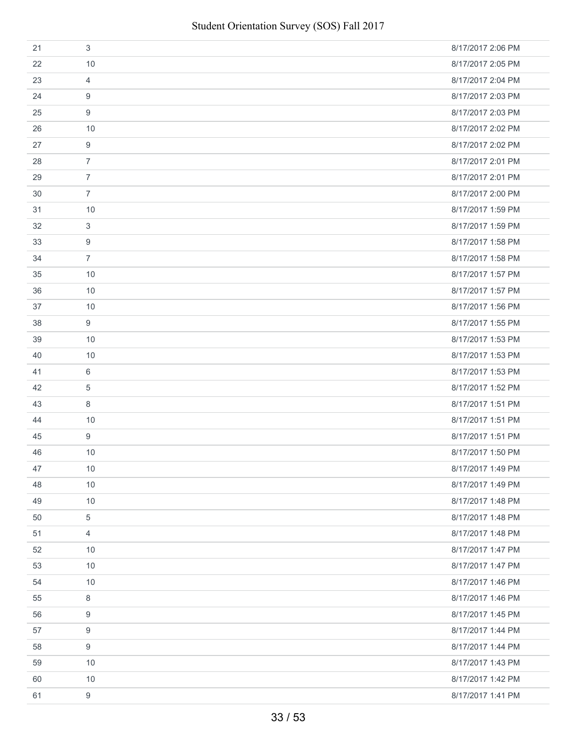| | | |
|---|---|---|
| 21 | 3 | 8/17/2017 2:06 PM |
| 22 | 10 | 8/17/2017 2:05 PM |
| 23 | 4 | 8/17/2017 2:04 PM |
| 24 | 9 | 8/17/2017 2:03 PM |
| 25 | 9 | 8/17/2017 2:03 PM |
| 26 | 10 | 8/17/2017 2:02 PM |
| 27 | 9 | 8/17/2017 2:02 PM |
| 28 | 7 | 8/17/2017 2:01 PM |
| 29 | 7 | 8/17/2017 2:01 PM |
| 30 | 7 | 8/17/2017 2:00 PM |
| 31 | 10 | 8/17/2017 1:59 PM |
| 32 | 3 | 8/17/2017 1:59 PM |
| 33 | 9 | 8/17/2017 1:58 PM |
| 34 | 7 | 8/17/2017 1:58 PM |
| 35 | 10 | 8/17/2017 1:57 PM |
| 36 | 10 | 8/17/2017 1:57 PM |
| 37 | 10 | 8/17/2017 1:56 PM |
| 38 | 9 | 8/17/2017 1:55 PM |
| 39 | 10 | 8/17/2017 1:53 PM |
| 40 | 10 | 8/17/2017 1:53 PM |
| 41 | 6 | 8/17/2017 1:53 PM |
| 42 | 5 | 8/17/2017 1:52 PM |
| 43 | 8 | 8/17/2017 1:51 PM |
| 44 | 10 | 8/17/2017 1:51 PM |
| 45 | 9 | 8/17/2017 1:51 PM |
| 46 | 10 | 8/17/2017 1:50 PM |
| 47 | 10 | 8/17/2017 1:49 PM |
| 48 | 10 | 8/17/2017 1:49 PM |
| 49 | 10 | 8/17/2017 1:48 PM |
| 50 | 5 | 8/17/2017 1:48 PM |
| 51 | 4 | 8/17/2017 1:48 PM |
| 52 | 10 | 8/17/2017 1:47 PM |
| 53 | 10 | 8/17/2017 1:47 PM |
| 54 | 10 | 8/17/2017 1:46 PM |
| 55 | 8 | 8/17/2017 1:46 PM |
| 56 | 9 | 8/17/2017 1:45 PM |
| 57 | 9 | 8/17/2017 1:44 PM |
| 58 | 9 | 8/17/2017 1:44 PM |
| 59 | 10 | 8/17/2017 1:43 PM |
| 60 | 10 | 8/17/2017 1:42 PM |
| 61 | 9 | 8/17/2017 1:41 PM |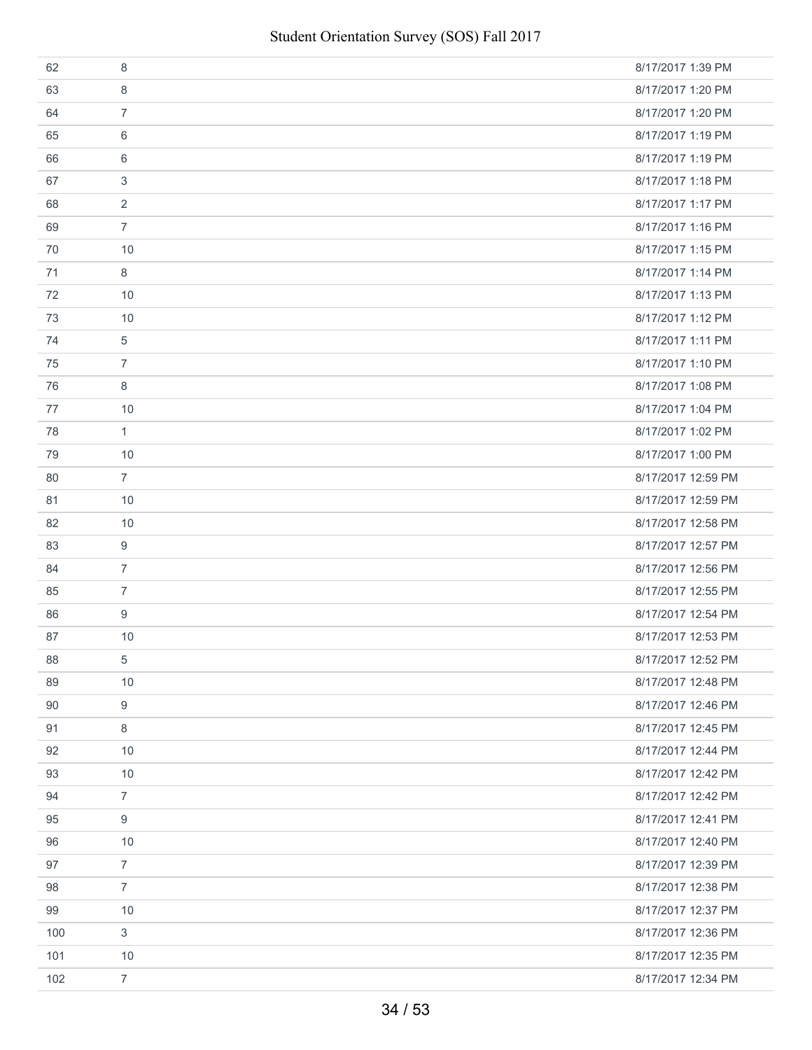| | | |
|---|---|---|
| 62 | 8 | 8/17/2017 1:39 PM |
| 63 | 8 | 8/17/2017 1:20 PM |
| 64 | 7 | 8/17/2017 1:20 PM |
| 65 | 6 | 8/17/2017 1:19 PM |
| 66 | 6 | 8/17/2017 1:19 PM |
| 67 | 3 | 8/17/2017 1:18 PM |
| 68 | 2 | 8/17/2017 1:17 PM |
| 69 | 7 | 8/17/2017 1:16 PM |
| 70 | 10 | 8/17/2017 1:15 PM |
| 71 | 8 | 8/17/2017 1:14 PM |
| 72 | 10 | 8/17/2017 1:13 PM |
| 73 | 10 | 8/17/2017 1:12 PM |
| 74 | 5 | 8/17/2017 1:11 PM |
| 75 | 7 | 8/17/2017 1:10 PM |
| 76 | 8 | 8/17/2017 1:08 PM |
| 77 | 10 | 8/17/2017 1:04 PM |
| 78 | 1 | 8/17/2017 1:02 PM |
| 79 | 10 | 8/17/2017 1:00 PM |
| 80 | 7 | 8/17/2017 12:59 PM |
| 81 | 10 | 8/17/2017 12:59 PM |
| 82 | 10 | 8/17/2017 12:58 PM |
| 83 | 9 | 8/17/2017 12:57 PM |
| 84 | 7 | 8/17/2017 12:56 PM |
| 85 | 7 | 8/17/2017 12:55 PM |
| 86 | 9 | 8/17/2017 12:54 PM |
| 87 | 10 | 8/17/2017 12:53 PM |
| 88 | 5 | 8/17/2017 12:52 PM |
| 89 | 10 | 8/17/2017 12:48 PM |
| 90 | 9 | 8/17/2017 12:46 PM |
| 91 | 8 | 8/17/2017 12:45 PM |
| 92 | 10 | 8/17/2017 12:44 PM |
| 93 | 10 | 8/17/2017 12:42 PM |
| 94 | 7 | 8/17/2017 12:42 PM |
| 95 | 9 | 8/17/2017 12:41 PM |
| 96 | 10 | 8/17/2017 12:40 PM |
| 97 | 7 | 8/17/2017 12:39 PM |
| 98 | 7 | 8/17/2017 12:38 PM |
| 99 | 10 | 8/17/2017 12:37 PM |
| 100 | 3 | 8/17/2017 12:36 PM |
| 101 | 10 | 8/17/2017 12:35 PM |
| 102 | 7 | 8/17/2017 12:34 PM |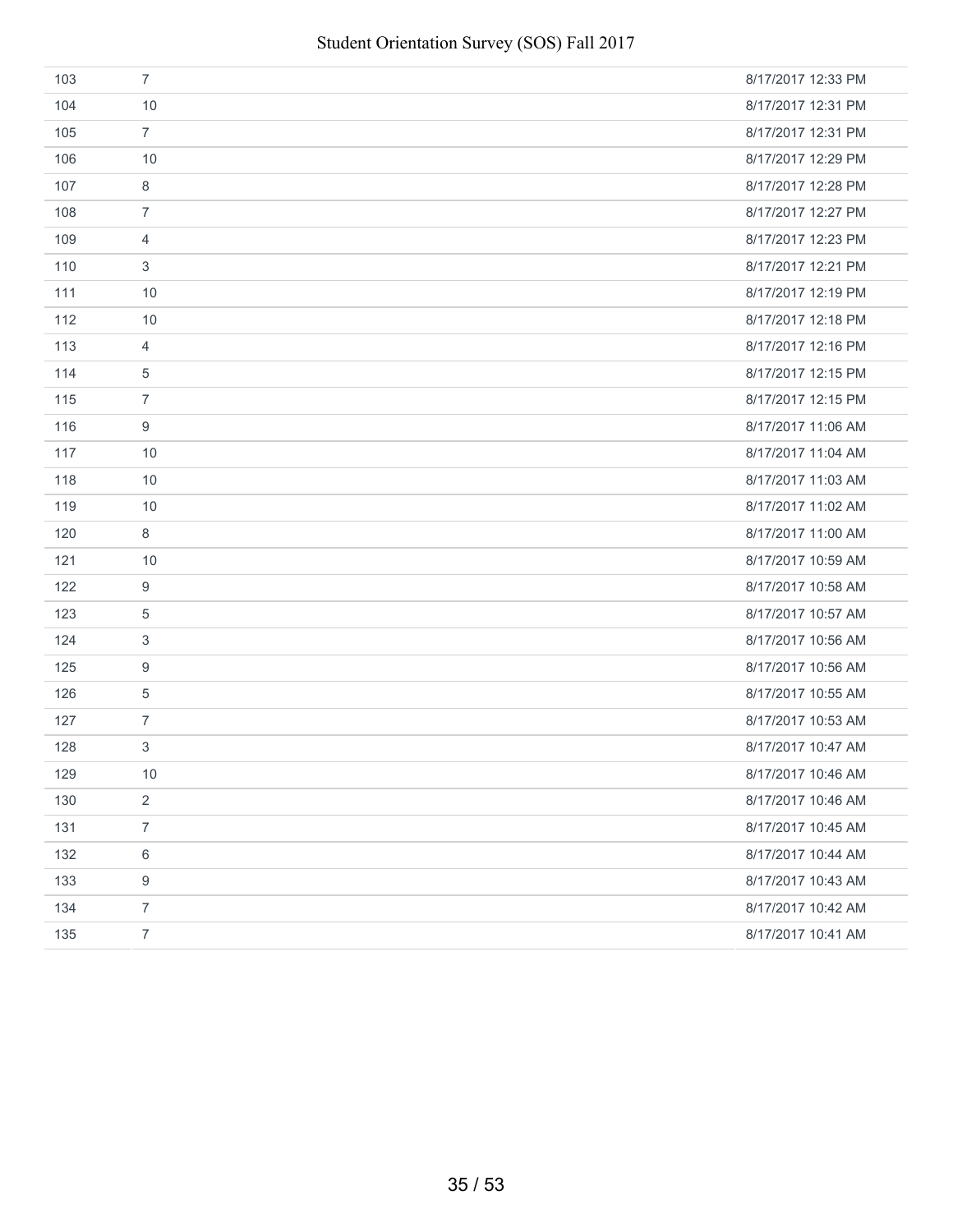| | | |
|---|---|---|
| 103 | 7 | 8/17/2017 12:33 PM |
| 104 | 10 | 8/17/2017 12:31 PM |
| 105 | 7 | 8/17/2017 12:31 PM |
| 106 | 10 | 8/17/2017 12:29 PM |
| 107 | 8 | 8/17/2017 12:28 PM |
| 108 | 7 | 8/17/2017 12:27 PM |
| 109 | 4 | 8/17/2017 12:23 PM |
| 110 | 3 | 8/17/2017 12:21 PM |
| 111 | 10 | 8/17/2017 12:19 PM |
| 112 | 10 | 8/17/2017 12:18 PM |
| 113 | 4 | 8/17/2017 12:16 PM |
| 114 | 5 | 8/17/2017 12:15 PM |
| 115 | 7 | 8/17/2017 12:15 PM |
| 116 | 9 | 8/17/2017 11:06 AM |
| 117 | 10 | 8/17/2017 11:04 AM |
| 118 | 10 | 8/17/2017 11:03 AM |
| 119 | 10 | 8/17/2017 11:02 AM |
| 120 | 8 | 8/17/2017 11:00 AM |
| 121 | 10 | 8/17/2017 10:59 AM |
| 122 | 9 | 8/17/2017 10:58 AM |
| 123 | 5 | 8/17/2017 10:57 AM |
| 124 | 3 | 8/17/2017 10:56 AM |
| 125 | 9 | 8/17/2017 10:56 AM |
| 126 | 5 | 8/17/2017 10:55 AM |
| 127 | 7 | 8/17/2017 10:53 AM |
| 128 | 3 | 8/17/2017 10:47 AM |
| 129 | 10 | 8/17/2017 10:46 AM |
| 130 | 2 | 8/17/2017 10:46 AM |
| 131 | 7 | 8/17/2017 10:45 AM |
| 132 | 6 | 8/17/2017 10:44 AM |
| 133 | 9 | 8/17/2017 10:43 AM |
| 134 | 7 | 8/17/2017 10:42 AM |
| 135 | 7 | 8/17/2017 10:41 AM |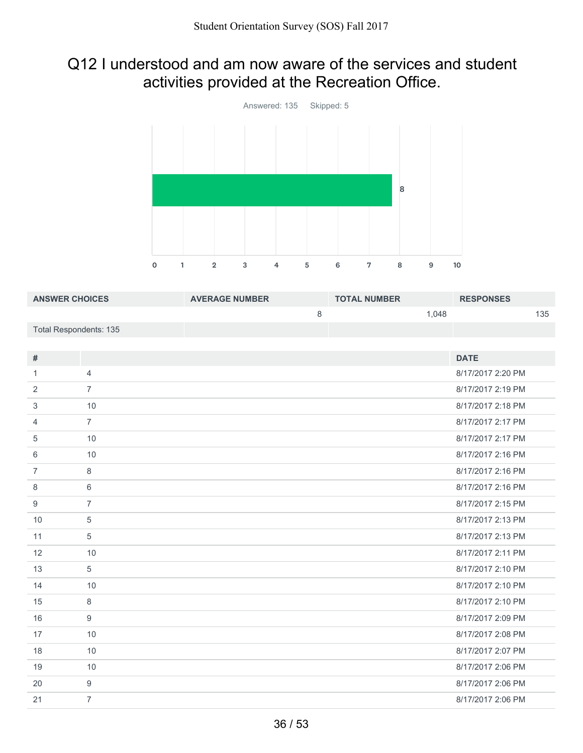# Q12 I understood and am now aware of the services and student activities provided at the Recreation Office.

Answered: 135 Skipped: 5

| ANSWER CHOICES | AVERAGE NUMBER | TOTAL NUMBER | RESPONSES |
|---|---|---|---|
| | 8 | 1,048 | 135 |
| Total Respondents: 135 | | | |

| # | | DATE |
|---|---|---|
| 1 | 4 | 8/17/2017 2:20 PM |
| 2 | 7 | 8/17/2017 2:19 PM |
| 3 | 10 | 8/17/2017 2:18 PM |
| 4 | 7 | 8/17/2017 2:17 PM |
| 5 | 10 | 8/17/2017 2:17 PM |
| 6 | 10 | 8/17/2017 2:16 PM |
| 7 | 8 | 8/17/2017 2:16 PM |
| 8 | 6 | 8/17/2017 2:16 PM |
| 9 | 7 | 8/17/2017 2:15 PM |
| 10 | 5 | 8/17/2017 2:13 PM |
| 11 | 5 | 8/17/2017 2:13 PM |
| 12 | 10 | 8/17/2017 2:11 PM |
| 13 | 5 | 8/17/2017 2:10 PM |
| 14 | 10 | 8/17/2017 2:10 PM |
| 15 | 8 | 8/17/2017 2:10 PM |
| 16 | 9 | 8/17/2017 2:09 PM |
| 17 | 10 | 8/17/2017 2:08 PM |
| 18 | 10 | 8/17/2017 2:07 PM |
| 19 | 10 | 8/17/2017 2:06 PM |
| 20 | 9 | 8/17/2017 2:06 PM |
| 21 | 7 | 8/17/2017 2:06 PM |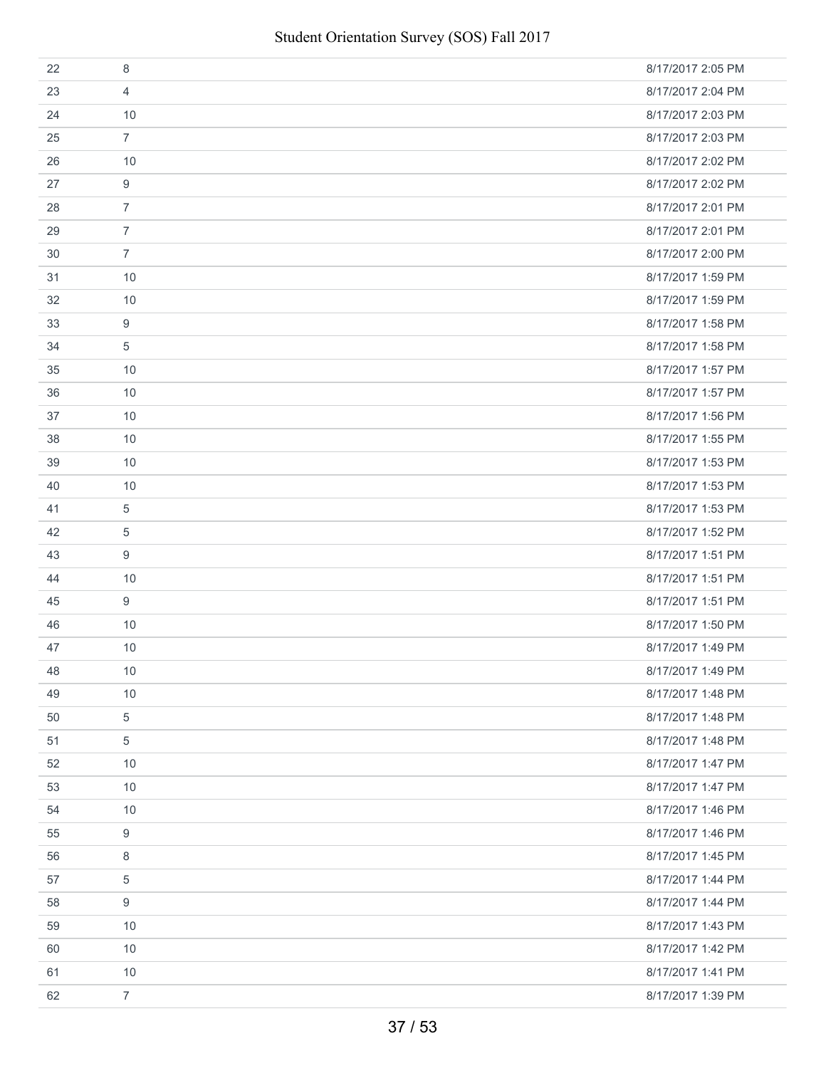| | | |
|---|---|---|
| 22 | 8 | 8/17/2017 2:05 PM |
| 23 | 4 | 8/17/2017 2:04 PM |
| 24 | 10 | 8/17/2017 2:03 PM |
| 25 | 7 | 8/17/2017 2:03 PM |
| 26 | 10 | 8/17/2017 2:02 PM |
| 27 | 9 | 8/17/2017 2:02 PM |
| 28 | 7 | 8/17/2017 2:01 PM |
| 29 | 7 | 8/17/2017 2:01 PM |
| 30 | 7 | 8/17/2017 2:00 PM |
| 31 | 10 | 8/17/2017 1:59 PM |
| 32 | 10 | 8/17/2017 1:59 PM |
| 33 | 9 | 8/17/2017 1:58 PM |
| 34 | 5 | 8/17/2017 1:58 PM |
| 35 | 10 | 8/17/2017 1:57 PM |
| 36 | 10 | 8/17/2017 1:57 PM |
| 37 | 10 | 8/17/2017 1:56 PM |
| 38 | 10 | 8/17/2017 1:55 PM |
| 39 | 10 | 8/17/2017 1:53 PM |
| 40 | 10 | 8/17/2017 1:53 PM |
| 41 | 5 | 8/17/2017 1:53 PM |
| 42 | 5 | 8/17/2017 1:52 PM |
| 43 | 9 | 8/17/2017 1:51 PM |
| 44 | 10 | 8/17/2017 1:51 PM |
| 45 | 9 | 8/17/2017 1:51 PM |
| 46 | 10 | 8/17/2017 1:50 PM |
| 47 | 10 | 8/17/2017 1:49 PM |
| 48 | 10 | 8/17/2017 1:49 PM |
| 49 | 10 | 8/17/2017 1:48 PM |
| 50 | 5 | 8/17/2017 1:48 PM |
| 51 | 5 | 8/17/2017 1:48 PM |
| 52 | 10 | 8/17/2017 1:47 PM |
| 53 | 10 | 8/17/2017 1:47 PM |
| 54 | 10 | 8/17/2017 1:46 PM |
| 55 | 9 | 8/17/2017 1:46 PM |
| 56 | 8 | 8/17/2017 1:45 PM |
| 57 | 5 | 8/17/2017 1:44 PM |
| 58 | 9 | 8/17/2017 1:44 PM |
| 59 | 10 | 8/17/2017 1:43 PM |
| 60 | 10 | 8/17/2017 1:42 PM |
| 61 | 10 | 8/17/2017 1:41 PM |
| 62 | 7 | 8/17/2017 1:39 PM |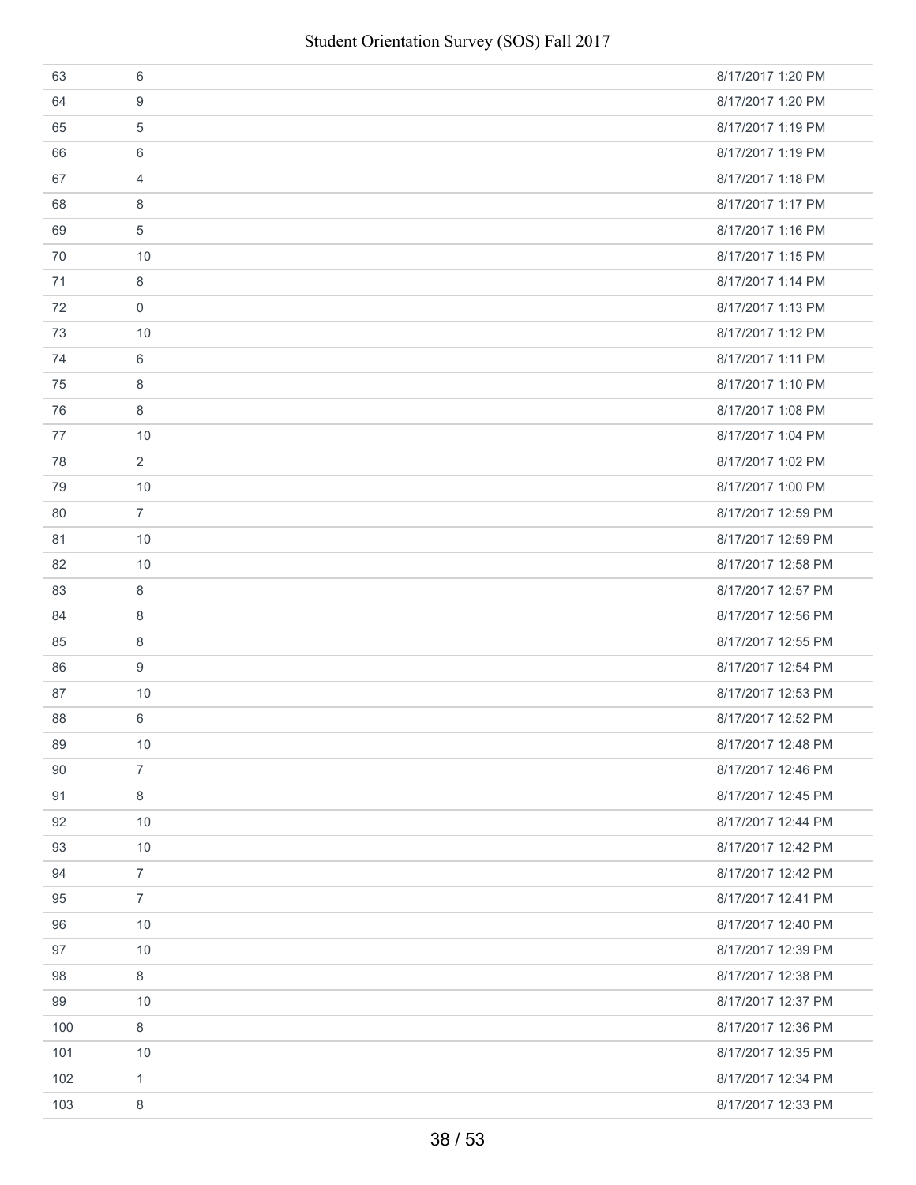| | | |
|---|---|---|
| 63 | 6 | 8/17/2017 1:20 PM |
| 64 | 9 | 8/17/2017 1:20 PM |
| 65 | 5 | 8/17/2017 1:19 PM |
| 66 | 6 | 8/17/2017 1:19 PM |
| 67 | 4 | 8/17/2017 1:18 PM |
| 68 | 8 | 8/17/2017 1:17 PM |
| 69 | 5 | 8/17/2017 1:16 PM |
| 70 | 10 | 8/17/2017 1:15 PM |
| 71 | 8 | 8/17/2017 1:14 PM |
| 72 | 0 | 8/17/2017 1:13 PM |
| 73 | 10 | 8/17/2017 1:12 PM |
| 74 | 6 | 8/17/2017 1:11 PM |
| 75 | 8 | 8/17/2017 1:10 PM |
| 76 | 8 | 8/17/2017 1:08 PM |
| 77 | 10 | 8/17/2017 1:04 PM |
| 78 | 2 | 8/17/2017 1:02 PM |
| 79 | 10 | 8/17/2017 1:00 PM |
| 80 | 7 | 8/17/2017 12:59 PM |
| 81 | 10 | 8/17/2017 12:59 PM |
| 82 | 10 | 8/17/2017 12:58 PM |
| 83 | 8 | 8/17/2017 12:57 PM |
| 84 | 8 | 8/17/2017 12:56 PM |
| 85 | 8 | 8/17/2017 12:55 PM |
| 86 | 9 | 8/17/2017 12:54 PM |
| 87 | 10 | 8/17/2017 12:53 PM |
| 88 | 6 | 8/17/2017 12:52 PM |
| 89 | 10 | 8/17/2017 12:48 PM |
| 90 | 7 | 8/17/2017 12:46 PM |
| 91 | 8 | 8/17/2017 12:45 PM |
| 92 | 10 | 8/17/2017 12:44 PM |
| 93 | 10 | 8/17/2017 12:42 PM |
| 94 | 7 | 8/17/2017 12:42 PM |
| 95 | 7 | 8/17/2017 12:41 PM |
| 96 | 10 | 8/17/2017 12:40 PM |
| 97 | 10 | 8/17/2017 12:39 PM |
| 98 | 8 | 8/17/2017 12:38 PM |
| 99 | 10 | 8/17/2017 12:37 PM |
| 100 | 8 | 8/17/2017 12:36 PM |
| 101 | 10 | 8/17/2017 12:35 PM |
| 102 | 1 | 8/17/2017 12:34 PM |
| 103 | 8 | 8/17/2017 12:33 PM |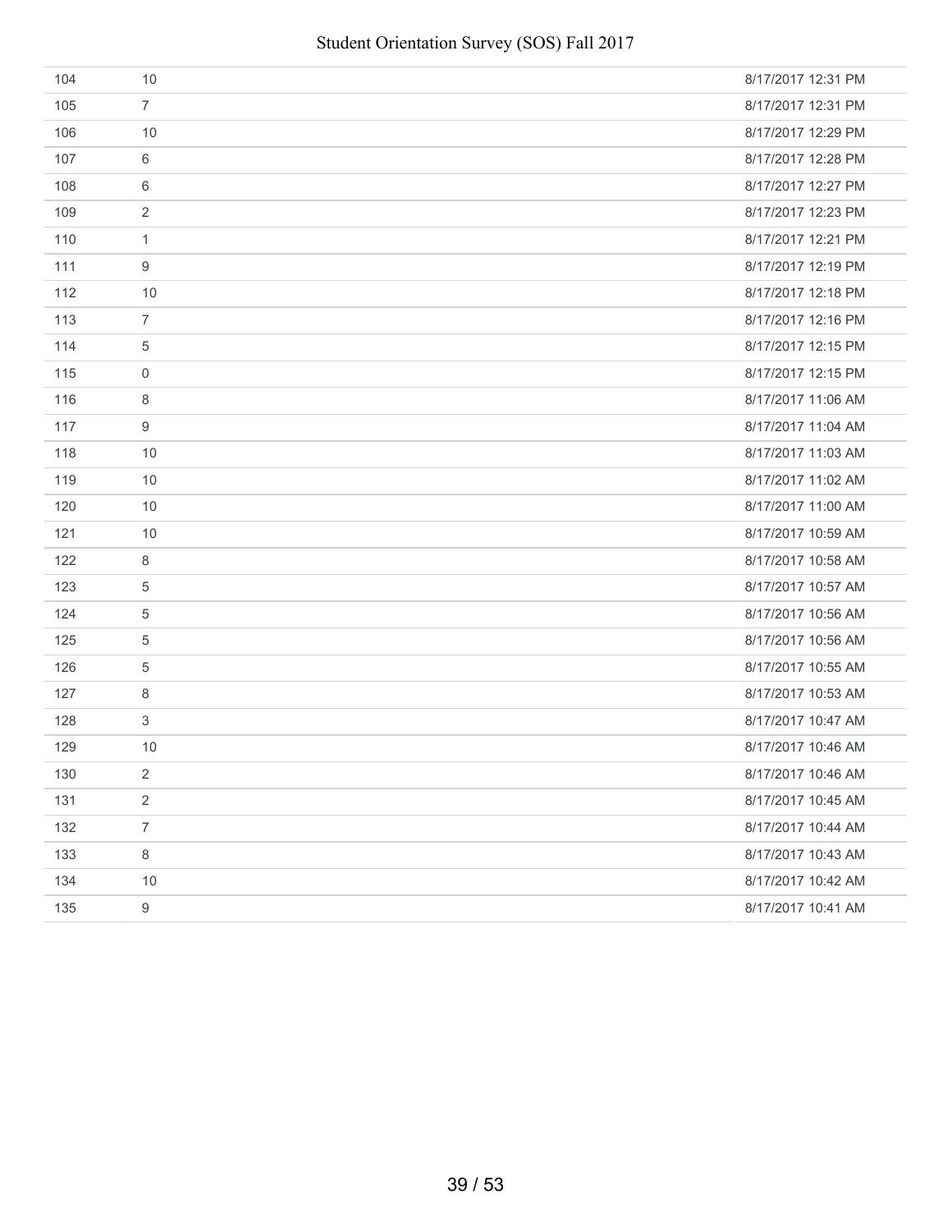| | | |
|---|---|---|
| 104 | 10 | 8/17/2017 12:31 PM |
| 105 | 7 | 8/17/2017 12:31 PM |
| 106 | 10 | 8/17/2017 12:29 PM |
| 107 | 6 | 8/17/2017 12:28 PM |
| 108 | 6 | 8/17/2017 12:27 PM |
| 109 | 2 | 8/17/2017 12:23 PM |
| 110 | 1 | 8/17/2017 12:21 PM |
| 111 | 9 | 8/17/2017 12:19 PM |
| 112 | 10 | 8/17/2017 12:18 PM |
| 113 | 7 | 8/17/2017 12:16 PM |
| 114 | 5 | 8/17/2017 12:15 PM |
| 115 | 0 | 8/17/2017 12:15 PM |
| 116 | 8 | 8/17/2017 11:06 AM |
| 117 | 9 | 8/17/2017 11:04 AM |
| 118 | 10 | 8/17/2017 11:03 AM |
| 119 | 10 | 8/17/2017 11:02 AM |
| 120 | 10 | 8/17/2017 11:00 AM |
| 121 | 10 | 8/17/2017 10:59 AM |
| 122 | 8 | 8/17/2017 10:58 AM |
| 123 | 5 | 8/17/2017 10:57 AM |
| 124 | 5 | 8/17/2017 10:56 AM |
| 125 | 5 | 8/17/2017 10:56 AM |
| 126 | 5 | 8/17/2017 10:55 AM |
| 127 | 8 | 8/17/2017 10:53 AM |
| 128 | 3 | 8/17/2017 10:47 AM |
| 129 | 10 | 8/17/2017 10:46 AM |
| 130 | 2 | 8/17/2017 10:46 AM |
| 131 | 2 | 8/17/2017 10:45 AM |
| 132 | 7 | 8/17/2017 10:44 AM |
| 133 | 8 | 8/17/2017 10:43 AM |
| 134 | 10 | 8/17/2017 10:42 AM |
| 135 | 9 | 8/17/2017 10:41 AM |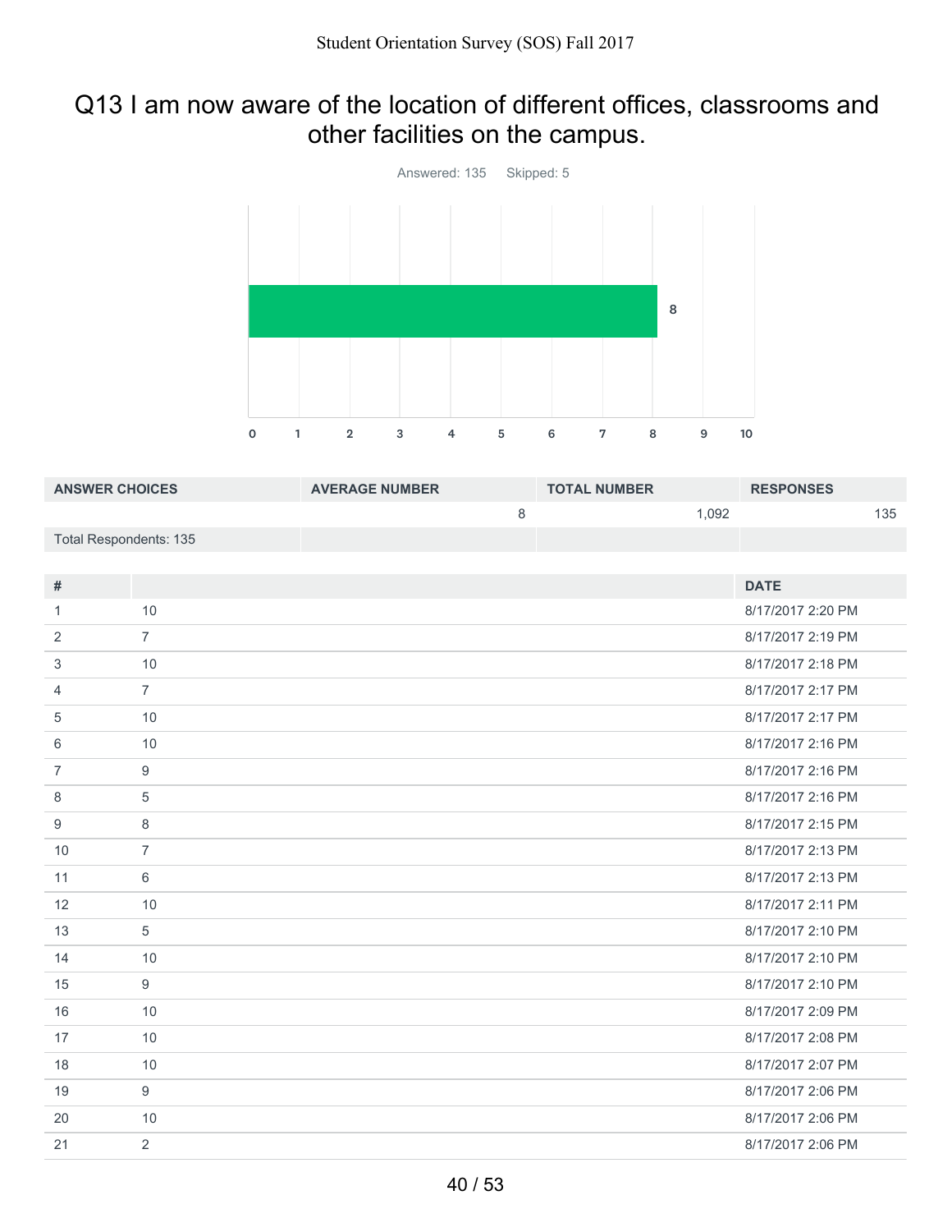# Q13 I am now aware of the location of different offices, classrooms and other facilities on the campus.

Answered: 135 Skipped: 5

| ANSWER CHOICES | AVERAGE NUMBER | TOTAL NUMBER | RESPONSES |
|---|---|---|---|
| | 8 | 1,092 | 135 |
| Total Respondents: 135 | | | |

| # | | DATE |
|---|---|---|
| 1 | 10 | 8/17/2017 2:20 PM |
| 2 | 7 | 8/17/2017 2:19 PM |
| 3 | 10 | 8/17/2017 2:18 PM |
| 4 | 7 | 8/17/2017 2:17 PM |
| 5 | 10 | 8/17/2017 2:17 PM |
| 6 | 10 | 8/17/2017 2:16 PM |
| 7 | 9 | 8/17/2017 2:16 PM |
| 8 | 5 | 8/17/2017 2:16 PM |
| 9 | 8 | 8/17/2017 2:15 PM |
| 10 | 7 | 8/17/2017 2:13 PM |
| 11 | 6 | 8/17/2017 2:13 PM |
| 12 | 10 | 8/17/2017 2:11 PM |
| 13 | 5 | 8/17/2017 2:10 PM |
| 14 | 10 | 8/17/2017 2:10 PM |
| 15 | 9 | 8/17/2017 2:10 PM |
| 16 | 10 | 8/17/2017 2:09 PM |
| 17 | 10 | 8/17/2017 2:08 PM |
| 18 | 10 | 8/17/2017 2:07 PM |
| 19 | 9 | 8/17/2017 2:06 PM |
| 20 | 10 | 8/17/2017 2:06 PM |
| 21 | 2 | 8/17/2017 2:06 PM |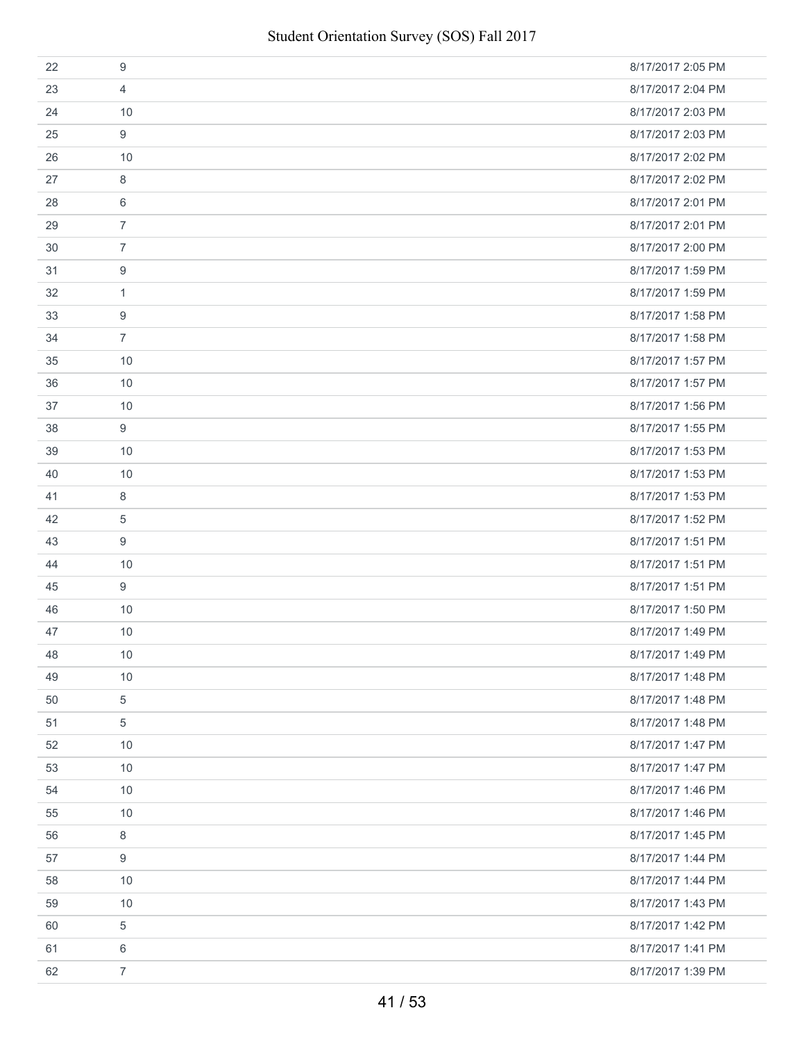| | | |
|---|---|---|
| 22 | 9 | 8/17/2017 2:05 PM |
| 23 | 4 | 8/17/2017 2:04 PM |
| 24 | 10 | 8/17/2017 2:03 PM |
| 25 | 9 | 8/17/2017 2:03 PM |
| 26 | 10 | 8/17/2017 2:02 PM |
| 27 | 8 | 8/17/2017 2:02 PM |
| 28 | 6 | 8/17/2017 2:01 PM |
| 29 | 7 | 8/17/2017 2:01 PM |
| 30 | 7 | 8/17/2017 2:00 PM |
| 31 | 9 | 8/17/2017 1:59 PM |
| 32 | 1 | 8/17/2017 1:59 PM |
| 33 | 9 | 8/17/2017 1:58 PM |
| 34 | 7 | 8/17/2017 1:58 PM |
| 35 | 10 | 8/17/2017 1:57 PM |
| 36 | 10 | 8/17/2017 1:57 PM |
| 37 | 10 | 8/17/2017 1:56 PM |
| 38 | 9 | 8/17/2017 1:55 PM |
| 39 | 10 | 8/17/2017 1:53 PM |
| 40 | 10 | 8/17/2017 1:53 PM |
| 41 | 8 | 8/17/2017 1:53 PM |
| 42 | 5 | 8/17/2017 1:52 PM |
| 43 | 9 | 8/17/2017 1:51 PM |
| 44 | 10 | 8/17/2017 1:51 PM |
| 45 | 9 | 8/17/2017 1:51 PM |
| 46 | 10 | 8/17/2017 1:50 PM |
| 47 | 10 | 8/17/2017 1:49 PM |
| 48 | 10 | 8/17/2017 1:49 PM |
| 49 | 10 | 8/17/2017 1:48 PM |
| 50 | 5 | 8/17/2017 1:48 PM |
| 51 | 5 | 8/17/2017 1:48 PM |
| 52 | 10 | 8/17/2017 1:47 PM |
| 53 | 10 | 8/17/2017 1:47 PM |
| 54 | 10 | 8/17/2017 1:46 PM |
| 55 | 10 | 8/17/2017 1:46 PM |
| 56 | 8 | 8/17/2017 1:45 PM |
| 57 | 9 | 8/17/2017 1:44 PM |
| 58 | 10 | 8/17/2017 1:44 PM |
| 59 | 10 | 8/17/2017 1:43 PM |
| 60 | 5 | 8/17/2017 1:42 PM |
| 61 | 6 | 8/17/2017 1:41 PM |
| 62 | 7 | 8/17/2017 1:39 PM |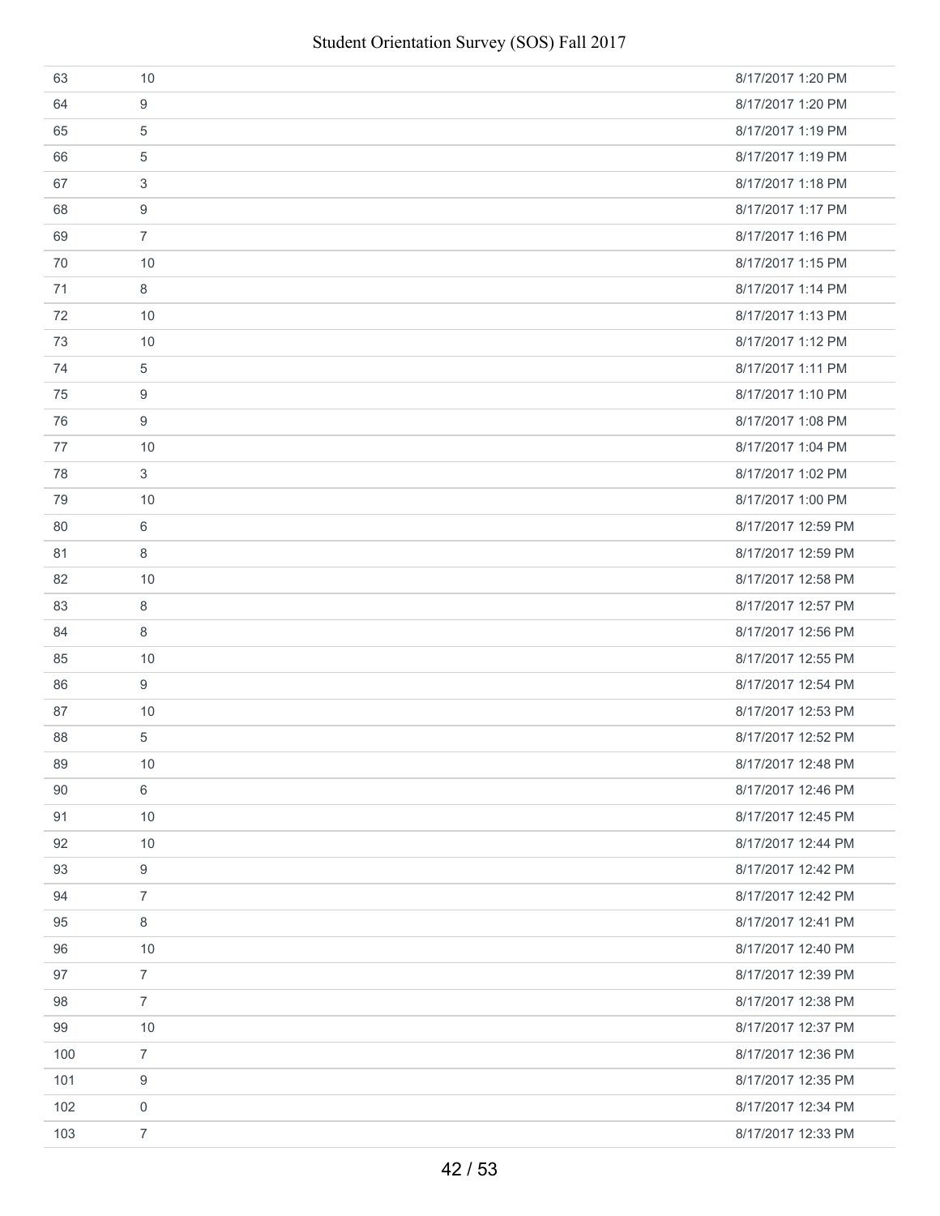| | | |
|---|---|---|
| 63 | 10 | 8/17/2017 1:20 PM |
| 64 | 9 | 8/17/2017 1:20 PM |
| 65 | 5 | 8/17/2017 1:19 PM |
| 66 | 5 | 8/17/2017 1:19 PM |
| 67 | 3 | 8/17/2017 1:18 PM |
| 68 | 9 | 8/17/2017 1:17 PM |
| 69 | 7 | 8/17/2017 1:16 PM |
| 70 | 10 | 8/17/2017 1:15 PM |
| 71 | 8 | 8/17/2017 1:14 PM |
| 72 | 10 | 8/17/2017 1:13 PM |
| 73 | 10 | 8/17/2017 1:12 PM |
| 74 | 5 | 8/17/2017 1:11 PM |
| 75 | 9 | 8/17/2017 1:10 PM |
| 76 | 9 | 8/17/2017 1:08 PM |
| 77 | 10 | 8/17/2017 1:04 PM |
| 78 | 3 | 8/17/2017 1:02 PM |
| 79 | 10 | 8/17/2017 1:00 PM |
| 80 | 6 | 8/17/2017 12:59 PM |
| 81 | 8 | 8/17/2017 12:59 PM |
| 82 | 10 | 8/17/2017 12:58 PM |
| 83 | 8 | 8/17/2017 12:57 PM |
| 84 | 8 | 8/17/2017 12:56 PM |
| 85 | 10 | 8/17/2017 12:55 PM |
| 86 | 9 | 8/17/2017 12:54 PM |
| 87 | 10 | 8/17/2017 12:53 PM |
| 88 | 5 | 8/17/2017 12:52 PM |
| 89 | 10 | 8/17/2017 12:48 PM |
| 90 | 6 | 8/17/2017 12:46 PM |
| 91 | 10 | 8/17/2017 12:45 PM |
| 92 | 10 | 8/17/2017 12:44 PM |
| 93 | 9 | 8/17/2017 12:42 PM |
| 94 | 7 | 8/17/2017 12:42 PM |
| 95 | 8 | 8/17/2017 12:41 PM |
| 96 | 10 | 8/17/2017 12:40 PM |
| 97 | 7 | 8/17/2017 12:39 PM |
| 98 | 7 | 8/17/2017 12:38 PM |
| 99 | 10 | 8/17/2017 12:37 PM |
| 100 | 7 | 8/17/2017 12:36 PM |
| 101 | 9 | 8/17/2017 12:35 PM |
| 102 | 0 | 8/17/2017 12:34 PM |
| 103 | 7 | 8/17/2017 12:33 PM |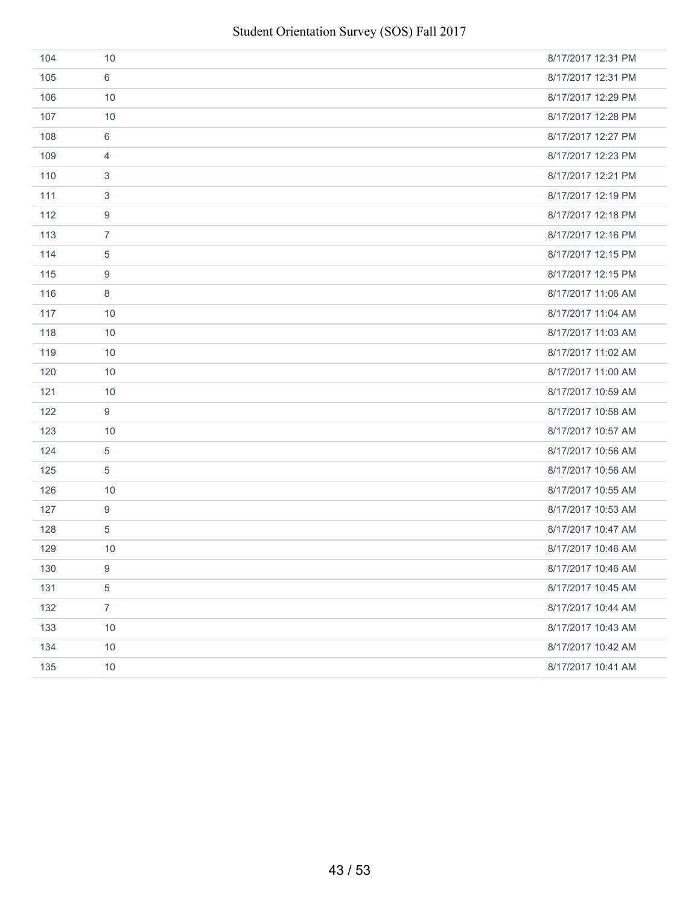| | | |
|---|---|---|
| 104 | 10 | 8/17/2017 12:31 PM |
| 105 | 6 | 8/17/2017 12:31 PM |
| 106 | 10 | 8/17/2017 12:29 PM |
| 107 | 10 | 8/17/2017 12:28 PM |
| 108 | 6 | 8/17/2017 12:27 PM |
| 109 | 4 | 8/17/2017 12:23 PM |
| 110 | 3 | 8/17/2017 12:21 PM |
| 111 | 3 | 8/17/2017 12:19 PM |
| 112 | 9 | 8/17/2017 12:18 PM |
| 113 | 7 | 8/17/2017 12:16 PM |
| 114 | 5 | 8/17/2017 12:15 PM |
| 115 | 9 | 8/17/2017 12:15 PM |
| 116 | 8 | 8/17/2017 11:06 AM |
| 117 | 10 | 8/17/2017 11:04 AM |
| 118 | 10 | 8/17/2017 11:03 AM |
| 119 | 10 | 8/17/2017 11:02 AM |
| 120 | 10 | 8/17/2017 11:00 AM |
| 121 | 10 | 8/17/2017 10:59 AM |
| 122 | 9 | 8/17/2017 10:58 AM |
| 123 | 10 | 8/17/2017 10:57 AM |
| 124 | 5 | 8/17/2017 10:56 AM |
| 125 | 5 | 8/17/2017 10:56 AM |
| 126 | 10 | 8/17/2017 10:55 AM |
| 127 | 9 | 8/17/2017 10:53 AM |
| 128 | 5 | 8/17/2017 10:47 AM |
| 129 | 10 | 8/17/2017 10:46 AM |
| 130 | 9 | 8/17/2017 10:46 AM |
| 131 | 5 | 8/17/2017 10:45 AM |
| 132 | 7 | 8/17/2017 10:44 AM |
| 133 | 10 | 8/17/2017 10:43 AM |
| 134 | 10 | 8/17/2017 10:42 AM |
| 135 | 10 | 8/17/2017 10:41 AM |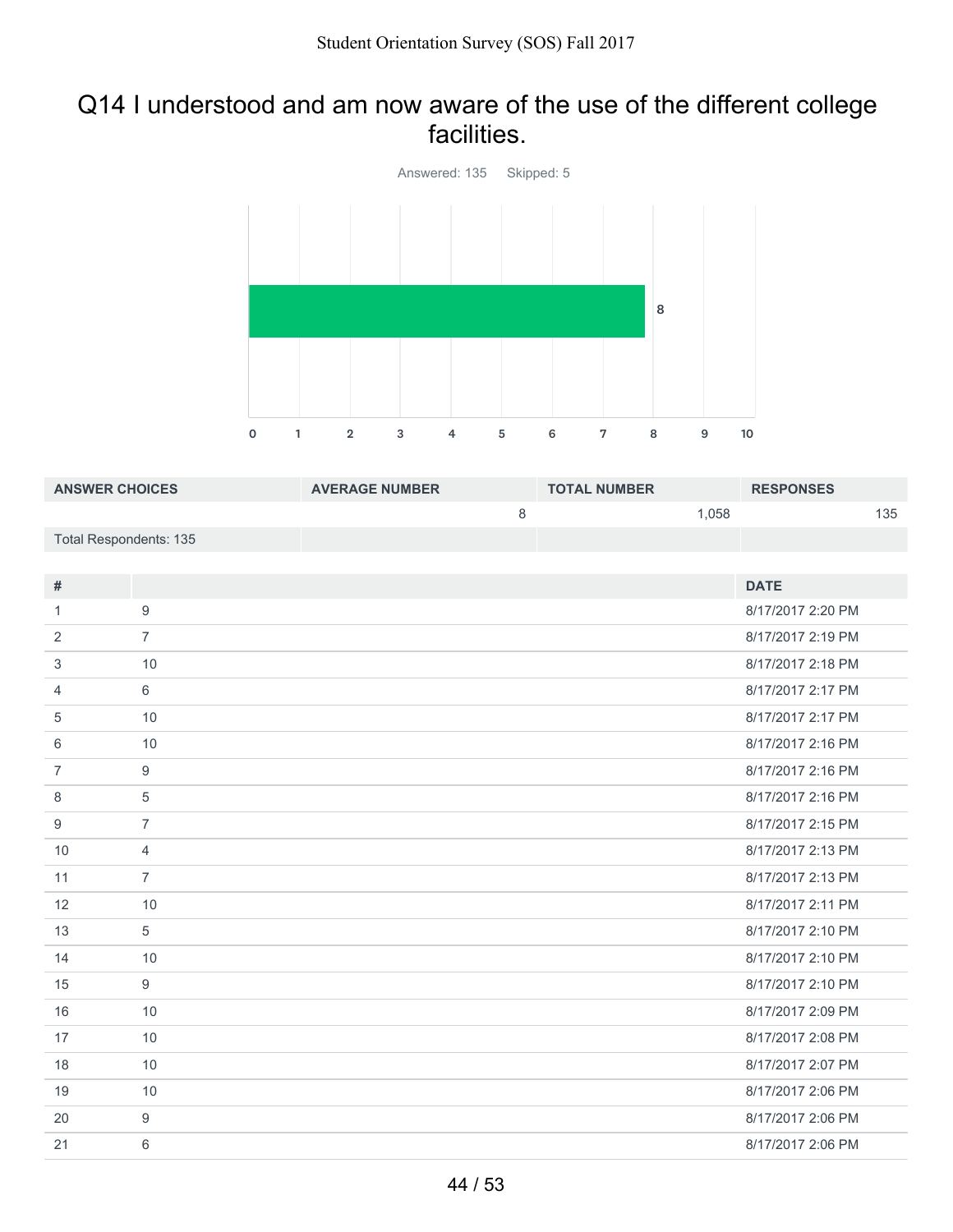# Q14 I understood and am now aware of the use of the different college facilities.

Answered: 135 Skipped: 5

| ANSWER CHOICES | AVERAGE NUMBER | TOTAL NUMBER | RESPONSES |
|---|---|---|---|
| | 8 | 1,058 | 135 |
| Total Respondents: 135 | | | |

| # | | DATE |
|---|---|---|
| 1 | 9 | 8/17/2017 2:20 PM |
| 2 | 7 | 8/17/2017 2:19 PM |
| 3 | 10 | 8/17/2017 2:18 PM |
| 4 | 6 | 8/17/2017 2:17 PM |
| 5 | 10 | 8/17/2017 2:17 PM |
| 6 | 10 | 8/17/2017 2:16 PM |
| 7 | 9 | 8/17/2017 2:16 PM |
| 8 | 5 | 8/17/2017 2:16 PM |
| 9 | 7 | 8/17/2017 2:15 PM |
| 10 | 4 | 8/17/2017 2:13 PM |
| 11 | 7 | 8/17/2017 2:13 PM |
| 12 | 10 | 8/17/2017 2:11 PM |
| 13 | 5 | 8/17/2017 2:10 PM |
| 14 | 10 | 8/17/2017 2:10 PM |
| 15 | 9 | 8/17/2017 2:10 PM |
| 16 | 10 | 8/17/2017 2:09 PM |
| 17 | 10 | 8/17/2017 2:08 PM |
| 18 | 10 | 8/17/2017 2:07 PM |
| 19 | 10 | 8/17/2017 2:06 PM |
| 20 | 9 | 8/17/2017 2:06 PM |
| 21 | 6 | 8/17/2017 2:06 PM |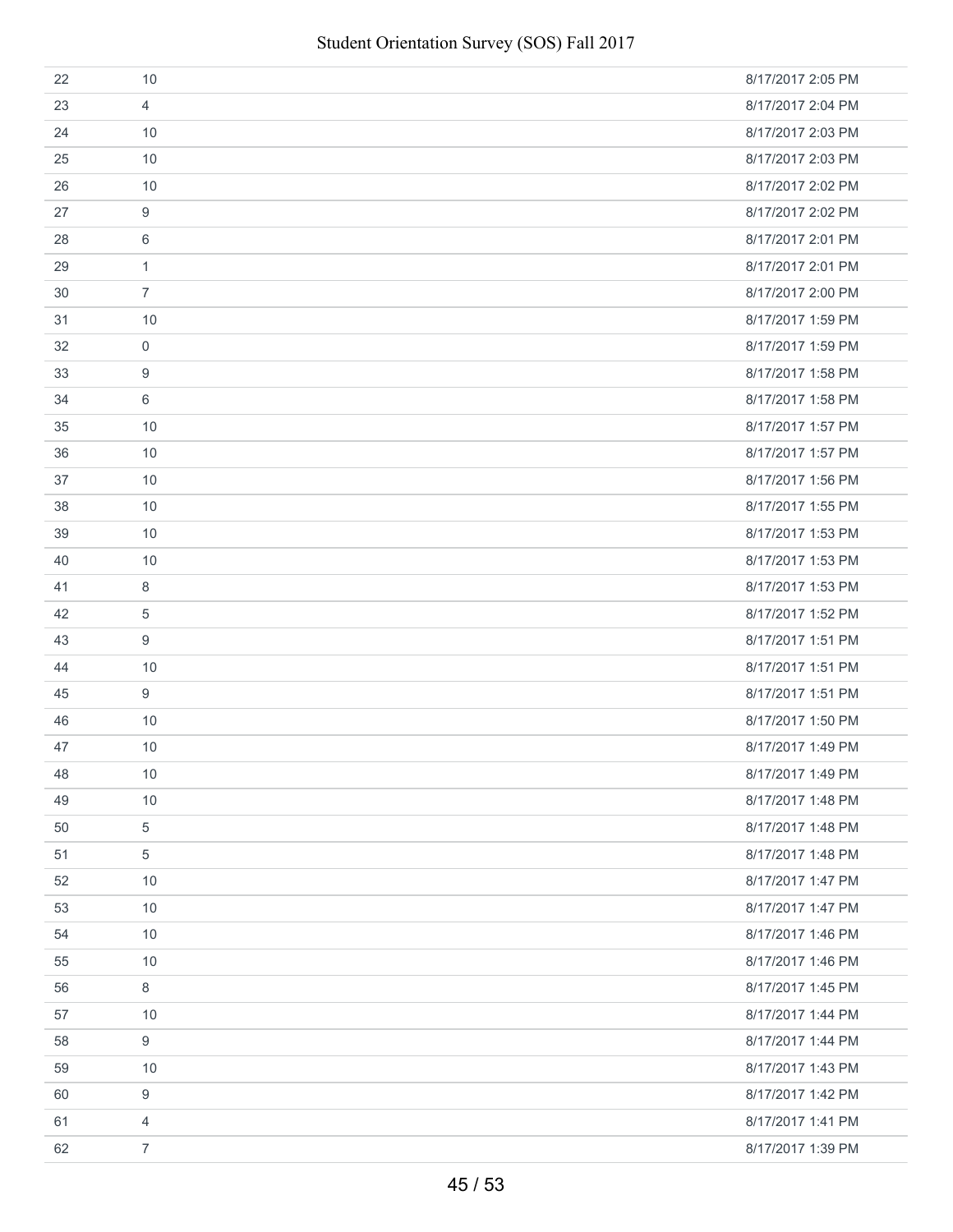| | | |
|---|---|---|
| 22 | 10 | 8/17/2017 2:05 PM |
| 23 | 4 | 8/17/2017 2:04 PM |
| 24 | 10 | 8/17/2017 2:03 PM |
| 25 | 10 | 8/17/2017 2:03 PM |
| 26 | 10 | 8/17/2017 2:02 PM |
| 27 | 9 | 8/17/2017 2:02 PM |
| 28 | 6 | 8/17/2017 2:01 PM |
| 29 | 1 | 8/17/2017 2:01 PM |
| 30 | 7 | 8/17/2017 2:00 PM |
| 31 | 10 | 8/17/2017 1:59 PM |
| 32 | 0 | 8/17/2017 1:59 PM |
| 33 | 9 | 8/17/2017 1:58 PM |
| 34 | 6 | 8/17/2017 1:58 PM |
| 35 | 10 | 8/17/2017 1:57 PM |
| 36 | 10 | 8/17/2017 1:57 PM |
| 37 | 10 | 8/17/2017 1:56 PM |
| 38 | 10 | 8/17/2017 1:55 PM |
| 39 | 10 | 8/17/2017 1:53 PM |
| 40 | 10 | 8/17/2017 1:53 PM |
| 41 | 8 | 8/17/2017 1:53 PM |
| 42 | 5 | 8/17/2017 1:52 PM |
| 43 | 9 | 8/17/2017 1:51 PM |
| 44 | 10 | 8/17/2017 1:51 PM |
| 45 | 9 | 8/17/2017 1:51 PM |
| 46 | 10 | 8/17/2017 1:50 PM |
| 47 | 10 | 8/17/2017 1:49 PM |
| 48 | 10 | 8/17/2017 1:49 PM |
| 49 | 10 | 8/17/2017 1:48 PM |
| 50 | 5 | 8/17/2017 1:48 PM |
| 51 | 5 | 8/17/2017 1:48 PM |
| 52 | 10 | 8/17/2017 1:47 PM |
| 53 | 10 | 8/17/2017 1:47 PM |
| 54 | 10 | 8/17/2017 1:46 PM |
| 55 | 10 | 8/17/2017 1:46 PM |
| 56 | 8 | 8/17/2017 1:45 PM |
| 57 | 10 | 8/17/2017 1:44 PM |
| 58 | 9 | 8/17/2017 1:44 PM |
| 59 | 10 | 8/17/2017 1:43 PM |
| 60 | 9 | 8/17/2017 1:42 PM |
| 61 | 4 | 8/17/2017 1:41 PM |
| 62 | 7 | 8/17/2017 1:39 PM |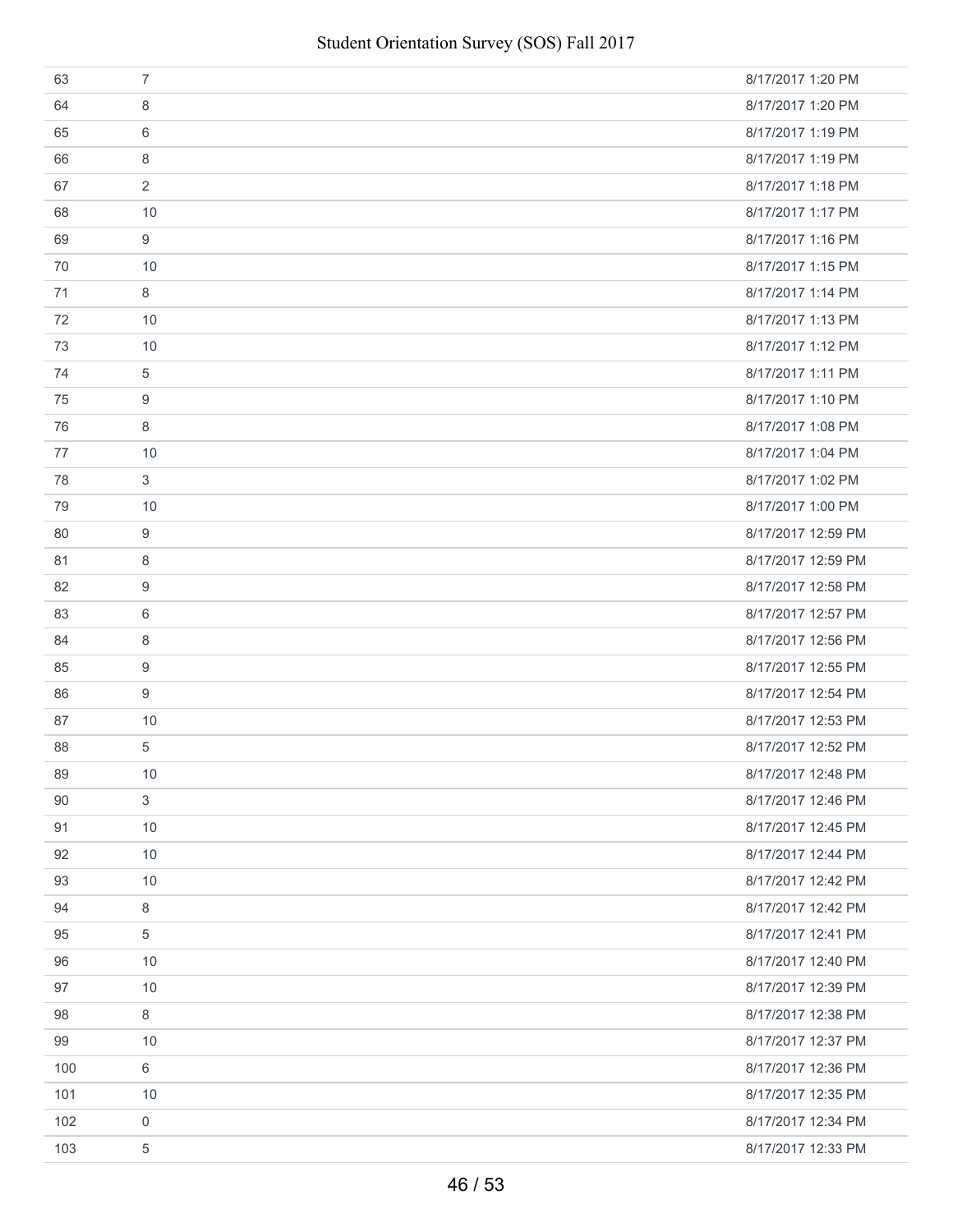| | | |
|---|---|---|
| 63 | 7 | 8/17/2017 1:20 PM |
| 64 | 8 | 8/17/2017 1:20 PM |
| 65 | 6 | 8/17/2017 1:19 PM |
| 66 | 8 | 8/17/2017 1:19 PM |
| 67 | 2 | 8/17/2017 1:18 PM |
| 68 | 10 | 8/17/2017 1:17 PM |
| 69 | 9 | 8/17/2017 1:16 PM |
| 70 | 10 | 8/17/2017 1:15 PM |
| 71 | 8 | 8/17/2017 1:14 PM |
| 72 | 10 | 8/17/2017 1:13 PM |
| 73 | 10 | 8/17/2017 1:12 PM |
| 74 | 5 | 8/17/2017 1:11 PM |
| 75 | 9 | 8/17/2017 1:10 PM |
| 76 | 8 | 8/17/2017 1:08 PM |
| 77 | 10 | 8/17/2017 1:04 PM |
| 78 | 3 | 8/17/2017 1:02 PM |
| 79 | 10 | 8/17/2017 1:00 PM |
| 80 | 9 | 8/17/2017 12:59 PM |
| 81 | 8 | 8/17/2017 12:59 PM |
| 82 | 9 | 8/17/2017 12:58 PM |
| 83 | 6 | 8/17/2017 12:57 PM |
| 84 | 8 | 8/17/2017 12:56 PM |
| 85 | 9 | 8/17/2017 12:55 PM |
| 86 | 9 | 8/17/2017 12:54 PM |
| 87 | 10 | 8/17/2017 12:53 PM |
| 88 | 5 | 8/17/2017 12:52 PM |
| 89 | 10 | 8/17/2017 12:48 PM |
| 90 | 3 | 8/17/2017 12:46 PM |
| 91 | 10 | 8/17/2017 12:45 PM |
| 92 | 10 | 8/17/2017 12:44 PM |
| 93 | 10 | 8/17/2017 12:42 PM |
| 94 | 8 | 8/17/2017 12:42 PM |
| 95 | 5 | 8/17/2017 12:41 PM |
| 96 | 10 | 8/17/2017 12:40 PM |
| 97 | 10 | 8/17/2017 12:39 PM |
| 98 | 8 | 8/17/2017 12:38 PM |
| 99 | 10 | 8/17/2017 12:37 PM |
| 100 | 6 | 8/17/2017 12:36 PM |
| 101 | 10 | 8/17/2017 12:35 PM |
| 102 | 0 | 8/17/2017 12:34 PM |
| 103 | 5 | 8/17/2017 12:33 PM |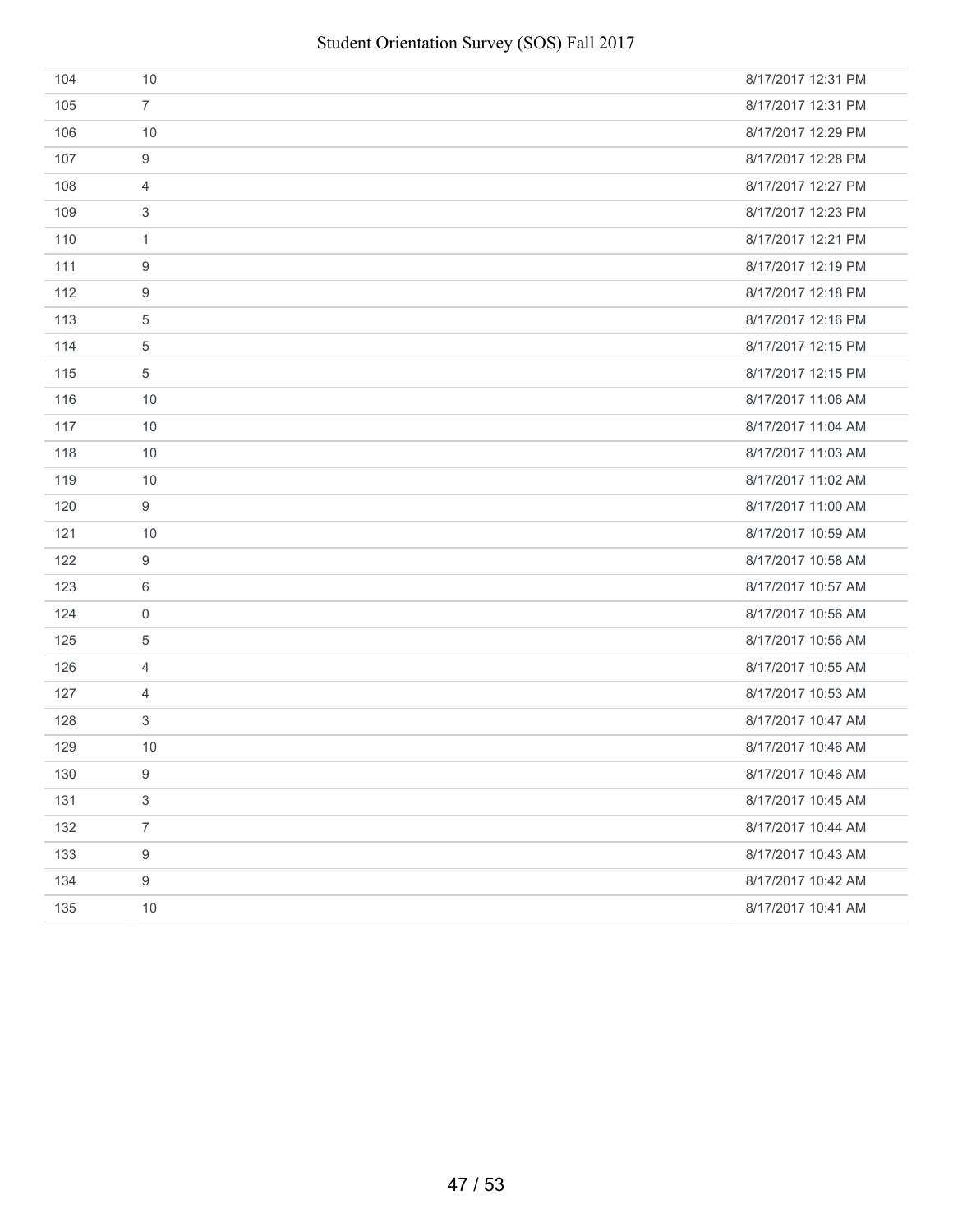| | | |
|---|---|---|
| 104 | 10 | 8/17/2017 12:31 PM |
| 105 | 7 | 8/17/2017 12:31 PM |
| 106 | 10 | 8/17/2017 12:29 PM |
| 107 | 9 | 8/17/2017 12:28 PM |
| 108 | 4 | 8/17/2017 12:27 PM |
| 109 | 3 | 8/17/2017 12:23 PM |
| 110 | 1 | 8/17/2017 12:21 PM |
| 111 | 9 | 8/17/2017 12:19 PM |
| 112 | 9 | 8/17/2017 12:18 PM |
| 113 | 5 | 8/17/2017 12:16 PM |
| 114 | 5 | 8/17/2017 12:15 PM |
| 115 | 5 | 8/17/2017 12:15 PM |
| 116 | 10 | 8/17/2017 11:06 AM |
| 117 | 10 | 8/17/2017 11:04 AM |
| 118 | 10 | 8/17/2017 11:03 AM |
| 119 | 10 | 8/17/2017 11:02 AM |
| 120 | 9 | 8/17/2017 11:00 AM |
| 121 | 10 | 8/17/2017 10:59 AM |
| 122 | 9 | 8/17/2017 10:58 AM |
| 123 | 6 | 8/17/2017 10:57 AM |
| 124 | 0 | 8/17/2017 10:56 AM |
| 125 | 5 | 8/17/2017 10:56 AM |
| 126 | 4 | 8/17/2017 10:55 AM |
| 127 | 4 | 8/17/2017 10:53 AM |
| 128 | 3 | 8/17/2017 10:47 AM |
| 129 | 10 | 8/17/2017 10:46 AM |
| 130 | 9 | 8/17/2017 10:46 AM |
| 131 | 3 | 8/17/2017 10:45 AM |
| 132 | 7 | 8/17/2017 10:44 AM |
| 133 | 9 | 8/17/2017 10:43 AM |
| 134 | 9 | 8/17/2017 10:42 AM |
| 135 | 10 | 8/17/2017 10:41 AM |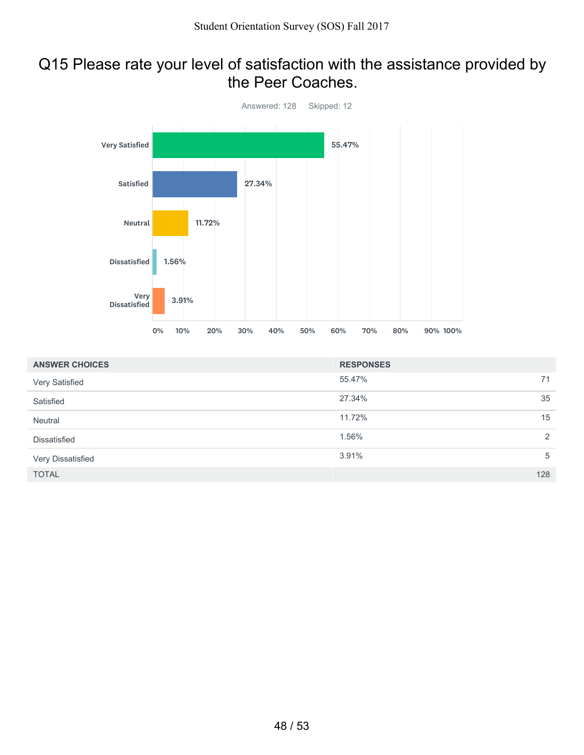# Q15 Please rate your level of satisfaction with the assistance provided by the Peer Coaches.

Answered: 128 Skipped: 12

| ANSWER CHOICES | RESPONSES | |
|---|---|---|
| Very Satisfied | 55.47% | 71 |
| Satisfied | 27.34% | 35 |
| Neutral | 11.72% | 15 |
| Dissatisfied | 1.56% | 2 |
| Very Dissatisfied | 3.91% | 5 |
| TOTAL | | 128 |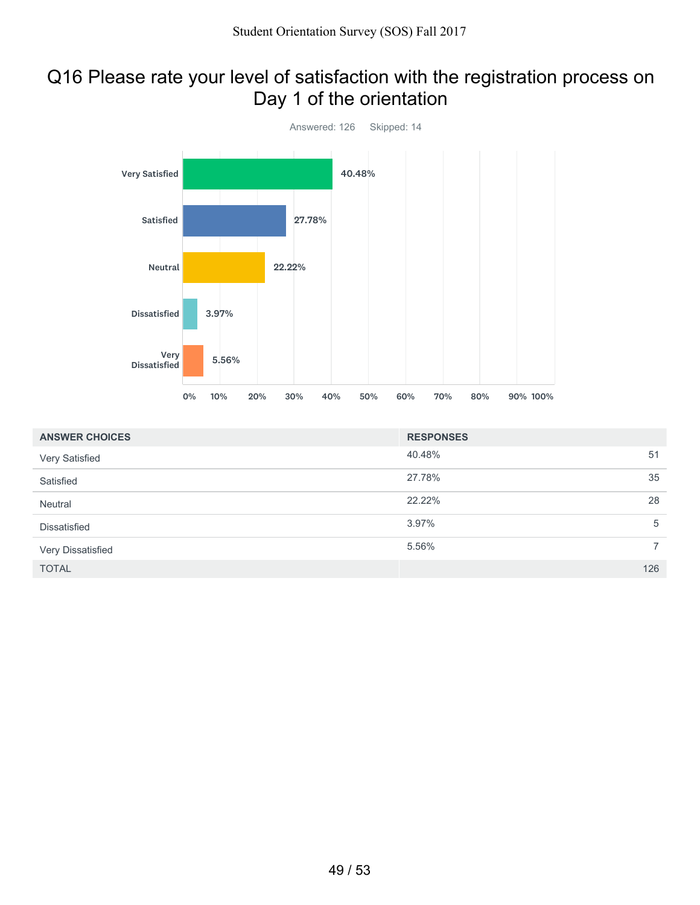# Q16 Please rate your level of satisfaction with the registration process on Day 1 of the orientation

Answered: 126    Skipped: 14

| ANSWER CHOICES | RESPONSES | |
|---|---|---|
| Very Satisfied | 40.48% | 51 |
| Satisfied | 27.78% | 35 |
| Neutral | 22.22% | 28 |
| Dissatisfied | 3.97% | 5 |
| Very Dissatisfied | 5.56% | 7 |
| TOTAL | | 126 |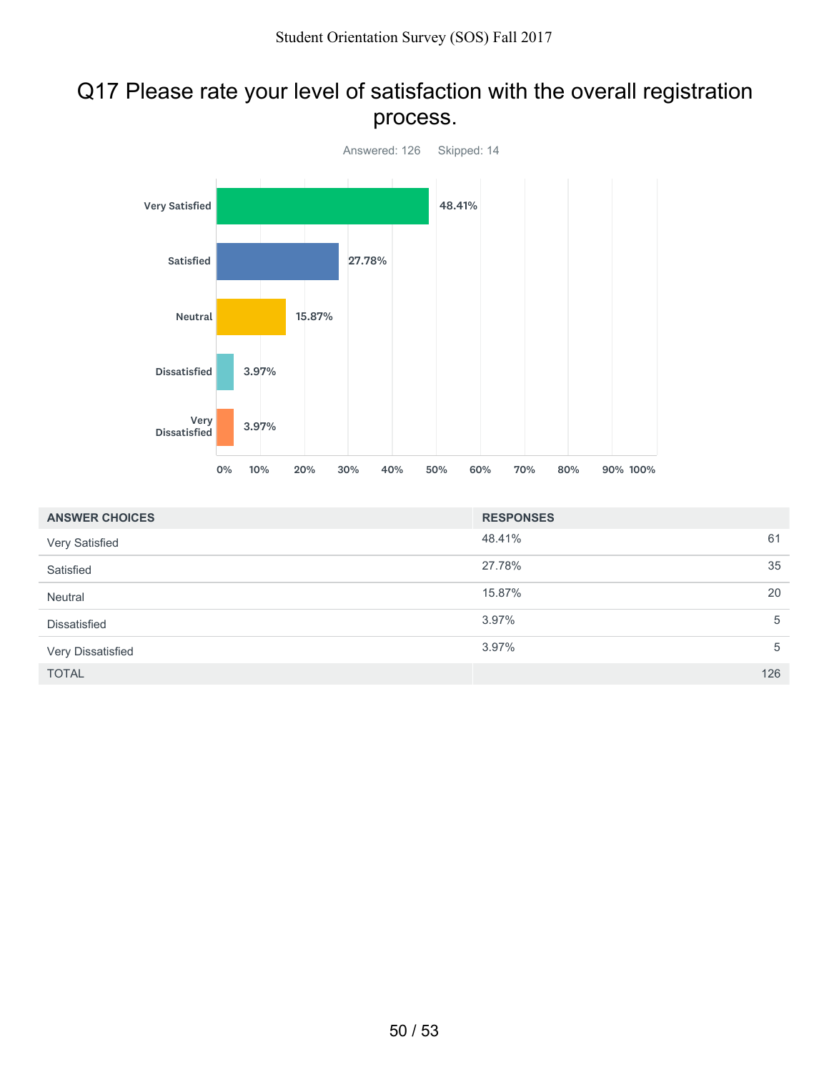# Q17 Please rate your level of satisfaction with the overall registration process.

Answered: 126 Skipped: 14

| ANSWER CHOICES | RESPONSES | |
|---|---|---|
| Very Satisfied | 48.41% | 61 |
| Satisfied | 27.78% | 35 |
| Neutral | 15.87% | 20 |
| Dissatisfied | 3.97% | 5 |
| Very Dissatisfied | 3.97% | 5 |
| TOTAL | | 126 |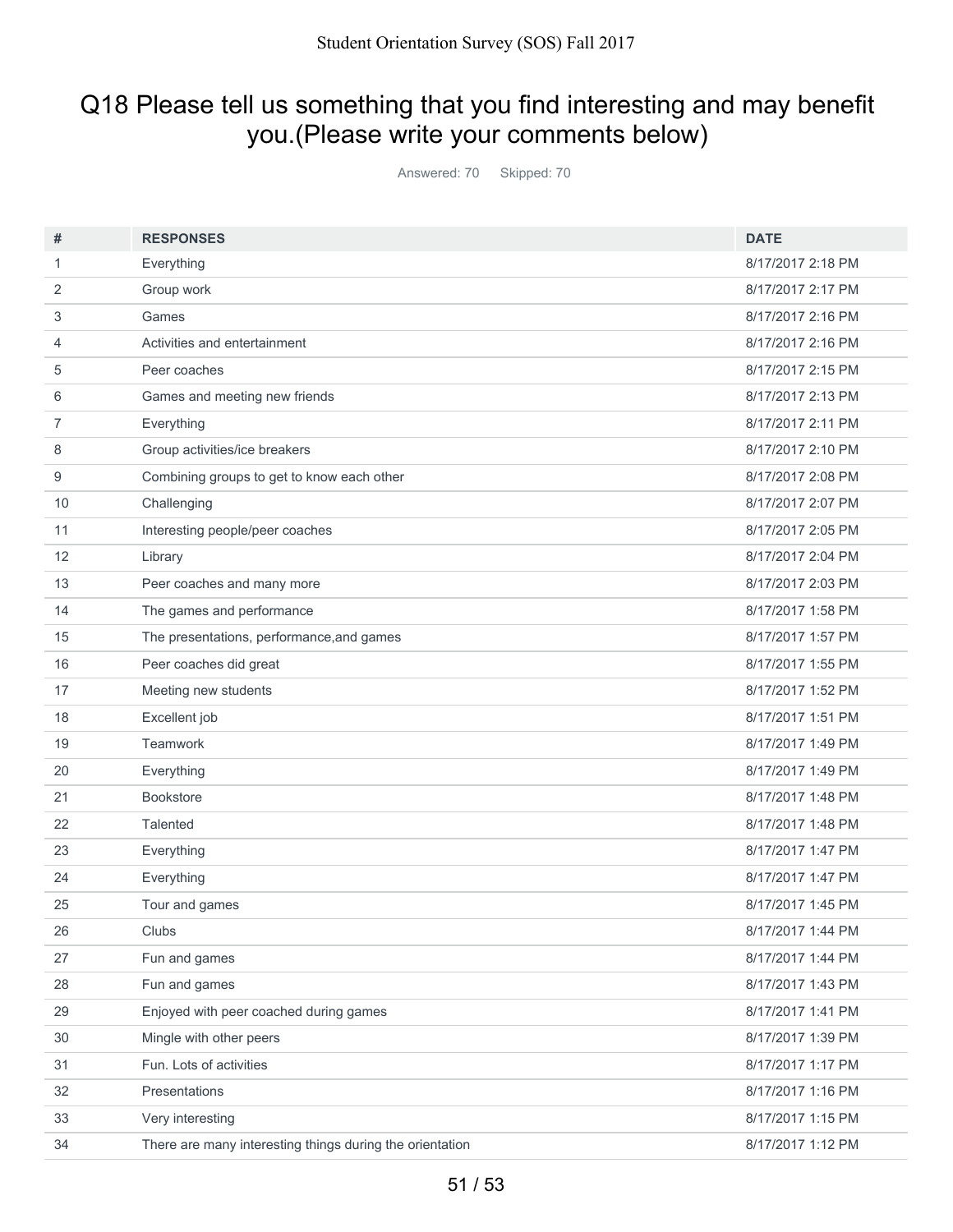# Q18 Please tell us something that you find interesting and may benefit you.(Please write your comments below)

Answered: 70 Skipped: 70

| # | RESPONSES | DATE |
|---|---|---|
| 1 | Everything | 8/17/2017 2:18 PM |
| 2 | Group work | 8/17/2017 2:17 PM |
| 3 | Games | 8/17/2017 2:16 PM |
| 4 | Activities and entertainment | 8/17/2017 2:16 PM |
| 5 | Peer coaches | 8/17/2017 2:15 PM |
| 6 | Games and meeting new friends | 8/17/2017 2:13 PM |
| 7 | Everything | 8/17/2017 2:11 PM |
| 8 | Group activities/ice breakers | 8/17/2017 2:10 PM |
| 9 | Combining groups to get to know each other | 8/17/2017 2:08 PM |
| 10 | Challenging | 8/17/2017 2:07 PM |
| 11 | Interesting people/peer coaches | 8/17/2017 2:05 PM |
| 12 | Library | 8/17/2017 2:04 PM |
| 13 | Peer coaches and many more | 8/17/2017 2:03 PM |
| 14 | The games and performance | 8/17/2017 1:58 PM |
| 15 | The presentations, performance,and games | 8/17/2017 1:57 PM |
| 16 | Peer coaches did great | 8/17/2017 1:55 PM |
| 17 | Meeting new students | 8/17/2017 1:52 PM |
| 18 | Excellent job | 8/17/2017 1:51 PM |
| 19 | Teamwork | 8/17/2017 1:49 PM |
| 20 | Everything | 8/17/2017 1:49 PM |
| 21 | Bookstore | 8/17/2017 1:48 PM |
| 22 | Talented | 8/17/2017 1:48 PM |
| 23 | Everything | 8/17/2017 1:47 PM |
| 24 | Everything | 8/17/2017 1:47 PM |
| 25 | Tour and games | 8/17/2017 1:45 PM |
| 26 | Clubs | 8/17/2017 1:44 PM |
| 27 | Fun and games | 8/17/2017 1:44 PM |
| 28 | Fun and games | 8/17/2017 1:43 PM |
| 29 | Enjoyed with peer coached during games | 8/17/2017 1:41 PM |
| 30 | Mingle with other peers | 8/17/2017 1:39 PM |
| 31 | Fun. Lots of activities | 8/17/2017 1:17 PM |
| 32 | Presentations | 8/17/2017 1:16 PM |
| 33 | Very interesting | 8/17/2017 1:15 PM |
| 34 | There are many interesting things during the orientation | 8/17/2017 1:12 PM |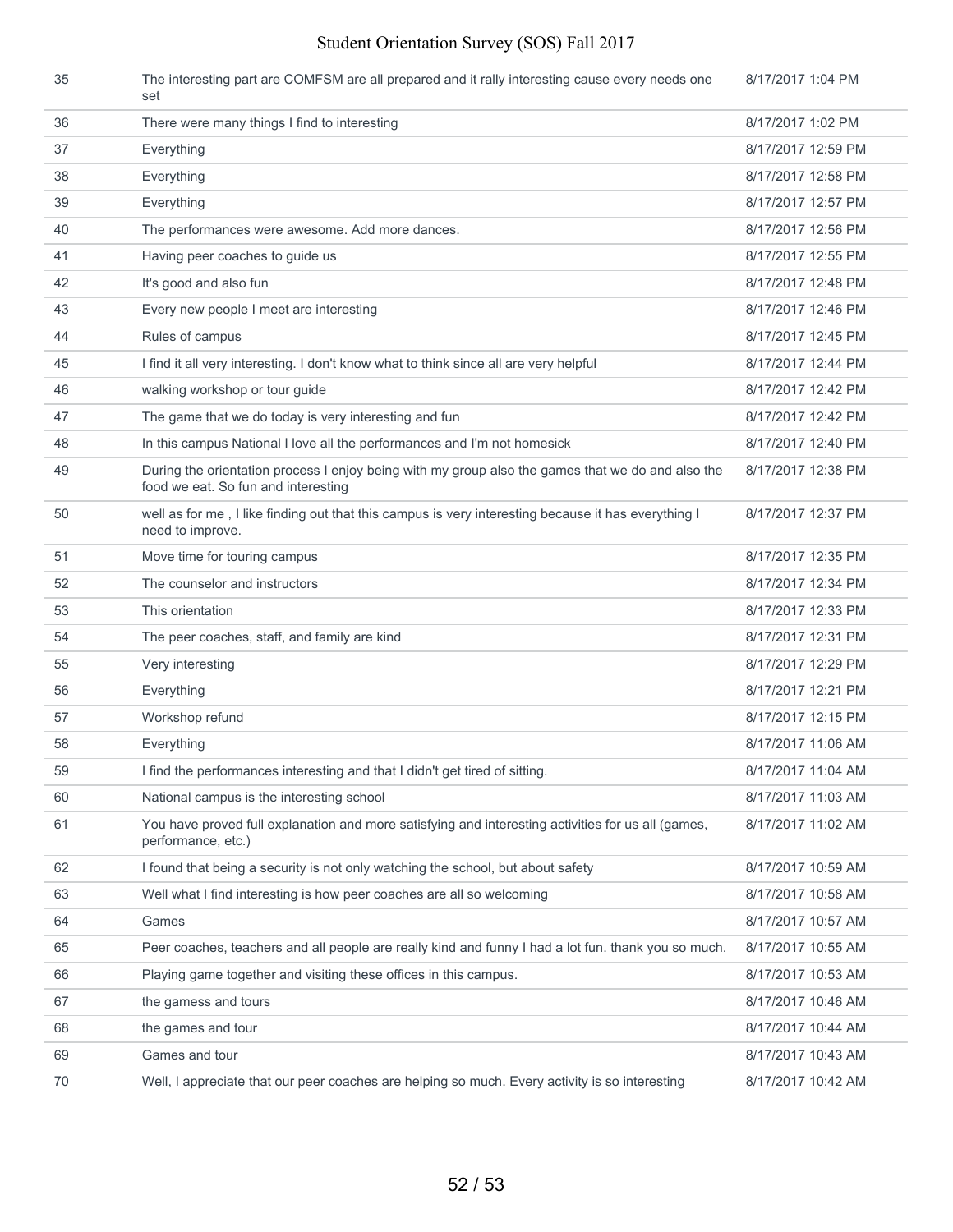| | | |
|---|---|---|
| 35 | The interesting part are COMFSM are all prepared and it rally interesting cause every needs one set | 8/17/2017 1:04 PM |
| 36 | There were many things I find to interesting | 8/17/2017 1:02 PM |
| 37 | Everything | 8/17/2017 12:59 PM |
| 38 | Everything | 8/17/2017 12:58 PM |
| 39 | Everything | 8/17/2017 12:57 PM |
| 40 | The performances were awesome. Add more dances. | 8/17/2017 12:56 PM |
| 41 | Having peer coaches to guide us | 8/17/2017 12:55 PM |
| 42 | It's good and also fun | 8/17/2017 12:48 PM |
| 43 | Every new people I meet are interesting | 8/17/2017 12:46 PM |
| 44 | Rules of campus | 8/17/2017 12:45 PM |
| 45 | I find it all very interesting. I don't know what to think since all are very helpful | 8/17/2017 12:44 PM |
| 46 | walking workshop or tour guide | 8/17/2017 12:42 PM |
| 47 | The game that we do today is very interesting and fun | 8/17/2017 12:42 PM |
| 48 | In this campus National I love all the performances and I'm not homesick | 8/17/2017 12:40 PM |
| 49 | During the orientation process I enjoy being with my group also the games that we do and also the food we eat. So fun and interesting | 8/17/2017 12:38 PM |
| 50 | well as for me , I like finding out that this campus is very interesting because it has everything I need to improve. | 8/17/2017 12:37 PM |
| 51 | Move time for touring campus | 8/17/2017 12:35 PM |
| 52 | The counselor and instructors | 8/17/2017 12:34 PM |
| 53 | This orientation | 8/17/2017 12:33 PM |
| 54 | The peer coaches, staff, and family are kind | 8/17/2017 12:31 PM |
| 55 | Very interesting | 8/17/2017 12:29 PM |
| 56 | Everything | 8/17/2017 12:21 PM |
| 57 | Workshop refund | 8/17/2017 12:15 PM |
| 58 | Everything | 8/17/2017 11:06 AM |
| 59 | I find the performances interesting and that I didn't get tired of sitting. | 8/17/2017 11:04 AM |
| 60 | National campus is the interesting school | 8/17/2017 11:03 AM |
| 61 | You have proved full explanation and more satisfying and interesting activities for us all (games, performance, etc.) | 8/17/2017 11:02 AM |
| 62 | I found that being a security is not only watching the school, but about safety | 8/17/2017 10:59 AM |
| 63 | Well what I find interesting is how peer coaches are all so welcoming | 8/17/2017 10:58 AM |
| 64 | Games | 8/17/2017 10:57 AM |
| 65 | Peer coaches, teachers and all people are really kind and funny I had a lot fun. thank you so much. | 8/17/2017 10:55 AM |
| 66 | Playing game together and visiting these offices in this campus. | 8/17/2017 10:53 AM |
| 67 | the gamess and tours | 8/17/2017 10:46 AM |
| 68 | the games and tour | 8/17/2017 10:44 AM |
| 69 | Games and tour | 8/17/2017 10:43 AM |
| 70 | Well, I appreciate that our peer coaches are helping so much. Every activity is so interesting | 8/17/2017 10:42 AM |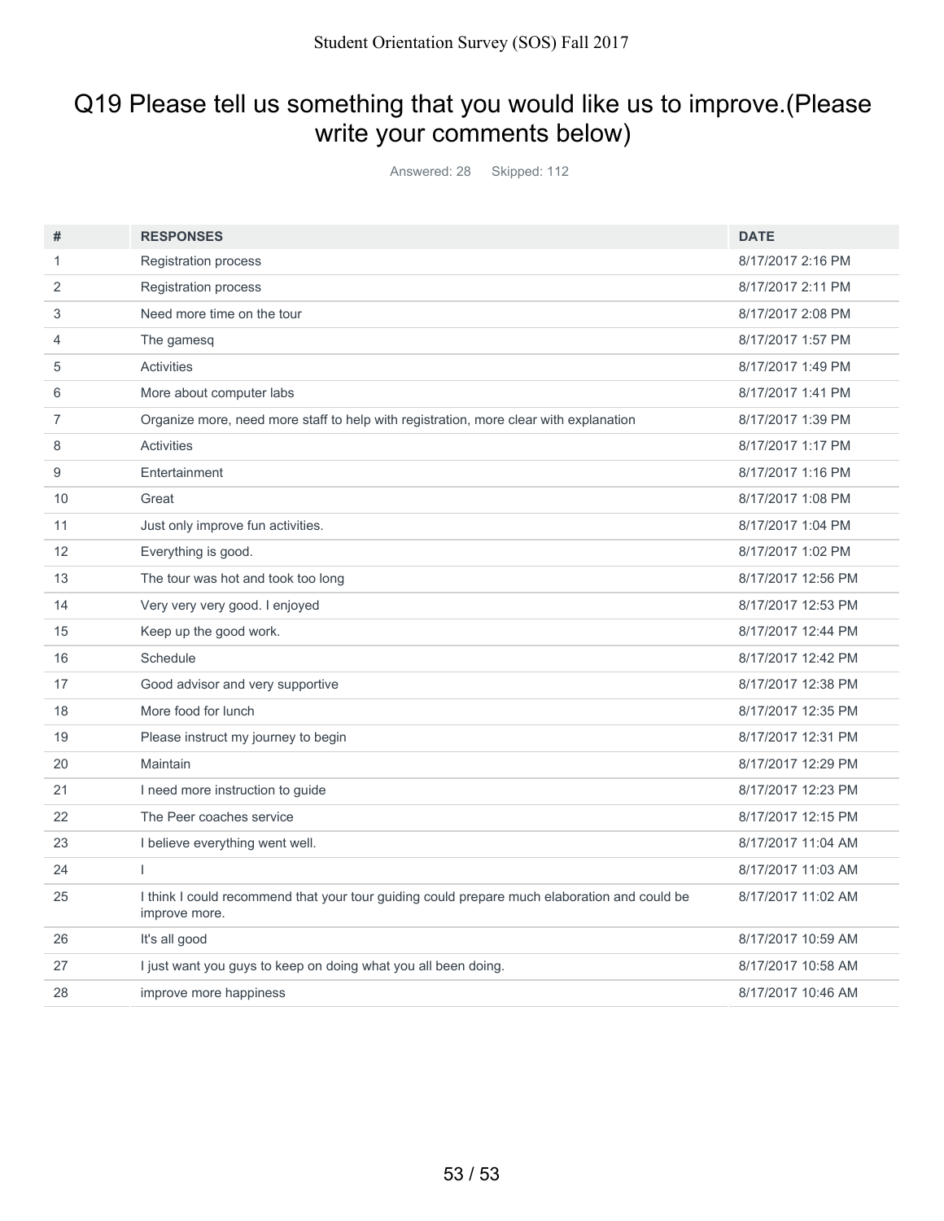## Q19 Please tell us something that you would like us to improve.(Please write your comments below)

Answered: 28 Skipped: 112

| # | RESPONSES | DATE |
|---|---|---|
| 1 | Registration process | 8/17/2017 2:16 PM |
| 2 | Registration process | 8/17/2017 2:11 PM |
| 3 | Need more time on the tour | 8/17/2017 2:08 PM |
| 4 | The gamesq | 8/17/2017 1:57 PM |
| 5 | Activities | 8/17/2017 1:49 PM |
| 6 | More about computer labs | 8/17/2017 1:41 PM |
| 7 | Organize more, need more staff to help with registration, more clear with explanation | 8/17/2017 1:39 PM |
| 8 | Activities | 8/17/2017 1:17 PM |
| 9 | Entertainment | 8/17/2017 1:16 PM |
| 10 | Great | 8/17/2017 1:08 PM |
| 11 | Just only improve fun activities. | 8/17/2017 1:04 PM |
| 12 | Everything is good. | 8/17/2017 1:02 PM |
| 13 | The tour was hot and took too long | 8/17/2017 12:56 PM |
| 14 | Very very very good. I enjoyed | 8/17/2017 12:53 PM |
| 15 | Keep up the good work. | 8/17/2017 12:44 PM |
| 16 | Schedule | 8/17/2017 12:42 PM |
| 17 | Good advisor and very supportive | 8/17/2017 12:38 PM |
| 18 | More food for lunch | 8/17/2017 12:35 PM |
| 19 | Please instruct my journey to begin | 8/17/2017 12:31 PM |
| 20 | Maintain | 8/17/2017 12:29 PM |
| 21 | I need more instruction to guide | 8/17/2017 12:23 PM |
| 22 | The Peer coaches service | 8/17/2017 12:15 PM |
| 23 | I believe everything went well. | 8/17/2017 11:04 AM |
| 24 | I | 8/17/2017 11:03 AM |
| 25 | I think I could recommend that your tour guiding could prepare much elaboration and could be improve more. | 8/17/2017 11:02 AM |
| 26 | It's all good | 8/17/2017 10:59 AM |
| 27 | I just want you guys to keep on doing what you all been doing. | 8/17/2017 10:58 AM |
| 28 | improve more happiness | 8/17/2017 10:46 AM |